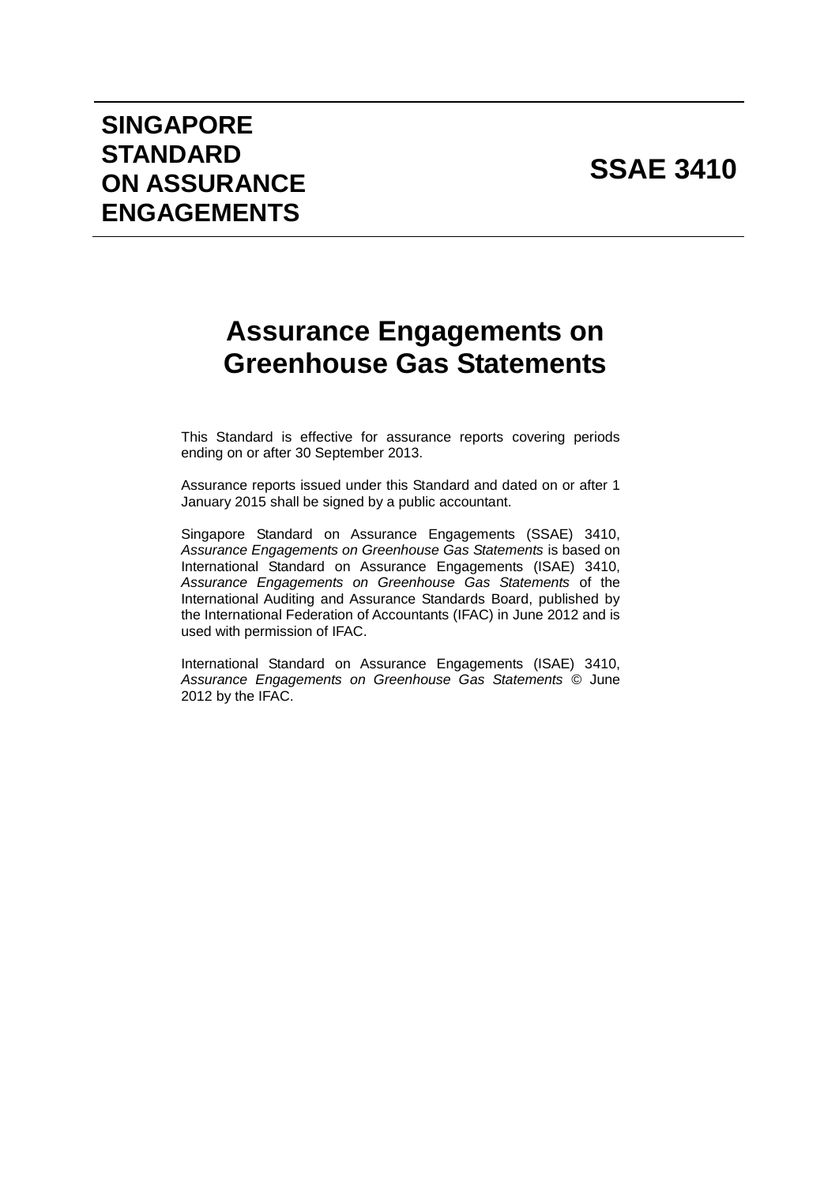# SINGAPORE STANDARD ON ASSURANCE ENGAGEMENTS

# SSAE 3410

## Assurance Engagements on Greenhouse Gas Statements

This Standard is effective for assurance reports covering periods ending on or after 30 September 2013.

Assurance reports issued under this Standard and dated on or after 1 January 2015 shall be signed by a public accountant.

Singapore Standard on Assurance Engagements (SSAE) 3410, *Assurance Engagements on Greenhouse Gas Statements* is based on International Standard on Assurance Engagements (ISAE) 3410, *Assurance Engagements on Greenhouse Gas Statements* of the International Auditing and Assurance Standards Board, published by the International Federation of Accountants (IFAC) in June 2012 and is used with permission of IFAC.

International Standard on Assurance Engagements (ISAE) 3410, *Assurance Engagements on Greenhouse Gas Statements* © June 2012 by the IFAC.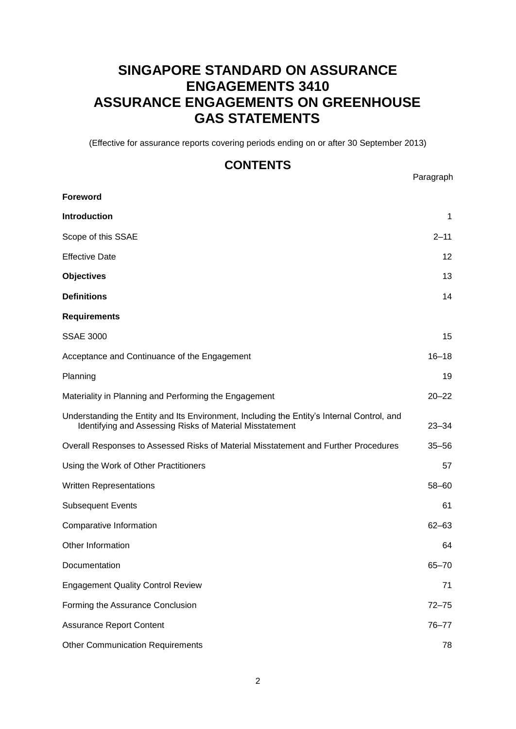# SINGAPORE STANDARD ON ASSURANCE ENGAGEMENTS 3410 ASSURANCE ENGAGEMENTS ON GREENHOUSE GAS STATEMENTS

(Effective for assurance reports covering periods ending on or after 30 September 2013)

## CONTENTS

| | Paragraph |
|---|---|
| **Foreword** | |
| **Introduction** | 1 |
| Scope of this SSAE | 2–11 |
| Effective Date | 12 |
| **Objectives** | 13 |
| **Definitions** | 14 |
| **Requirements** | |
| SSAE 3000 | 15 |
| Acceptance and Continuance of the Engagement | 16–18 |
| Planning | 19 |
| Materiality in Planning and Performing the Engagement | 20–22 |
| Understanding the Entity and Its Environment, Including the Entity's Internal Control, and Identifying and Assessing Risks of Material Misstatement | 23–34 |
| Overall Responses to Assessed Risks of Material Misstatement and Further Procedures | 35–56 |
| Using the Work of Other Practitioners | 57 |
| Written Representations | 58–60 |
| Subsequent Events | 61 |
| Comparative Information | 62–63 |
| Other Information | 64 |
| Documentation | 65–70 |
| Engagement Quality Control Review | 71 |
| Forming the Assurance Conclusion | 72–75 |
| Assurance Report Content | 76–77 |
| Other Communication Requirements | 78 |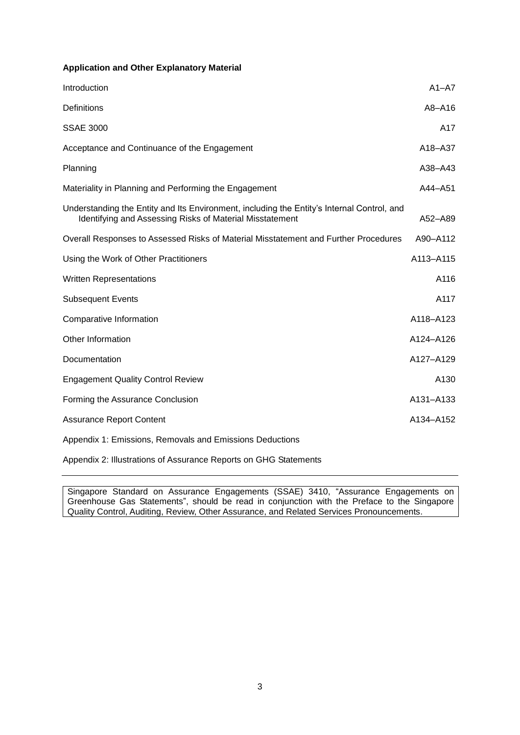**Application and Other Explanatory Material**

| | |
|---|---|
| Introduction | A1–A7 |
| Definitions | A8–A16 |
| SSAE 3000 | A17 |
| Acceptance and Continuance of the Engagement | A18–A37 |
| Planning | A38–A43 |
| Materiality in Planning and Performing the Engagement | A44–A51 |
| Understanding the Entity and Its Environment, including the Entity's Internal Control, and Identifying and Assessing Risks of Material Misstatement | A52–A89 |
| Overall Responses to Assessed Risks of Material Misstatement and Further Procedures | A90–A112 |
| Using the Work of Other Practitioners | A113–A115 |
| Written Representations | A116 |
| Subsequent Events | A117 |
| Comparative Information | A118–A123 |
| Other Information | A124–A126 |
| Documentation | A127–A129 |
| Engagement Quality Control Review | A130 |
| Forming the Assurance Conclusion | A131–A133 |
| Assurance Report Content | A134–A152 |

Appendix 1: Emissions, Removals and Emissions Deductions

Appendix 2: Illustrations of Assurance Reports on GHG Statements

---

Singapore Standard on Assurance Engagements (SSAE) 3410, "Assurance Engagements on Greenhouse Gas Statements", should be read in conjunction with the Preface to the Singapore Quality Control, Auditing, Review, Other Assurance, and Related Services Pronouncements.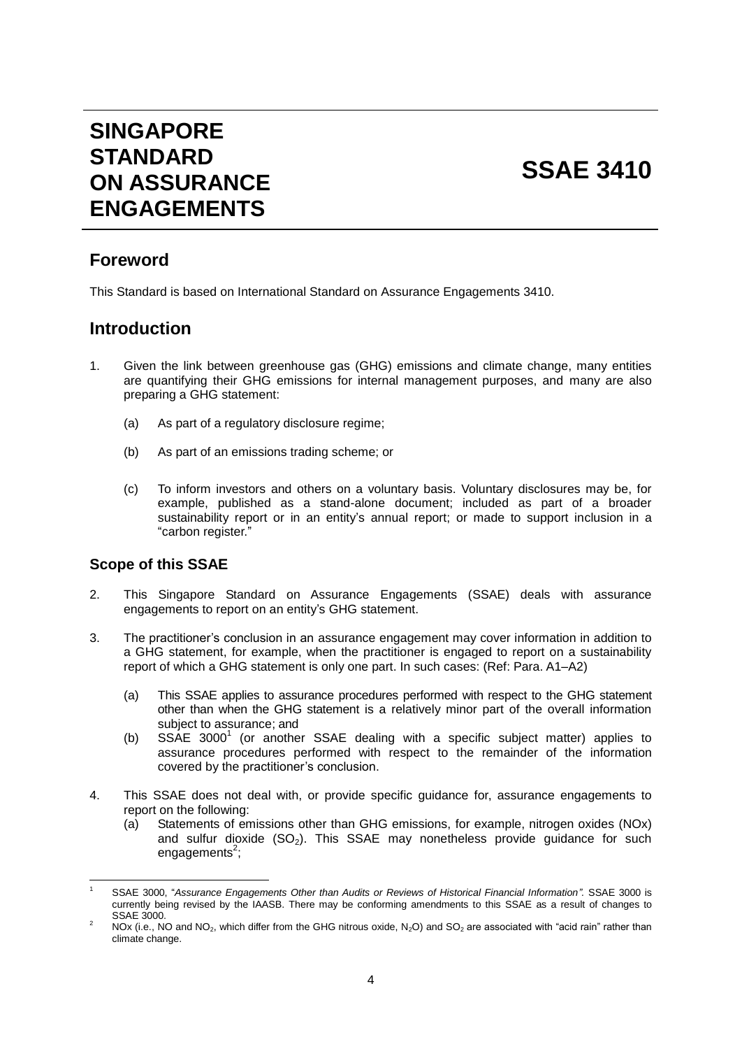# SINGAPORE STANDARD ON ASSURANCE ENGAGEMENTS

# SSAE 3410

## Foreword

This Standard is based on International Standard on Assurance Engagements 3410.

## Introduction

1. Given the link between greenhouse gas (GHG) emissions and climate change, many entities are quantifying their GHG emissions for internal management purposes, and many are also preparing a GHG statement:

   (a) As part of a regulatory disclosure regime;

   (b) As part of an emissions trading scheme; or

   (c) To inform investors and others on a voluntary basis. Voluntary disclosures may be, for example, published as a stand-alone document; included as part of a broader sustainability report or in an entity's annual report; or made to support inclusion in a "carbon register."

### Scope of this SSAE

2. This Singapore Standard on Assurance Engagements (SSAE) deals with assurance engagements to report on an entity's GHG statement.

3. The practitioner's conclusion in an assurance engagement may cover information in addition to a GHG statement, for example, when the practitioner is engaged to report on a sustainability report of which a GHG statement is only one part. In such cases: (Ref: Para. A1–A2)

   (a) This SSAE applies to assurance procedures performed with respect to the GHG statement other than when the GHG statement is a relatively minor part of the overall information subject to assurance; and

   (b) SSAE 3000[1] (or another SSAE dealing with a specific subject matter) applies to assurance procedures performed with respect to the remainder of the information covered by the practitioner's conclusion.

4. This SSAE does not deal with, or provide specific guidance for, assurance engagements to report on the following:

   (a) Statements of emissions other than GHG emissions, for example, nitrogen oxides (NOx) and sulfur dioxide ($SO_2$). This SSAE may nonetheless provide guidance for such engagements[2];

---

[1] SSAE 3000, "*Assurance Engagements Other than Audits or Reviews of Historical Financial Information".* SSAE 3000 is currently being revised by the IAASB. There may be conforming amendments to this SSAE as a result of changes to SSAE 3000.

[2] NOx (i.e., NO and $NO_2$, which differ from the GHG nitrous oxide, $N_2O$) and $SO_2$ are associated with "acid rain" rather than climate change.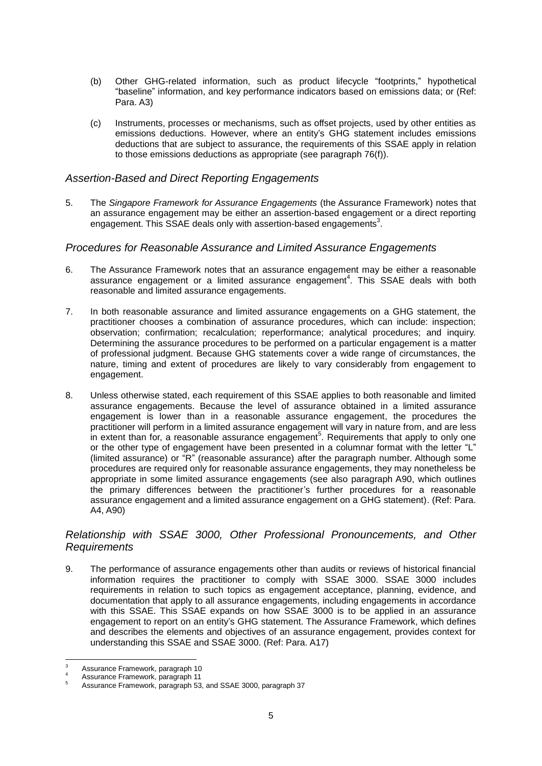(b) Other GHG-related information, such as product lifecycle "footprints," hypothetical "baseline" information, and key performance indicators based on emissions data; or (Ref: Para. A3)

(c) Instruments, processes or mechanisms, such as offset projects, used by other entities as emissions deductions. However, where an entity's GHG statement includes emissions deductions that are subject to assurance, the requirements of this SSAE apply in relation to those emissions deductions as appropriate (see paragraph 76(f)).

### *Assertion-Based and Direct Reporting Engagements*

5. The *Singapore Framework for Assurance Engagements* (the Assurance Framework) notes that an assurance engagement may be either an assertion-based engagement or a direct reporting engagement. This SSAE deals only with assertion-based engagements[3].

### *Procedures for Reasonable Assurance and Limited Assurance Engagements*

6. The Assurance Framework notes that an assurance engagement may be either a reasonable assurance engagement or a limited assurance engagement[4]. This SSAE deals with both reasonable and limited assurance engagements.

7. In both reasonable assurance and limited assurance engagements on a GHG statement, the practitioner chooses a combination of assurance procedures, which can include: inspection; observation; confirmation; recalculation; reperformance; analytical procedures; and inquiry. Determining the assurance procedures to be performed on a particular engagement is a matter of professional judgment. Because GHG statements cover a wide range of circumstances, the nature, timing and extent of procedures are likely to vary considerably from engagement to engagement.

8. Unless otherwise stated, each requirement of this SSAE applies to both reasonable and limited assurance engagements. Because the level of assurance obtained in a limited assurance engagement is lower than in a reasonable assurance engagement, the procedures the practitioner will perform in a limited assurance engagement will vary in nature from, and are less in extent than for, a reasonable assurance engagement[5]. Requirements that apply to only one or the other type of engagement have been presented in a columnar format with the letter "L" (limited assurance) or "R" (reasonable assurance) after the paragraph number. Although some procedures are required only for reasonable assurance engagements, they may nonetheless be appropriate in some limited assurance engagements (see also paragraph A90, which outlines the primary differences between the practitioner's further procedures for a reasonable assurance engagement and a limited assurance engagement on a GHG statement). (Ref: Para. A4, A90)

### *Relationship with SSAE 3000, Other Professional Pronouncements, and Other Requirements*

9. The performance of assurance engagements other than audits or reviews of historical financial information requires the practitioner to comply with SSAE 3000. SSAE 3000 includes requirements in relation to such topics as engagement acceptance, planning, evidence, and documentation that apply to all assurance engagements, including engagements in accordance with this SSAE. This SSAE expands on how SSAE 3000 is to be applied in an assurance engagement to report on an entity's GHG statement. The Assurance Framework, which defines and describes the elements and objectives of an assurance engagement, provides context for understanding this SSAE and SSAE 3000. (Ref: Para. A17)

---

[3] Assurance Framework, paragraph 10

[4] Assurance Framework, paragraph 11

[5] Assurance Framework, paragraph 53, and SSAE 3000, paragraph 37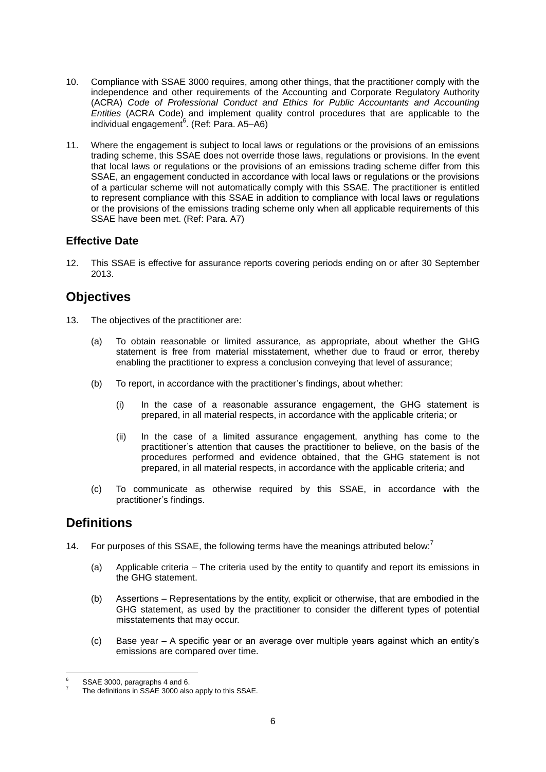10. Compliance with SSAE 3000 requires, among other things, that the practitioner comply with the independence and other requirements of the Accounting and Corporate Regulatory Authority (ACRA) *Code of Professional Conduct and Ethics for Public Accountants and Accounting Entities* (ACRA Code) and implement quality control procedures that are applicable to the individual engagement[6]. (Ref: Para. A5–A6)

11. Where the engagement is subject to local laws or regulations or the provisions of an emissions trading scheme, this SSAE does not override those laws, regulations or provisions. In the event that local laws or regulations or the provisions of an emissions trading scheme differ from this SSAE, an engagement conducted in accordance with local laws or regulations or the provisions of a particular scheme will not automatically comply with this SSAE. The practitioner is entitled to represent compliance with this SSAE in addition to compliance with local laws or regulations or the provisions of the emissions trading scheme only when all applicable requirements of this SSAE have been met. (Ref: Para. A7)

### Effective Date

12. This SSAE is effective for assurance reports covering periods ending on or after 30 September 2013.

## Objectives

13. The objectives of the practitioner are:

    (a) To obtain reasonable or limited assurance, as appropriate, about whether the GHG statement is free from material misstatement, whether due to fraud or error, thereby enabling the practitioner to express a conclusion conveying that level of assurance;

    (b) To report, in accordance with the practitioner's findings, about whether:

        (i) In the case of a reasonable assurance engagement, the GHG statement is prepared, in all material respects, in accordance with the applicable criteria; or

        (ii) In the case of a limited assurance engagement, anything has come to the practitioner's attention that causes the practitioner to believe, on the basis of the procedures performed and evidence obtained, that the GHG statement is not prepared, in all material respects, in accordance with the applicable criteria; and

    (c) To communicate as otherwise required by this SSAE, in accordance with the practitioner's findings.

## Definitions

14. For purposes of this SSAE, the following terms have the meanings attributed below:[7]

    (a) Applicable criteria – The criteria used by the entity to quantify and report its emissions in the GHG statement.

    (b) Assertions – Representations by the entity, explicit or otherwise, that are embodied in the GHG statement, as used by the practitioner to consider the different types of potential misstatements that may occur.

    (c) Base year – A specific year or an average over multiple years against which an entity's emissions are compared over time.

---

[6] SSAE 3000, paragraphs 4 and 6.

[7] The definitions in SSAE 3000 also apply to this SSAE.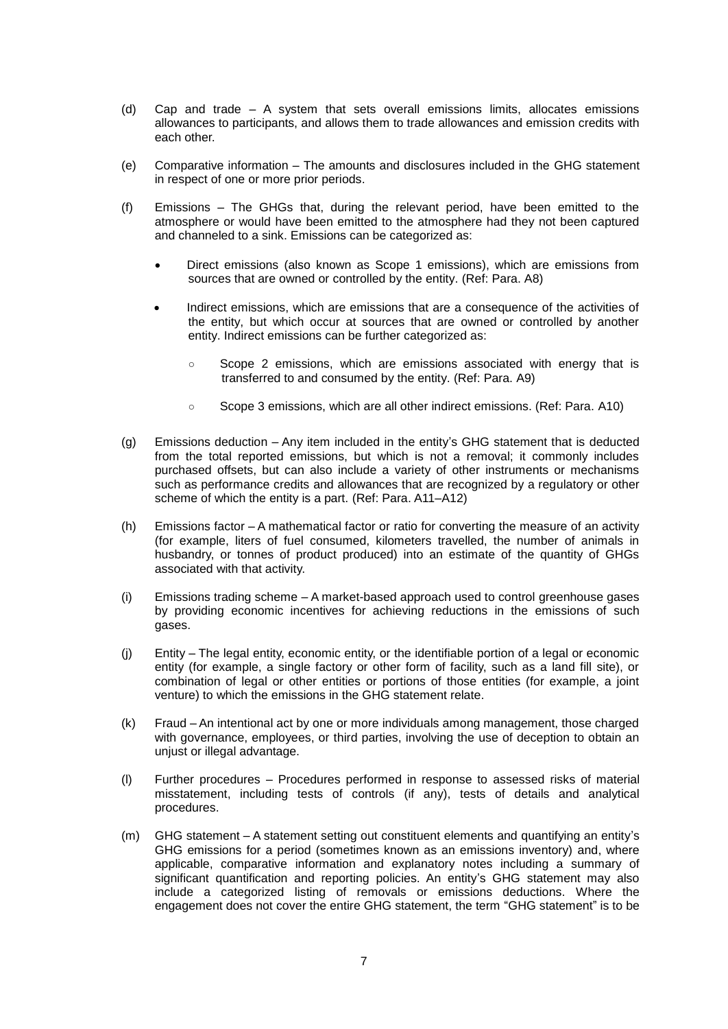(d) Cap and trade – A system that sets overall emissions limits, allocates emissions allowances to participants, and allows them to trade allowances and emission credits with each other.

(e) Comparative information – The amounts and disclosures included in the GHG statement in respect of one or more prior periods.

(f) Emissions – The GHGs that, during the relevant period, have been emitted to the atmosphere or would have been emitted to the atmosphere had they not been captured and channeled to a sink. Emissions can be categorized as:

- Direct emissions (also known as Scope 1 emissions), which are emissions from sources that are owned or controlled by the entity. (Ref: Para. A8)
- Indirect emissions, which are emissions that are a consequence of the activities of the entity, but which occur at sources that are owned or controlled by another entity. Indirect emissions can be further categorized as:
  - Scope 2 emissions, which are emissions associated with energy that is transferred to and consumed by the entity. (Ref: Para. A9)
  - Scope 3 emissions, which are all other indirect emissions. (Ref: Para. A10)

(g) Emissions deduction – Any item included in the entity's GHG statement that is deducted from the total reported emissions, but which is not a removal; it commonly includes purchased offsets, but can also include a variety of other instruments or mechanisms such as performance credits and allowances that are recognized by a regulatory or other scheme of which the entity is a part. (Ref: Para. A11–A12)

(h) Emissions factor – A mathematical factor or ratio for converting the measure of an activity (for example, liters of fuel consumed, kilometers travelled, the number of animals in husbandry, or tonnes of product produced) into an estimate of the quantity of GHGs associated with that activity.

(i) Emissions trading scheme – A market-based approach used to control greenhouse gases by providing economic incentives for achieving reductions in the emissions of such gases.

(j) Entity – The legal entity, economic entity, or the identifiable portion of a legal or economic entity (for example, a single factory or other form of facility, such as a land fill site), or combination of legal or other entities or portions of those entities (for example, a joint venture) to which the emissions in the GHG statement relate.

(k) Fraud – An intentional act by one or more individuals among management, those charged with governance, employees, or third parties, involving the use of deception to obtain an unjust or illegal advantage.

(l) Further procedures – Procedures performed in response to assessed risks of material misstatement, including tests of controls (if any), tests of details and analytical procedures.

(m) GHG statement – A statement setting out constituent elements and quantifying an entity's GHG emissions for a period (sometimes known as an emissions inventory) and, where applicable, comparative information and explanatory notes including a summary of significant quantification and reporting policies. An entity's GHG statement may also include a categorized listing of removals or emissions deductions. Where the engagement does not cover the entire GHG statement, the term "GHG statement" is to be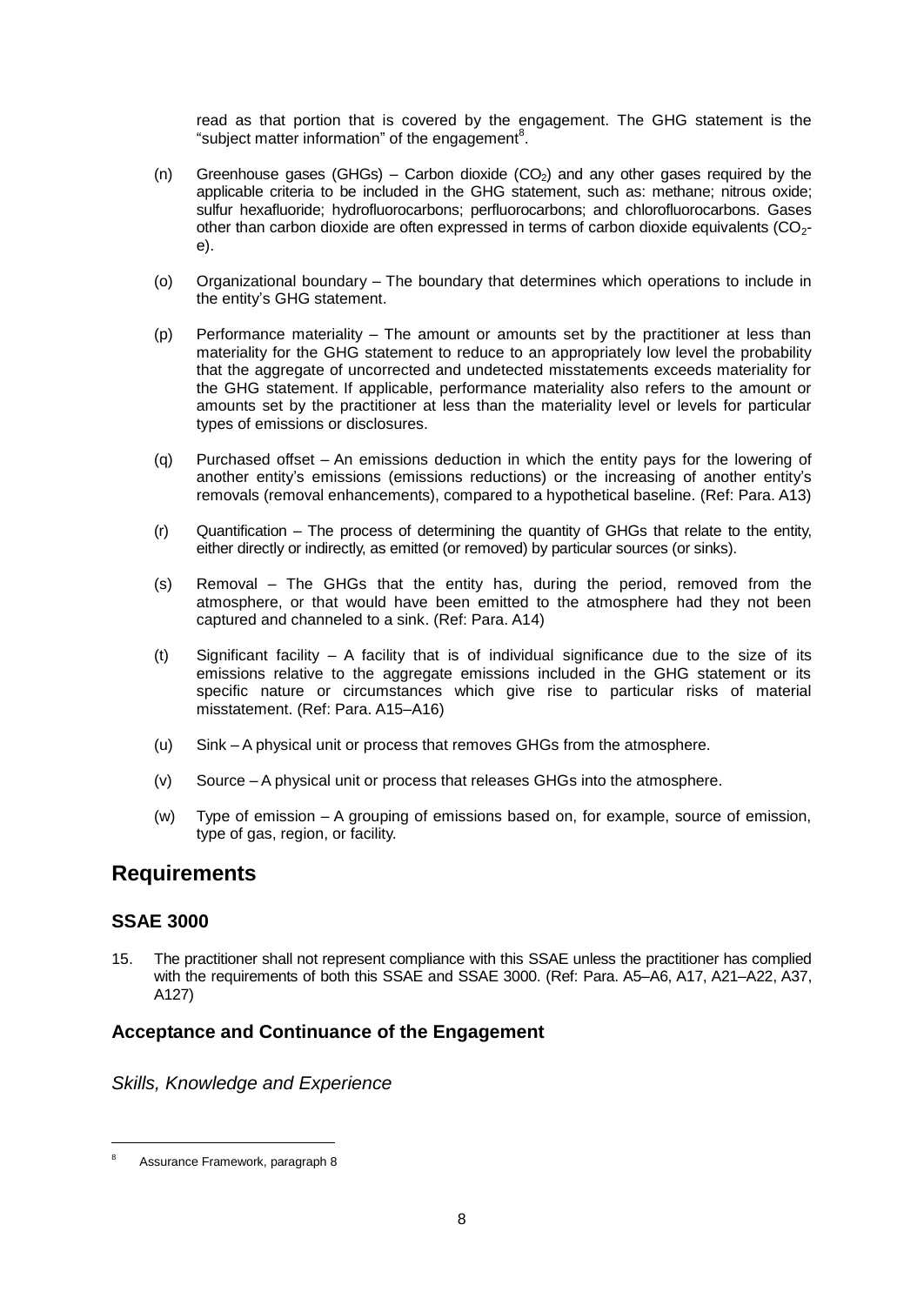read as that portion that is covered by the engagement. The GHG statement is the "subject matter information" of the engagement[8].

(n) Greenhouse gases (GHGs) – Carbon dioxide ($CO_2$) and any other gases required by the applicable criteria to be included in the GHG statement, such as: methane; nitrous oxide; sulfur hexafluoride; hydrofluorocarbons; perfluorocarbons; and chlorofluorocarbons. Gases other than carbon dioxide are often expressed in terms of carbon dioxide equivalents ($CO_2$-e).

(o) Organizational boundary – The boundary that determines which operations to include in the entity's GHG statement.

(p) Performance materiality – The amount or amounts set by the practitioner at less than materiality for the GHG statement to reduce to an appropriately low level the probability that the aggregate of uncorrected and undetected misstatements exceeds materiality for the GHG statement. If applicable, performance materiality also refers to the amount or amounts set by the practitioner at less than the materiality level or levels for particular types of emissions or disclosures.

(q) Purchased offset – An emissions deduction in which the entity pays for the lowering of another entity's emissions (emissions reductions) or the increasing of another entity's removals (removal enhancements), compared to a hypothetical baseline. (Ref: Para. A13)

(r) Quantification – The process of determining the quantity of GHGs that relate to the entity, either directly or indirectly, as emitted (or removed) by particular sources (or sinks).

(s) Removal – The GHGs that the entity has, during the period, removed from the atmosphere, or that would have been emitted to the atmosphere had they not been captured and channeled to a sink. (Ref: Para. A14)

(t) Significant facility – A facility that is of individual significance due to the size of its emissions relative to the aggregate emissions included in the GHG statement or its specific nature or circumstances which give rise to particular risks of material misstatement. (Ref: Para. A15–A16)

(u) Sink – A physical unit or process that removes GHGs from the atmosphere.

(v) Source – A physical unit or process that releases GHGs into the atmosphere.

(w) Type of emission – A grouping of emissions based on, for example, source of emission, type of gas, region, or facility.

# Requirements

## SSAE 3000

15. The practitioner shall not represent compliance with this SSAE unless the practitioner has complied with the requirements of both this SSAE and SSAE 3000. (Ref: Para. A5–A6, A17, A21–A22, A37, A127)

## Acceptance and Continuance of the Engagement

*Skills, Knowledge and Experience*

---

[8] Assurance Framework, paragraph 8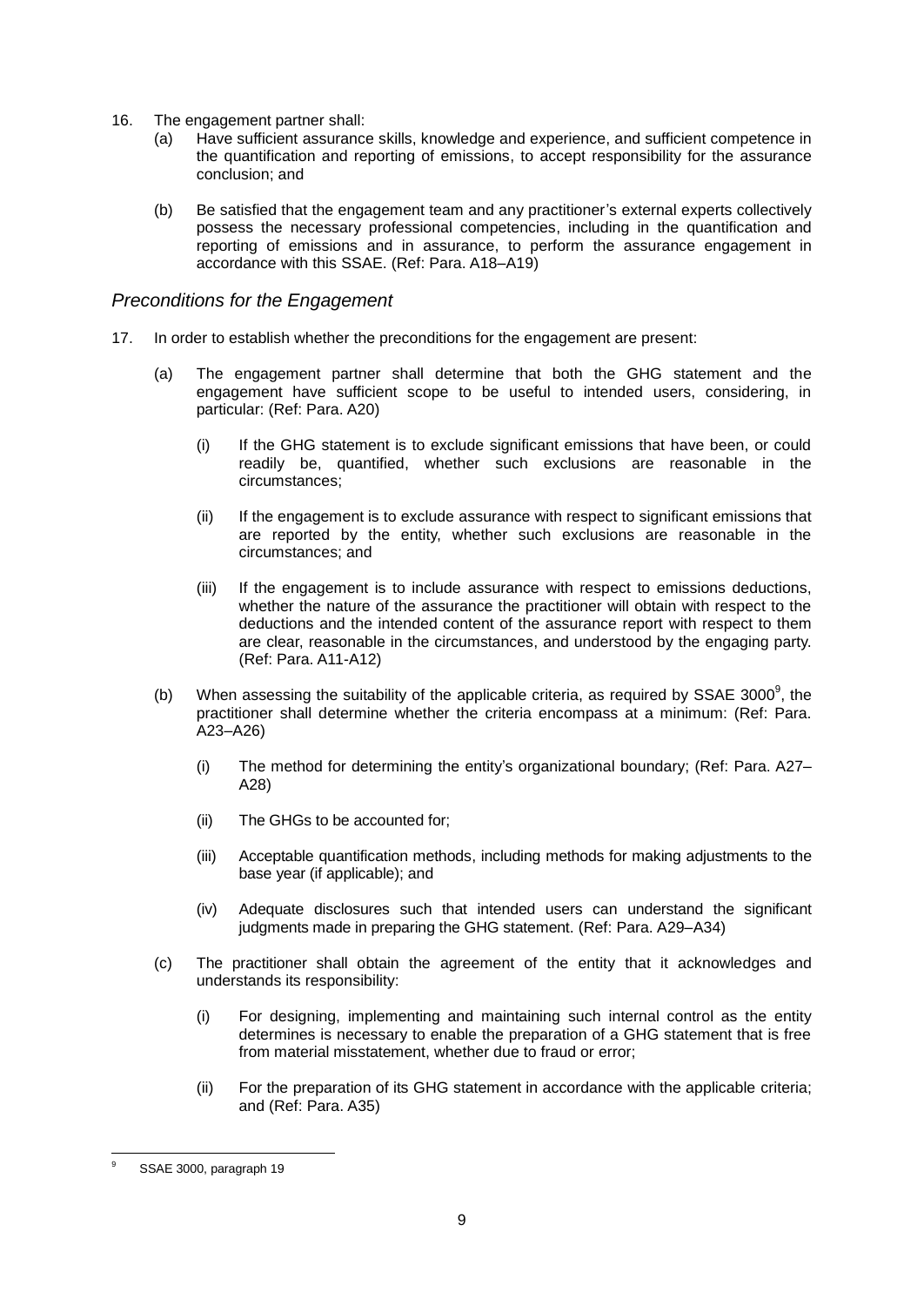16. The engagement partner shall:

    (a) Have sufficient assurance skills, knowledge and experience, and sufficient competence in the quantification and reporting of emissions, to accept responsibility for the assurance conclusion; and

    (b) Be satisfied that the engagement team and any practitioner's external experts collectively possess the necessary professional competencies, including in the quantification and reporting of emissions and in assurance, to perform the assurance engagement in accordance with this SSAE. (Ref: Para. A18–A19)

## *Preconditions for the Engagement*

17. In order to establish whether the preconditions for the engagement are present:

    (a) The engagement partner shall determine that both the GHG statement and the engagement have sufficient scope to be useful to intended users, considering, in particular: (Ref: Para. A20)

        (i) If the GHG statement is to exclude significant emissions that have been, or could readily be, quantified, whether such exclusions are reasonable in the circumstances;

        (ii) If the engagement is to exclude assurance with respect to significant emissions that are reported by the entity, whether such exclusions are reasonable in the circumstances; and

        (iii) If the engagement is to include assurance with respect to emissions deductions, whether the nature of the assurance the practitioner will obtain with respect to the deductions and the intended content of the assurance report with respect to them are clear, reasonable in the circumstances, and understood by the engaging party. (Ref: Para. A11-A12)

    (b) When assessing the suitability of the applicable criteria, as required by SSAE 3000[9], the practitioner shall determine whether the criteria encompass at a minimum: (Ref: Para. A23–A26)

        (i) The method for determining the entity's organizational boundary; (Ref: Para. A27–A28)

        (ii) The GHGs to be accounted for;

        (iii) Acceptable quantification methods, including methods for making adjustments to the base year (if applicable); and

        (iv) Adequate disclosures such that intended users can understand the significant judgments made in preparing the GHG statement. (Ref: Para. A29–A34)

    (c) The practitioner shall obtain the agreement of the entity that it acknowledges and understands its responsibility:

        (i) For designing, implementing and maintaining such internal control as the entity determines is necessary to enable the preparation of a GHG statement that is free from material misstatement, whether due to fraud or error;

        (ii) For the preparation of its GHG statement in accordance with the applicable criteria; and (Ref: Para. A35)

---

[9] SSAE 3000, paragraph 19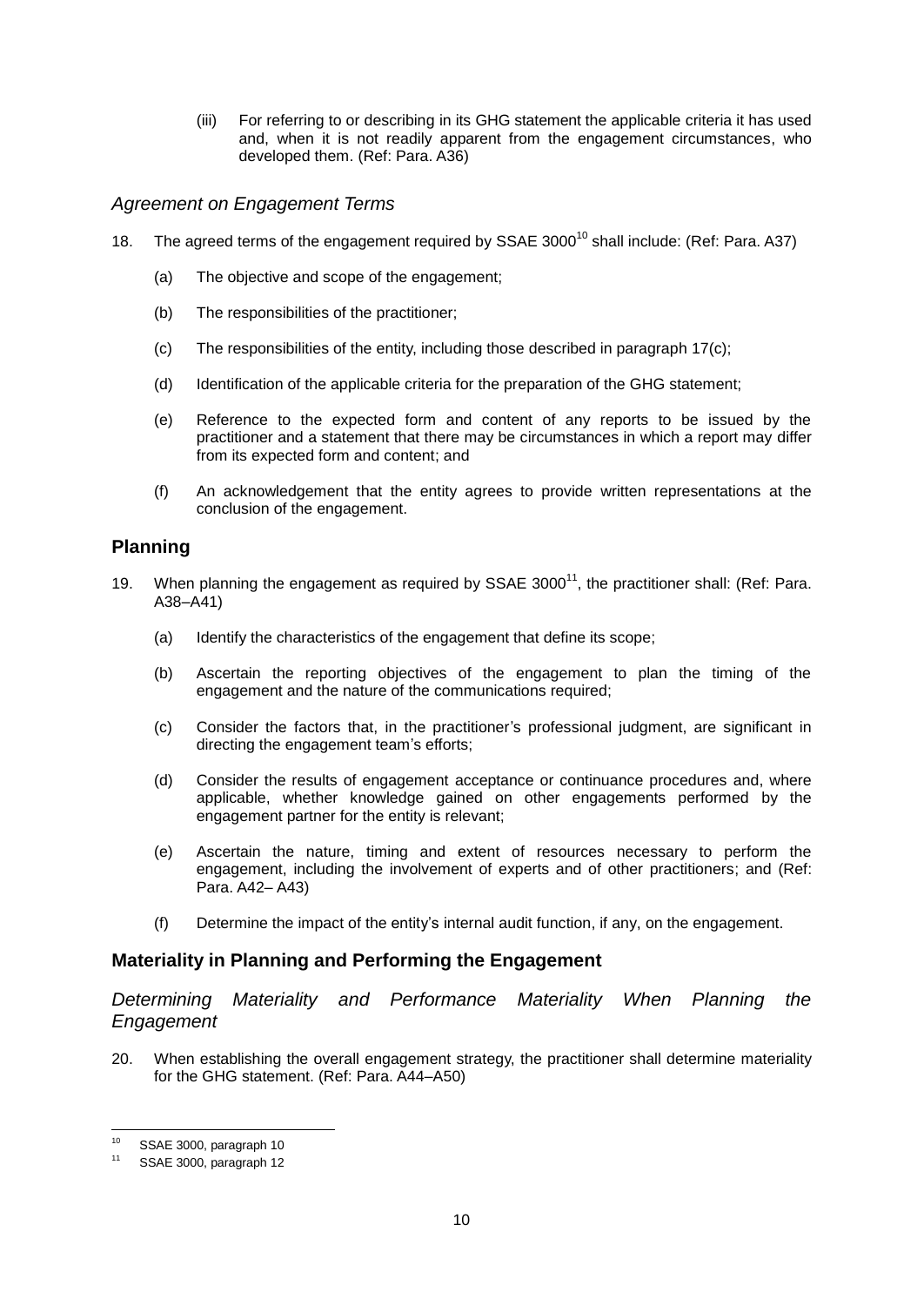(iii) For referring to or describing in its GHG statement the applicable criteria it has used and, when it is not readily apparent from the engagement circumstances, who developed them. (Ref: Para. A36)

### *Agreement on Engagement Terms*

18. The agreed terms of the engagement required by SSAE 3000[10] shall include: (Ref: Para. A37)

    (a) The objective and scope of the engagement;

    (b) The responsibilities of the practitioner;

    (c) The responsibilities of the entity, including those described in paragraph 17(c);

    (d) Identification of the applicable criteria for the preparation of the GHG statement;

    (e) Reference to the expected form and content of any reports to be issued by the practitioner and a statement that there may be circumstances in which a report may differ from its expected form and content; and

    (f) An acknowledgement that the entity agrees to provide written representations at the conclusion of the engagement.

## Planning

19. When planning the engagement as required by SSAE 3000[11], the practitioner shall: (Ref: Para. A38–A41)

    (a) Identify the characteristics of the engagement that define its scope;

    (b) Ascertain the reporting objectives of the engagement to plan the timing of the engagement and the nature of the communications required;

    (c) Consider the factors that, in the practitioner's professional judgment, are significant in directing the engagement team's efforts;

    (d) Consider the results of engagement acceptance or continuance procedures and, where applicable, whether knowledge gained on other engagements performed by the engagement partner for the entity is relevant;

    (e) Ascertain the nature, timing and extent of resources necessary to perform the engagement, including the involvement of experts and of other practitioners; and (Ref: Para. A42– A43)

    (f) Determine the impact of the entity's internal audit function, if any, on the engagement.

## Materiality in Planning and Performing the Engagement

### *Determining Materiality and Performance Materiality When Planning the Engagement*

20. When establishing the overall engagement strategy, the practitioner shall determine materiality for the GHG statement. (Ref: Para. A44–A50)

---

[10] SSAE 3000, paragraph 10

[11] SSAE 3000, paragraph 12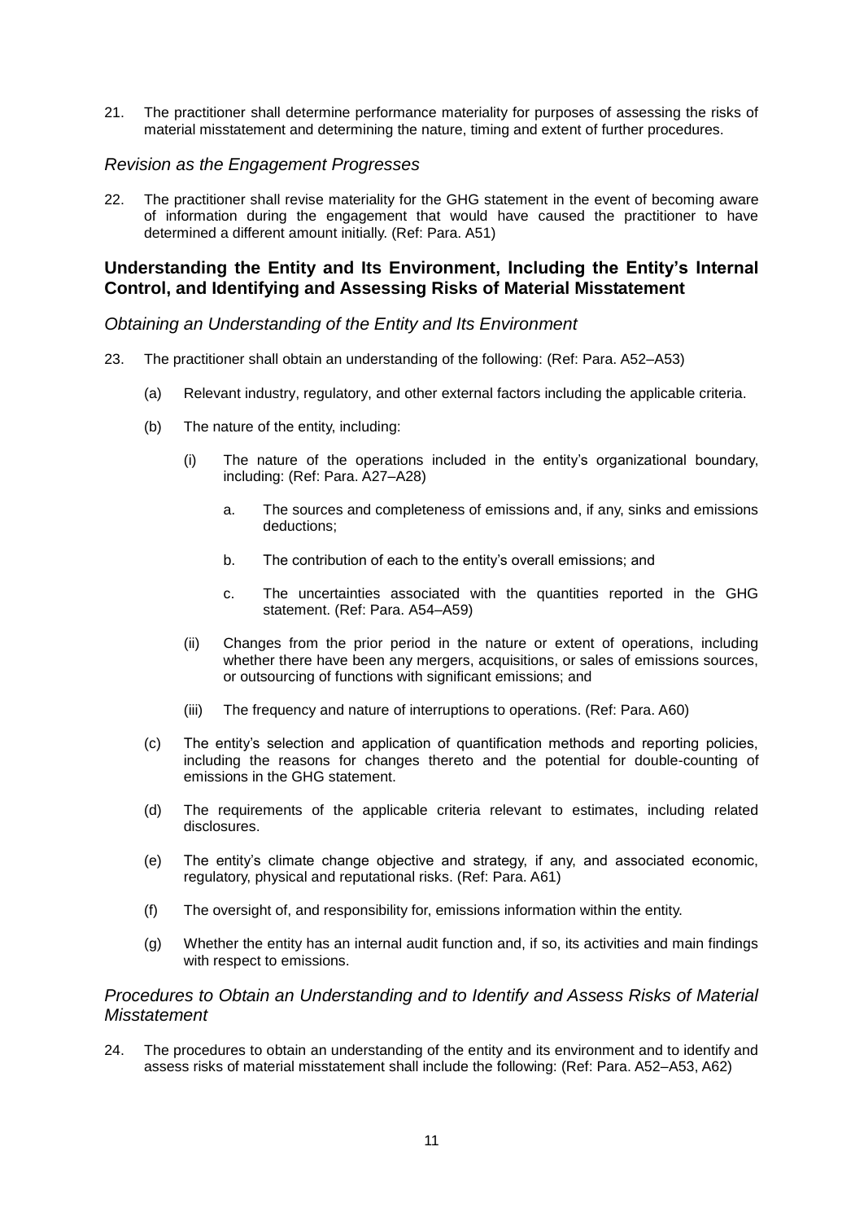21. The practitioner shall determine performance materiality for purposes of assessing the risks of material misstatement and determining the nature, timing and extent of further procedures.

### *Revision as the Engagement Progresses*

22. The practitioner shall revise materiality for the GHG statement in the event of becoming aware of information during the engagement that would have caused the practitioner to have determined a different amount initially. (Ref: Para. A51)

## Understanding the Entity and Its Environment, Including the Entity's Internal Control, and Identifying and Assessing Risks of Material Misstatement

### *Obtaining an Understanding of the Entity and Its Environment*

23. The practitioner shall obtain an understanding of the following: (Ref: Para. A52–A53)

    (a) Relevant industry, regulatory, and other external factors including the applicable criteria.

    (b) The nature of the entity, including:

        (i) The nature of the operations included in the entity's organizational boundary, including: (Ref: Para. A27–A28)

            a. The sources and completeness of emissions and, if any, sinks and emissions deductions;

            b. The contribution of each to the entity's overall emissions; and

            c. The uncertainties associated with the quantities reported in the GHG statement. (Ref: Para. A54–A59)

        (ii) Changes from the prior period in the nature or extent of operations, including whether there have been any mergers, acquisitions, or sales of emissions sources, or outsourcing of functions with significant emissions; and

        (iii) The frequency and nature of interruptions to operations. (Ref: Para. A60)

    (c) The entity's selection and application of quantification methods and reporting policies, including the reasons for changes thereto and the potential for double-counting of emissions in the GHG statement.

    (d) The requirements of the applicable criteria relevant to estimates, including related disclosures.

    (e) The entity's climate change objective and strategy, if any, and associated economic, regulatory, physical and reputational risks. (Ref: Para. A61)

    (f) The oversight of, and responsibility for, emissions information within the entity.

    (g) Whether the entity has an internal audit function and, if so, its activities and main findings with respect to emissions.

### *Procedures to Obtain an Understanding and to Identify and Assess Risks of Material Misstatement*

24. The procedures to obtain an understanding of the entity and its environment and to identify and assess risks of material misstatement shall include the following: (Ref: Para. A52–A53, A62)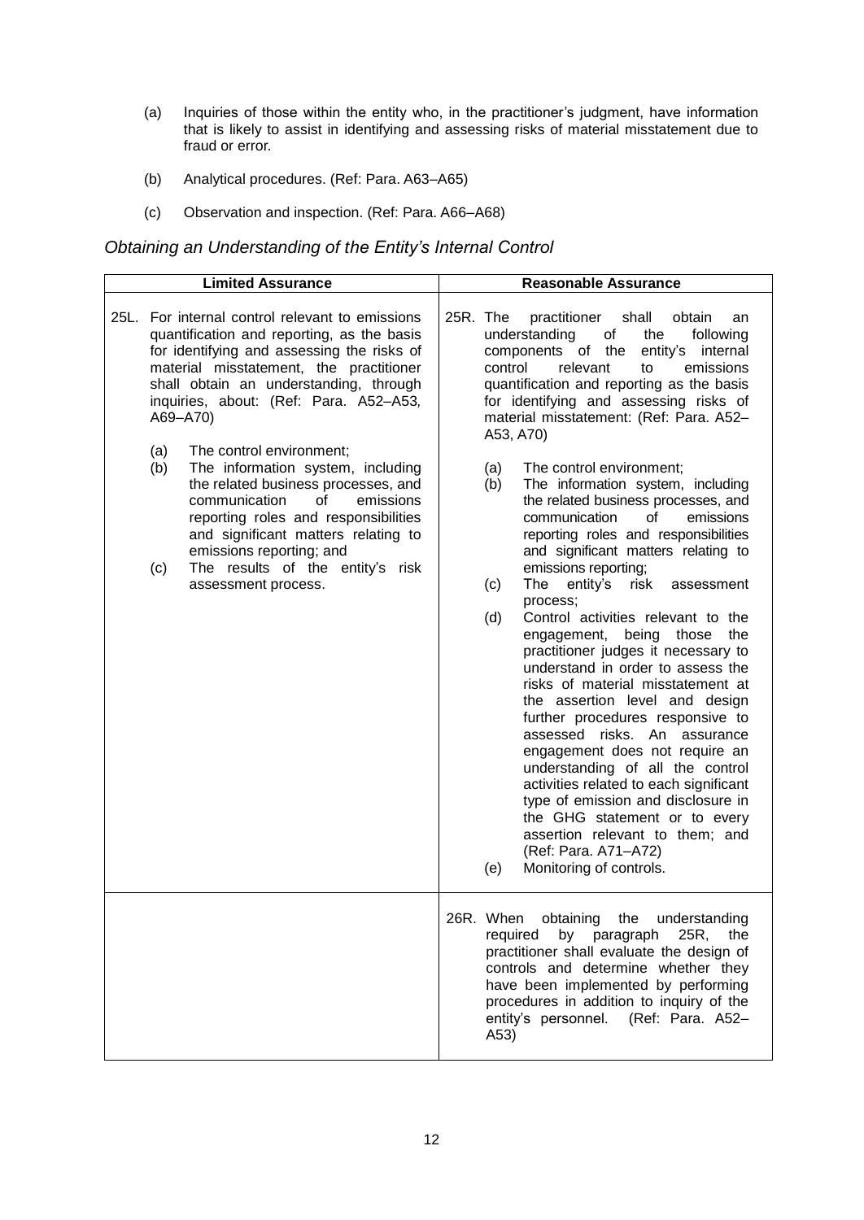(a) Inquiries of those within the entity who, in the practitioner's judgment, have information that is likely to assist in identifying and assessing risks of material misstatement due to fraud or error.

(b) Analytical procedures. (Ref: Para. A63–A65)

(c) Observation and inspection. (Ref: Para. A66–A68)

*Obtaining an Understanding of the Entity's Internal Control*

| Limited Assurance | Reasonable Assurance |
|---|---|
| 25L. For internal control relevant to emissions quantification and reporting, as the basis for identifying and assessing the risks of material misstatement, the practitioner shall obtain an understanding, through inquiries, about: (Ref: Para. A52–A53, A69–A70)<br><br>(a) The control environment;<br>(b) The information system, including the related business processes, and communication of emissions reporting roles and responsibilities and significant matters relating to emissions reporting; and<br>(c) The results of the entity's risk assessment process. | 25R. The practitioner shall obtain an understanding of the following components of the entity's internal control relevant to emissions quantification and reporting as the basis for identifying and assessing risks of material misstatement: (Ref: Para. A52–A53, A70)<br><br>(a) The control environment;<br>(b) The information system, including the related business processes, and communication of emissions reporting roles and responsibilities and significant matters relating to emissions reporting;<br>(c) The entity's risk assessment process;<br>(d) Control activities relevant to the engagement, being those the practitioner judges it necessary to understand in order to assess the risks of material misstatement at the assertion level and design further procedures responsive to assessed risks. An assurance engagement does not require an understanding of all the control activities related to each significant type of emission and disclosure in the GHG statement or to every assertion relevant to them; and (Ref: Para. A71–A72)<br>(e) Monitoring of controls. |
| | 26R. When obtaining the understanding required by paragraph 25R, the practitioner shall evaluate the design of controls and determine whether they have been implemented by performing procedures in addition to inquiry of the entity's personnel. (Ref: Para. A52–A53) |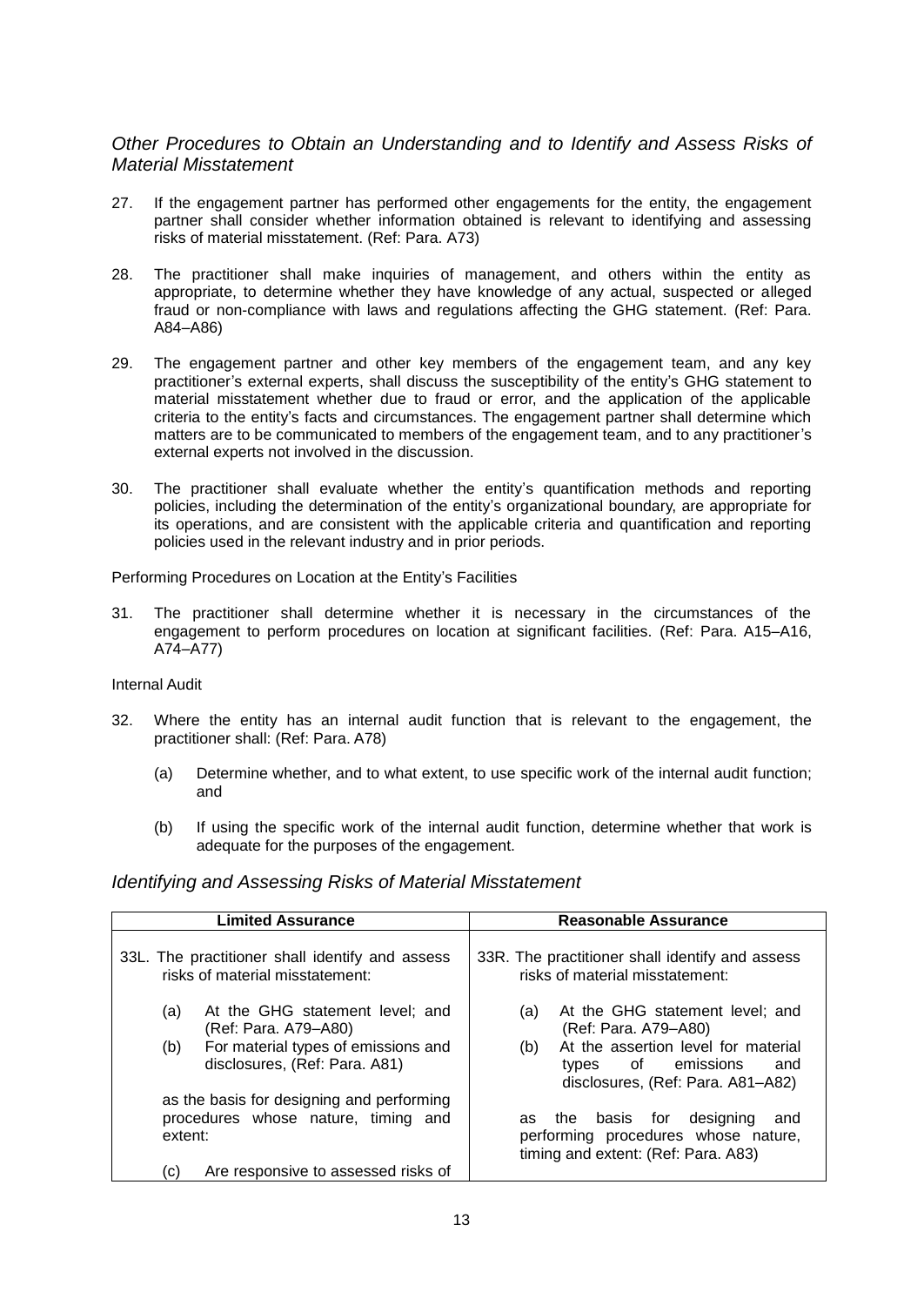### *Other Procedures to Obtain an Understanding and to Identify and Assess Risks of Material Misstatement*

27. If the engagement partner has performed other engagements for the entity, the engagement partner shall consider whether information obtained is relevant to identifying and assessing risks of material misstatement. (Ref: Para. A73)

28. The practitioner shall make inquiries of management, and others within the entity as appropriate, to determine whether they have knowledge of any actual, suspected or alleged fraud or non-compliance with laws and regulations affecting the GHG statement. (Ref: Para. A84–A86)

29. The engagement partner and other key members of the engagement team, and any key practitioner's external experts, shall discuss the susceptibility of the entity's GHG statement to material misstatement whether due to fraud or error, and the application of the applicable criteria to the entity's facts and circumstances. The engagement partner shall determine which matters are to be communicated to members of the engagement team, and to any practitioner's external experts not involved in the discussion.

30. The practitioner shall evaluate whether the entity's quantification methods and reporting policies, including the determination of the entity's organizational boundary, are appropriate for its operations, and are consistent with the applicable criteria and quantification and reporting policies used in the relevant industry and in prior periods.

Performing Procedures on Location at the Entity's Facilities

31. The practitioner shall determine whether it is necessary in the circumstances of the engagement to perform procedures on location at significant facilities. (Ref: Para. A15–A16, A74–A77)

Internal Audit

32. Where the entity has an internal audit function that is relevant to the engagement, the practitioner shall: (Ref: Para. A78)

    (a) Determine whether, and to what extent, to use specific work of the internal audit function; and

    (b) If using the specific work of the internal audit function, determine whether that work is adequate for the purposes of the engagement.

### *Identifying and Assessing Risks of Material Misstatement*

| Limited Assurance | Reasonable Assurance |
|---|---|
| 33L. The practitioner shall identify and assess risks of material misstatement:<br><br>(a) At the GHG statement level; and (Ref: Para. A79–A80)<br>(b) For material types of emissions and disclosures, (Ref: Para. A81)<br><br>as the basis for designing and performing procedures whose nature, timing and extent:<br><br>(c) Are responsive to assessed risks of | 33R. The practitioner shall identify and assess risks of material misstatement:<br><br>(a) At the GHG statement level; and (Ref: Para. A79–A80)<br>(b) At the assertion level for material types of emissions and disclosures, (Ref: Para. A81–A82)<br><br>as the basis for designing and performing procedures whose nature, timing and extent: (Ref: Para. A83) |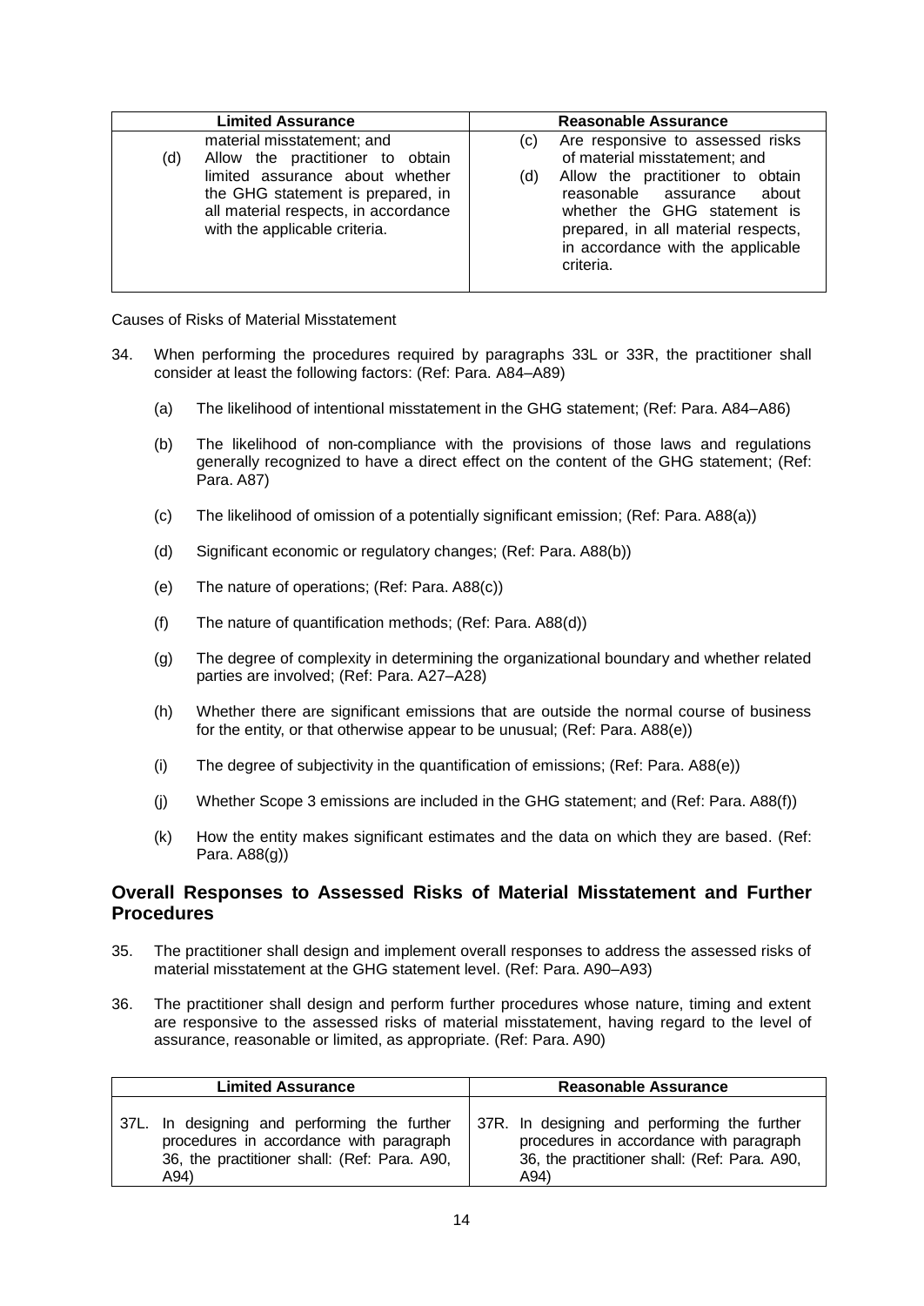| Limited Assurance | Reasonable Assurance |
|---|---|
| material misstatement; and<br>(d) Allow the practitioner to obtain limited assurance about whether the GHG statement is prepared, in all material respects, in accordance with the applicable criteria. | (c) Are responsive to assessed risks of material misstatement; and<br>(d) Allow the practitioner to obtain reasonable assurance about whether the GHG statement is prepared, in all material respects, in accordance with the applicable criteria. |

Causes of Risks of Material Misstatement

34. When performing the procedures required by paragraphs 33L or 33R, the practitioner shall consider at least the following factors: (Ref: Para. A84–A89)

    (a) The likelihood of intentional misstatement in the GHG statement; (Ref: Para. A84–A86)

    (b) The likelihood of non-compliance with the provisions of those laws and regulations generally recognized to have a direct effect on the content of the GHG statement; (Ref: Para. A87)

    (c) The likelihood of omission of a potentially significant emission; (Ref: Para. A88(a))

    (d) Significant economic or regulatory changes; (Ref: Para. A88(b))

    (e) The nature of operations; (Ref: Para. A88(c))

    (f) The nature of quantification methods; (Ref: Para. A88(d))

    (g) The degree of complexity in determining the organizational boundary and whether related parties are involved; (Ref: Para. A27–A28)

    (h) Whether there are significant emissions that are outside the normal course of business for the entity, or that otherwise appear to be unusual; (Ref: Para. A88(e))

    (i) The degree of subjectivity in the quantification of emissions; (Ref: Para. A88(e))

    (j) Whether Scope 3 emissions are included in the GHG statement; and (Ref: Para. A88(f))

    (k) How the entity makes significant estimates and the data on which they are based. (Ref: Para. A88(g))

## Overall Responses to Assessed Risks of Material Misstatement and Further Procedures

35. The practitioner shall design and implement overall responses to address the assessed risks of material misstatement at the GHG statement level. (Ref: Para. A90–A93)

36. The practitioner shall design and perform further procedures whose nature, timing and extent are responsive to the assessed risks of material misstatement, having regard to the level of assurance, reasonable or limited, as appropriate. (Ref: Para. A90)

| Limited Assurance | Reasonable Assurance |
|---|---|
| 37L. In designing and performing the further procedures in accordance with paragraph 36, the practitioner shall: (Ref: Para. A90, A94) | 37R. In designing and performing the further procedures in accordance with paragraph 36, the practitioner shall: (Ref: Para. A90, A94) |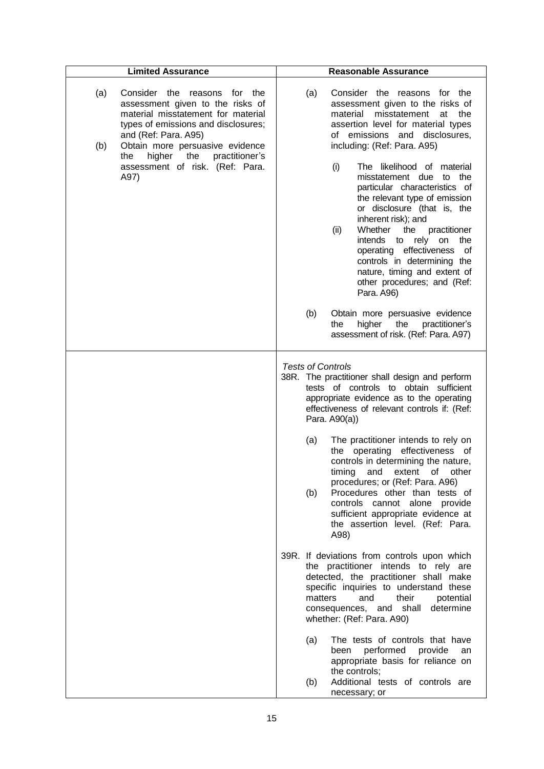| Limited Assurance | Reasonable Assurance |
|---|---|
| (a) Consider the reasons for the assessment given to the risks of material misstatement for material types of emissions and disclosures; and (Ref: Para. A95)<br>(b) Obtain more persuasive evidence the higher the practitioner's assessment of risk. (Ref: Para. A97) | (a) Consider the reasons for the assessment given to the risks of material misstatement at the assertion level for material types of emissions and disclosures, including: (Ref: Para. A95)<br>(i) The likelihood of material misstatement due to the particular characteristics of the relevant type of emission or disclosure (that is, the inherent risk); and<br>(ii) Whether the practitioner intends to rely on the operating effectiveness of controls in determining the nature, timing and extent of other procedures; and (Ref: Para. A96)<br>(b) Obtain more persuasive evidence the higher the practitioner's assessment of risk. (Ref: Para. A97) |
| | *Tests of Controls*<br>38R. The practitioner shall design and perform tests of controls to obtain sufficient appropriate evidence as to the operating effectiveness of relevant controls if: (Ref: Para. A90(a))<br>(a) The practitioner intends to rely on the operating effectiveness of controls in determining the nature, timing and extent of other procedures; or (Ref: Para. A96)<br>(b) Procedures other than tests of controls cannot alone provide sufficient appropriate evidence at the assertion level. (Ref: Para. A98)<br><br>39R. If deviations from controls upon which the practitioner intends to rely are detected, the practitioner shall make specific inquiries to understand these matters and their potential consequences, and shall determine whether: (Ref: Para. A90)<br>(a) The tests of controls that have been performed provide an appropriate basis for reliance on the controls;<br>(b) Additional tests of controls are necessary; or |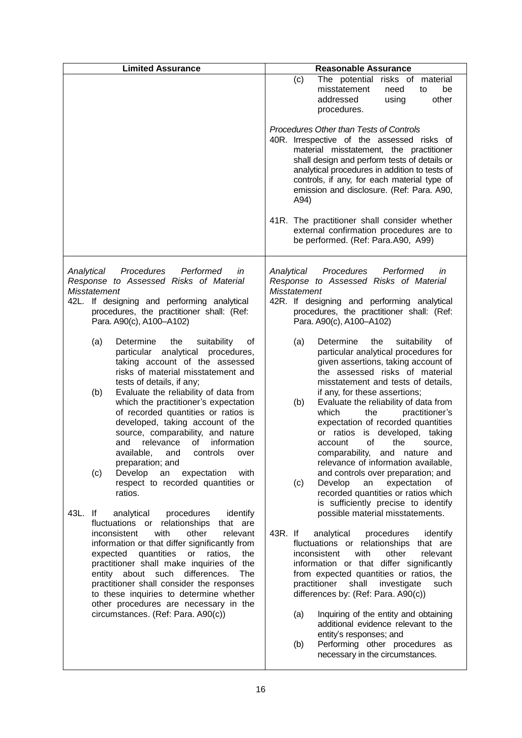| Limited Assurance | Reasonable Assurance |
|---|---|
| | (c) The potential risks of material misstatement need to be addressed using other procedures.<br><br>*Procedures Other than Tests of Controls*<br>40R. Irrespective of the assessed risks of material misstatement, the practitioner shall design and perform tests of details or analytical procedures in addition to tests of controls, if any, for each material type of emission and disclosure. (Ref: Para. A90, A94)<br><br>41R. The practitioner shall consider whether external confirmation procedures are to be performed. (Ref: Para.A90, A99) |
| *Analytical Procedures Performed in Response to Assessed Risks of Material Misstatement*<br>42L. If designing and performing analytical procedures, the practitioner shall: (Ref: Para. A90(c), A100–A102)<br><br>(a) Determine the suitability of particular analytical procedures, taking account of the assessed risks of material misstatement and tests of details, if any;<br>(b) Evaluate the reliability of data from which the practitioner's expectation of recorded quantities or ratios is developed, taking account of the source, comparability, and nature and relevance of information available, and controls over preparation; and<br>(c) Develop an expectation with respect to recorded quantities or ratios.<br><br>43L. If analytical procedures identify fluctuations or relationships that are inconsistent with other relevant information or that differ significantly from expected quantities or ratios, the practitioner shall make inquiries of the entity about such differences. The practitioner shall consider the responses to these inquiries to determine whether other procedures are necessary in the circumstances. (Ref: Para. A90(c)) | *Analytical Procedures Performed in Response to Assessed Risks of Material Misstatement*<br>42R. If designing and performing analytical procedures, the practitioner shall: (Ref: Para. A90(c), A100–A102)<br><br>(a) Determine the suitability of particular analytical procedures for given assertions, taking account of the assessed risks of material misstatement and tests of details, if any, for these assertions;<br>(b) Evaluate the reliability of data from which the practitioner's expectation of recorded quantities or ratios is developed, taking account of the source, comparability, and nature and relevance of information available, and controls over preparation; and<br>(c) Develop an expectation of recorded quantities or ratios which is sufficiently precise to identify possible material misstatements.<br><br>43R. If analytical procedures identify fluctuations or relationships that are inconsistent with other relevant information or that differ significantly from expected quantities or ratios, the practitioner shall investigate such differences by: (Ref: Para. A90(c))<br><br>(a) Inquiring of the entity and obtaining additional evidence relevant to the entity's responses; and<br>(b) Performing other procedures as necessary in the circumstances. |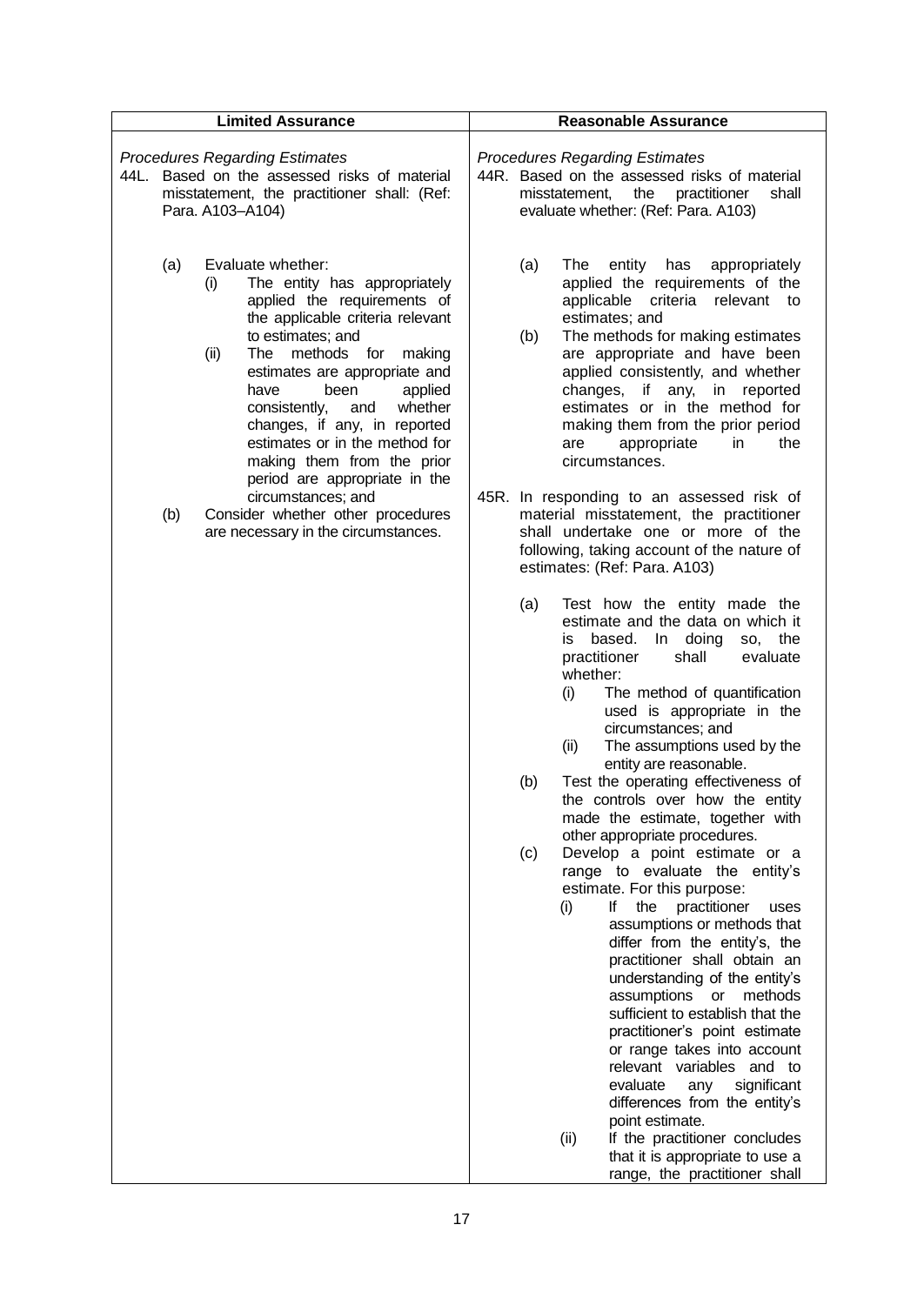| Limited Assurance | Reasonable Assurance |
|---|---|
| *Procedures Regarding Estimates*<br>44L. Based on the assessed risks of material misstatement, the practitioner shall: (Ref: Para. A103–A104)<br>(a) Evaluate whether:<br>(i) The entity has appropriately applied the requirements of the applicable criteria relevant to estimates; and<br>(ii) The methods for making estimates are appropriate and have been applied consistently, and whether changes, if any, in reported estimates or in the method for making them from the prior period are appropriate in the circumstances; and<br>(b) Consider whether other procedures are necessary in the circumstances. | *Procedures Regarding Estimates*<br>44R. Based on the assessed risks of material misstatement, the practitioner shall evaluate whether: (Ref: Para. A103)<br>(a) The entity has appropriately applied the requirements of the applicable criteria relevant to estimates; and<br>(b) The methods for making estimates are appropriate and have been applied consistently, and whether changes, if any, in reported estimates or in the method for making them from the prior period are appropriate in the circumstances.<br>45R. In responding to an assessed risk of material misstatement, the practitioner shall undertake one or more of the following, taking account of the nature of estimates: (Ref: Para. A103)<br>(a) Test how the entity made the estimate and the data on which it is based. In doing so, the practitioner shall evaluate whether:<br>(i) The method of quantification used is appropriate in the circumstances; and<br>(ii) The assumptions used by the entity are reasonable.<br>(b) Test the operating effectiveness of the controls over how the entity made the estimate, together with other appropriate procedures.<br>(c) Develop a point estimate or a range to evaluate the entity's estimate. For this purpose:<br>(i) If the practitioner uses assumptions or methods that differ from the entity's, the practitioner shall obtain an understanding of the entity's assumptions or methods sufficient to establish that the practitioner's point estimate or range takes into account relevant variables and to evaluate any significant differences from the entity's point estimate.<br>(ii) If the practitioner concludes that it is appropriate to use a range, the practitioner shall |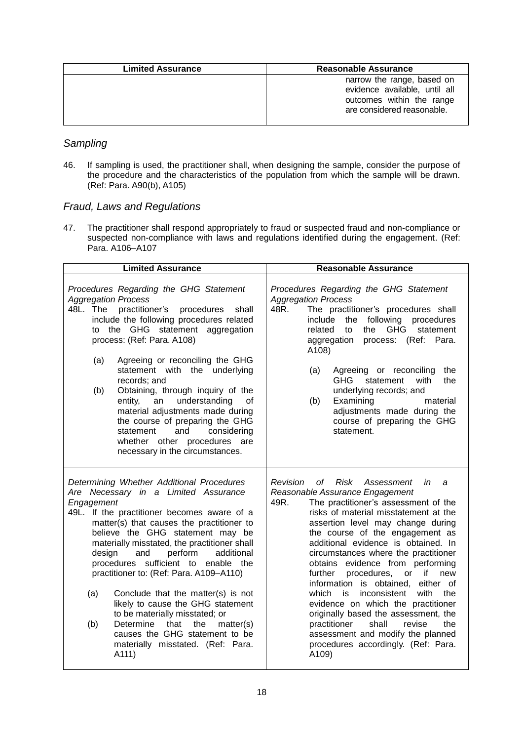| Limited Assurance | Reasonable Assurance |
|---|---|
| | narrow the range, based on evidence available, until all outcomes within the range are considered reasonable. |

### *Sampling*

46. If sampling is used, the practitioner shall, when designing the sample, consider the purpose of the procedure and the characteristics of the population from which the sample will be drawn. (Ref: Para. A90(b), A105)

### *Fraud, Laws and Regulations*

47. The practitioner shall respond appropriately to fraud or suspected fraud and non-compliance or suspected non-compliance with laws and regulations identified during the engagement. (Ref: Para. A106–A107

| Limited Assurance | Reasonable Assurance |
|---|---|
| *Procedures Regarding the GHG Statement Aggregation Process*<br>48L. The practitioner's procedures shall include the following procedures related to the GHG statement aggregation process: (Ref: Para. A108)<br>(a) Agreeing or reconciling the GHG statement with the underlying records; and<br>(b) Obtaining, through inquiry of the entity, an understanding of material adjustments made during the course of preparing the GHG statement and considering whether other procedures are necessary in the circumstances. | *Procedures Regarding the GHG Statement Aggregation Process*<br>48R. The practitioner's procedures shall include the following procedures related to the GHG statement aggregation process: (Ref: Para. A108)<br>(a) Agreeing or reconciling the GHG statement with the underlying records; and<br>(b) Examining material adjustments made during the course of preparing the GHG statement. |
| *Determining Whether Additional Procedures Are Necessary in a Limited Assurance Engagement*<br>49L. If the practitioner becomes aware of a matter(s) that causes the practitioner to believe the GHG statement may be materially misstated, the practitioner shall design and perform additional procedures sufficient to enable the practitioner to: (Ref: Para. A109–A110)<br>(a) Conclude that the matter(s) is not likely to cause the GHG statement to be materially misstated; or<br>(b) Determine that the matter(s) causes the GHG statement to be materially misstated. (Ref: Para. A111) | *Revision of Risk Assessment in a Reasonable Assurance Engagement*<br>49R. The practitioner's assessment of the risks of material misstatement at the assertion level may change during the course of the engagement as additional evidence is obtained. In circumstances where the practitioner obtains evidence from performing further procedures, or if new information is obtained, either of which is inconsistent with the evidence on which the practitioner originally based the assessment, the practitioner shall revise the assessment and modify the planned procedures accordingly. (Ref: Para. A109) |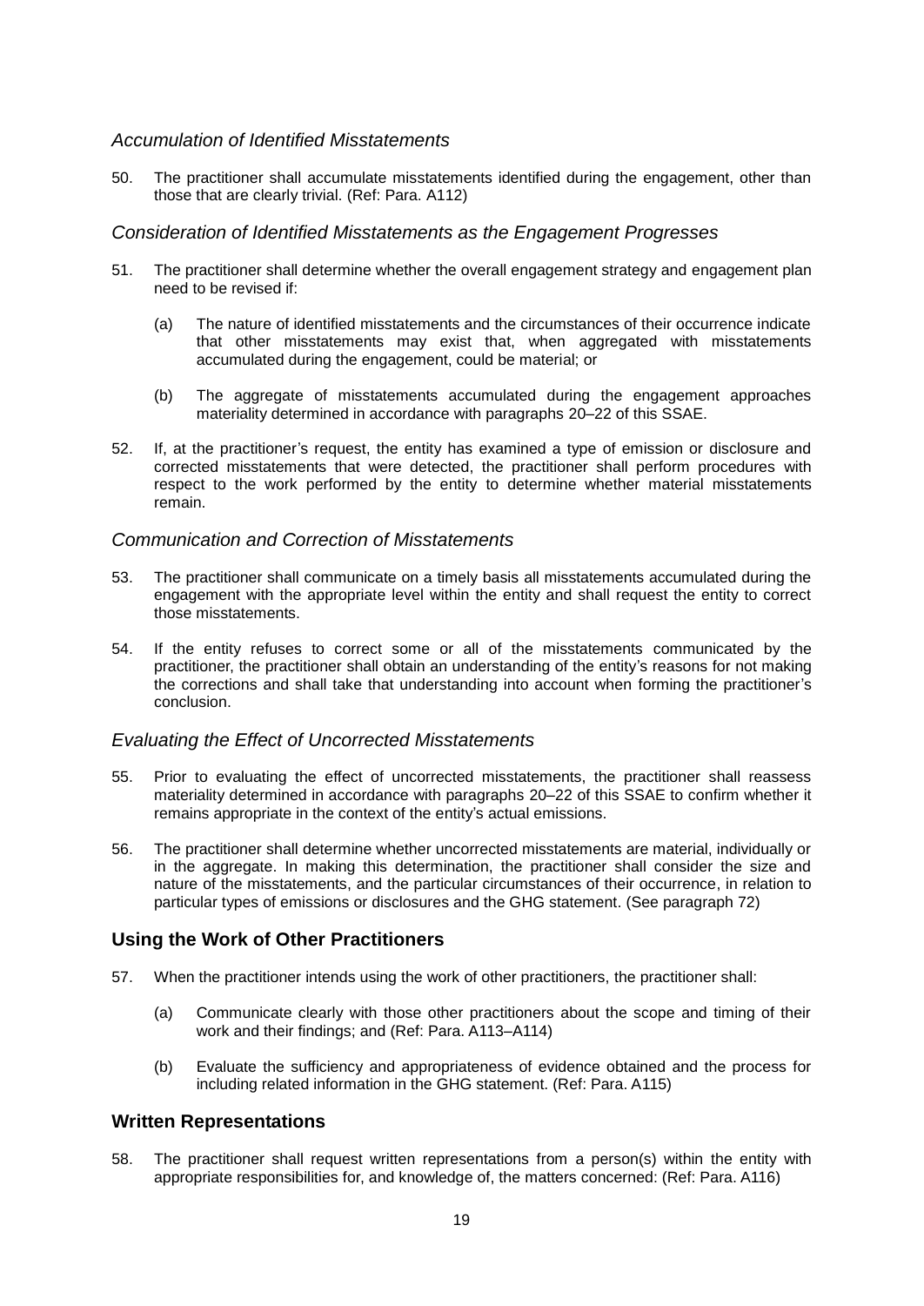### *Accumulation of Identified Misstatements*

50. The practitioner shall accumulate misstatements identified during the engagement, other than those that are clearly trivial. (Ref: Para. A112)

### *Consideration of Identified Misstatements as the Engagement Progresses*

51. The practitioner shall determine whether the overall engagement strategy and engagement plan need to be revised if:

    (a) The nature of identified misstatements and the circumstances of their occurrence indicate that other misstatements may exist that, when aggregated with misstatements accumulated during the engagement, could be material; or

    (b) The aggregate of misstatements accumulated during the engagement approaches materiality determined in accordance with paragraphs 20–22 of this SSAE.

52. If, at the practitioner's request, the entity has examined a type of emission or disclosure and corrected misstatements that were detected, the practitioner shall perform procedures with respect to the work performed by the entity to determine whether material misstatements remain.

### *Communication and Correction of Misstatements*

53. The practitioner shall communicate on a timely basis all misstatements accumulated during the engagement with the appropriate level within the entity and shall request the entity to correct those misstatements.

54. If the entity refuses to correct some or all of the misstatements communicated by the practitioner, the practitioner shall obtain an understanding of the entity's reasons for not making the corrections and shall take that understanding into account when forming the practitioner's conclusion.

### *Evaluating the Effect of Uncorrected Misstatements*

55. Prior to evaluating the effect of uncorrected misstatements, the practitioner shall reassess materiality determined in accordance with paragraphs 20–22 of this SSAE to confirm whether it remains appropriate in the context of the entity's actual emissions.

56. The practitioner shall determine whether uncorrected misstatements are material, individually or in the aggregate. In making this determination, the practitioner shall consider the size and nature of the misstatements, and the particular circumstances of their occurrence, in relation to particular types of emissions or disclosures and the GHG statement. (See paragraph 72)

## **Using the Work of Other Practitioners**

57. When the practitioner intends using the work of other practitioners, the practitioner shall:

    (a) Communicate clearly with those other practitioners about the scope and timing of their work and their findings; and (Ref: Para. A113–A114)

    (b) Evaluate the sufficiency and appropriateness of evidence obtained and the process for including related information in the GHG statement. (Ref: Para. A115)

## **Written Representations**

58. The practitioner shall request written representations from a person(s) within the entity with appropriate responsibilities for, and knowledge of, the matters concerned: (Ref: Para. A116)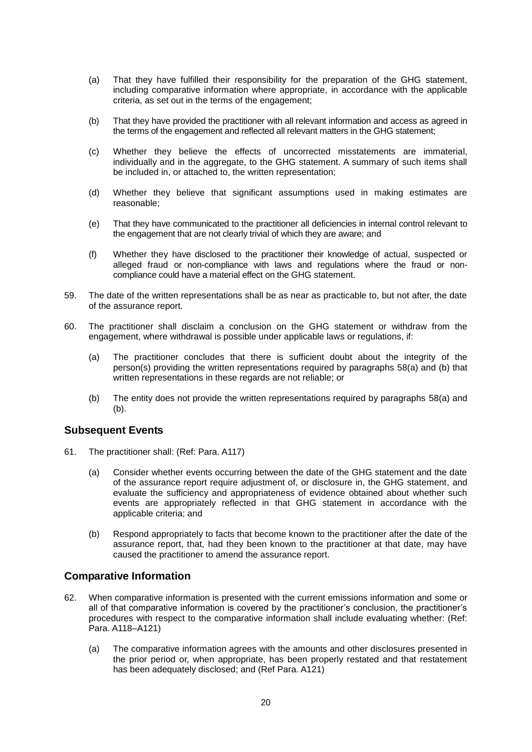(a) That they have fulfilled their responsibility for the preparation of the GHG statement, including comparative information where appropriate, in accordance with the applicable criteria, as set out in the terms of the engagement;

(b) That they have provided the practitioner with all relevant information and access as agreed in the terms of the engagement and reflected all relevant matters in the GHG statement;

(c) Whether they believe the effects of uncorrected misstatements are immaterial, individually and in the aggregate, to the GHG statement. A summary of such items shall be included in, or attached to, the written representation;

(d) Whether they believe that significant assumptions used in making estimates are reasonable;

(e) That they have communicated to the practitioner all deficiencies in internal control relevant to the engagement that are not clearly trivial of which they are aware; and

(f) Whether they have disclosed to the practitioner their knowledge of actual, suspected or alleged fraud or non-compliance with laws and regulations where the fraud or non-compliance could have a material effect on the GHG statement.

59. The date of the written representations shall be as near as practicable to, but not after, the date of the assurance report.

60. The practitioner shall disclaim a conclusion on the GHG statement or withdraw from the engagement, where withdrawal is possible under applicable laws or regulations, if:

(a) The practitioner concludes that there is sufficient doubt about the integrity of the person(s) providing the written representations required by paragraphs 58(a) and (b) that written representations in these regards are not reliable; or

(b) The entity does not provide the written representations required by paragraphs 58(a) and (b).

## Subsequent Events

61. The practitioner shall: (Ref: Para. A117)

(a) Consider whether events occurring between the date of the GHG statement and the date of the assurance report require adjustment of, or disclosure in, the GHG statement, and evaluate the sufficiency and appropriateness of evidence obtained about whether such events are appropriately reflected in that GHG statement in accordance with the applicable criteria; and

(b) Respond appropriately to facts that become known to the practitioner after the date of the assurance report, that, had they been known to the practitioner at that date, may have caused the practitioner to amend the assurance report.

## Comparative Information

62. When comparative information is presented with the current emissions information and some or all of that comparative information is covered by the practitioner's conclusion, the practitioner's procedures with respect to the comparative information shall include evaluating whether: (Ref: Para. A118–A121)

(a) The comparative information agrees with the amounts and other disclosures presented in the prior period or, when appropriate, has been properly restated and that restatement has been adequately disclosed; and (Ref Para. A121)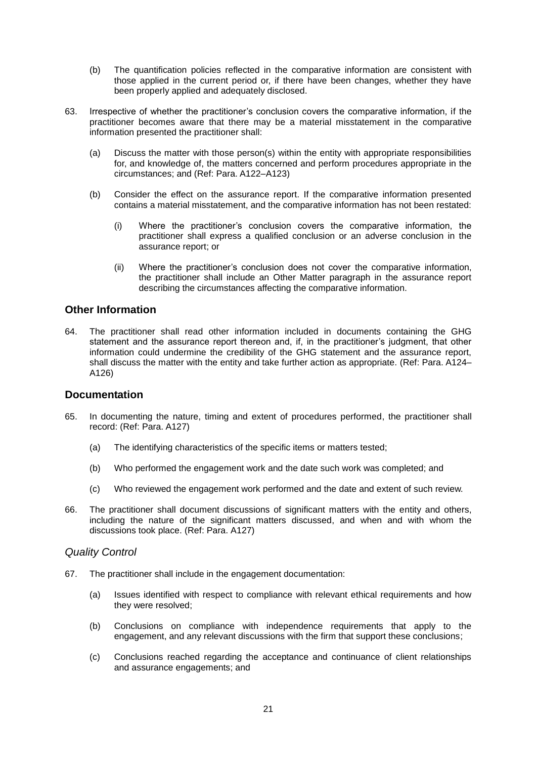(b) The quantification policies reflected in the comparative information are consistent with those applied in the current period or, if there have been changes, whether they have been properly applied and adequately disclosed.

63. Irrespective of whether the practitioner's conclusion covers the comparative information, if the practitioner becomes aware that there may be a material misstatement in the comparative information presented the practitioner shall:

    (a) Discuss the matter with those person(s) within the entity with appropriate responsibilities for, and knowledge of, the matters concerned and perform procedures appropriate in the circumstances; and (Ref: Para. A122–A123)

    (b) Consider the effect on the assurance report. If the comparative information presented contains a material misstatement, and the comparative information has not been restated:

        (i) Where the practitioner's conclusion covers the comparative information, the practitioner shall express a qualified conclusion or an adverse conclusion in the assurance report; or

        (ii) Where the practitioner's conclusion does not cover the comparative information, the practitioner shall include an Other Matter paragraph in the assurance report describing the circumstances affecting the comparative information.

## Other Information

64. The practitioner shall read other information included in documents containing the GHG statement and the assurance report thereon and, if, in the practitioner's judgment, that other information could undermine the credibility of the GHG statement and the assurance report, shall discuss the matter with the entity and take further action as appropriate. (Ref: Para. A124–A126)

## Documentation

65. In documenting the nature, timing and extent of procedures performed, the practitioner shall record: (Ref: Para. A127)

    (a) The identifying characteristics of the specific items or matters tested;

    (b) Who performed the engagement work and the date such work was completed; and

    (c) Who reviewed the engagement work performed and the date and extent of such review.

66. The practitioner shall document discussions of significant matters with the entity and others, including the nature of the significant matters discussed, and when and with whom the discussions took place. (Ref: Para. A127)

### *Quality Control*

67. The practitioner shall include in the engagement documentation:

    (a) Issues identified with respect to compliance with relevant ethical requirements and how they were resolved;

    (b) Conclusions on compliance with independence requirements that apply to the engagement, and any relevant discussions with the firm that support these conclusions;

    (c) Conclusions reached regarding the acceptance and continuance of client relationships and assurance engagements; and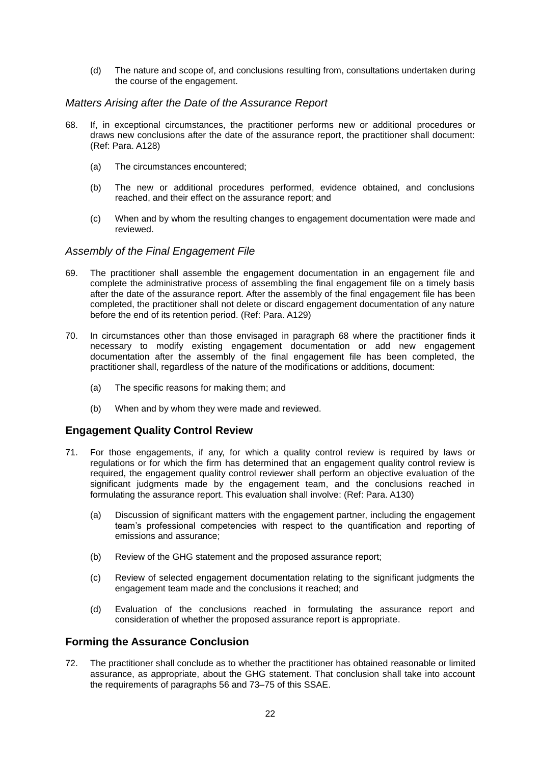(d) The nature and scope of, and conclusions resulting from, consultations undertaken during the course of the engagement.

### *Matters Arising after the Date of the Assurance Report*

68. If, in exceptional circumstances, the practitioner performs new or additional procedures or draws new conclusions after the date of the assurance report, the practitioner shall document: (Ref: Para. A128)

    (a) The circumstances encountered;

    (b) The new or additional procedures performed, evidence obtained, and conclusions reached, and their effect on the assurance report; and

    (c) When and by whom the resulting changes to engagement documentation were made and reviewed.

### *Assembly of the Final Engagement File*

69. The practitioner shall assemble the engagement documentation in an engagement file and complete the administrative process of assembling the final engagement file on a timely basis after the date of the assurance report. After the assembly of the final engagement file has been completed, the practitioner shall not delete or discard engagement documentation of any nature before the end of its retention period. (Ref: Para. A129)

70. In circumstances other than those envisaged in paragraph 68 where the practitioner finds it necessary to modify existing engagement documentation or add new engagement documentation after the assembly of the final engagement file has been completed, the practitioner shall, regardless of the nature of the modifications or additions, document:

    (a) The specific reasons for making them; and

    (b) When and by whom they were made and reviewed.

## Engagement Quality Control Review

71. For those engagements, if any, for which a quality control review is required by laws or regulations or for which the firm has determined that an engagement quality control review is required, the engagement quality control reviewer shall perform an objective evaluation of the significant judgments made by the engagement team, and the conclusions reached in formulating the assurance report. This evaluation shall involve: (Ref: Para. A130)

    (a) Discussion of significant matters with the engagement partner, including the engagement team's professional competencies with respect to the quantification and reporting of emissions and assurance;

    (b) Review of the GHG statement and the proposed assurance report;

    (c) Review of selected engagement documentation relating to the significant judgments the engagement team made and the conclusions it reached; and

    (d) Evaluation of the conclusions reached in formulating the assurance report and consideration of whether the proposed assurance report is appropriate.

## Forming the Assurance Conclusion

72. The practitioner shall conclude as to whether the practitioner has obtained reasonable or limited assurance, as appropriate, about the GHG statement. That conclusion shall take into account the requirements of paragraphs 56 and 73–75 of this SSAE.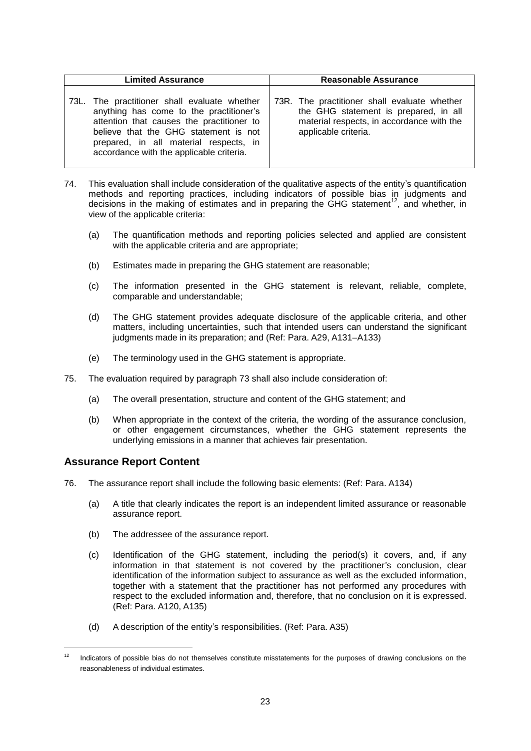| Limited Assurance | Reasonable Assurance |
|---|---|
| 73L. The practitioner shall evaluate whether anything has come to the practitioner's attention that causes the practitioner to believe that the GHG statement is not prepared, in all material respects, in accordance with the applicable criteria. | 73R. The practitioner shall evaluate whether the GHG statement is prepared, in all material respects, in accordance with the applicable criteria. |

74. This evaluation shall include consideration of the qualitative aspects of the entity's quantification methods and reporting practices, including indicators of possible bias in judgments and decisions in the making of estimates and in preparing the GHG statement[12], and whether, in view of the applicable criteria:

    (a) The quantification methods and reporting policies selected and applied are consistent with the applicable criteria and are appropriate;

    (b) Estimates made in preparing the GHG statement are reasonable;

    (c) The information presented in the GHG statement is relevant, reliable, complete, comparable and understandable;

    (d) The GHG statement provides adequate disclosure of the applicable criteria, and other matters, including uncertainties, such that intended users can understand the significant judgments made in its preparation; and (Ref: Para. A29, A131–A133)

    (e) The terminology used in the GHG statement is appropriate.

75. The evaluation required by paragraph 73 shall also include consideration of:

    (a) The overall presentation, structure and content of the GHG statement; and

    (b) When appropriate in the context of the criteria, the wording of the assurance conclusion, or other engagement circumstances, whether the GHG statement represents the underlying emissions in a manner that achieves fair presentation.

## Assurance Report Content

76. The assurance report shall include the following basic elements: (Ref: Para. A134)

    (a) A title that clearly indicates the report is an independent limited assurance or reasonable assurance report.

    (b) The addressee of the assurance report.

    (c) Identification of the GHG statement, including the period(s) it covers, and, if any information in that statement is not covered by the practitioner's conclusion, clear identification of the information subject to assurance as well as the excluded information, together with a statement that the practitioner has not performed any procedures with respect to the excluded information and, therefore, that no conclusion on it is expressed. (Ref: Para. A120, A135)

    (d) A description of the entity's responsibilities. (Ref: Para. A35)

[12] Indicators of possible bias do not themselves constitute misstatements for the purposes of drawing conclusions on the reasonableness of individual estimates.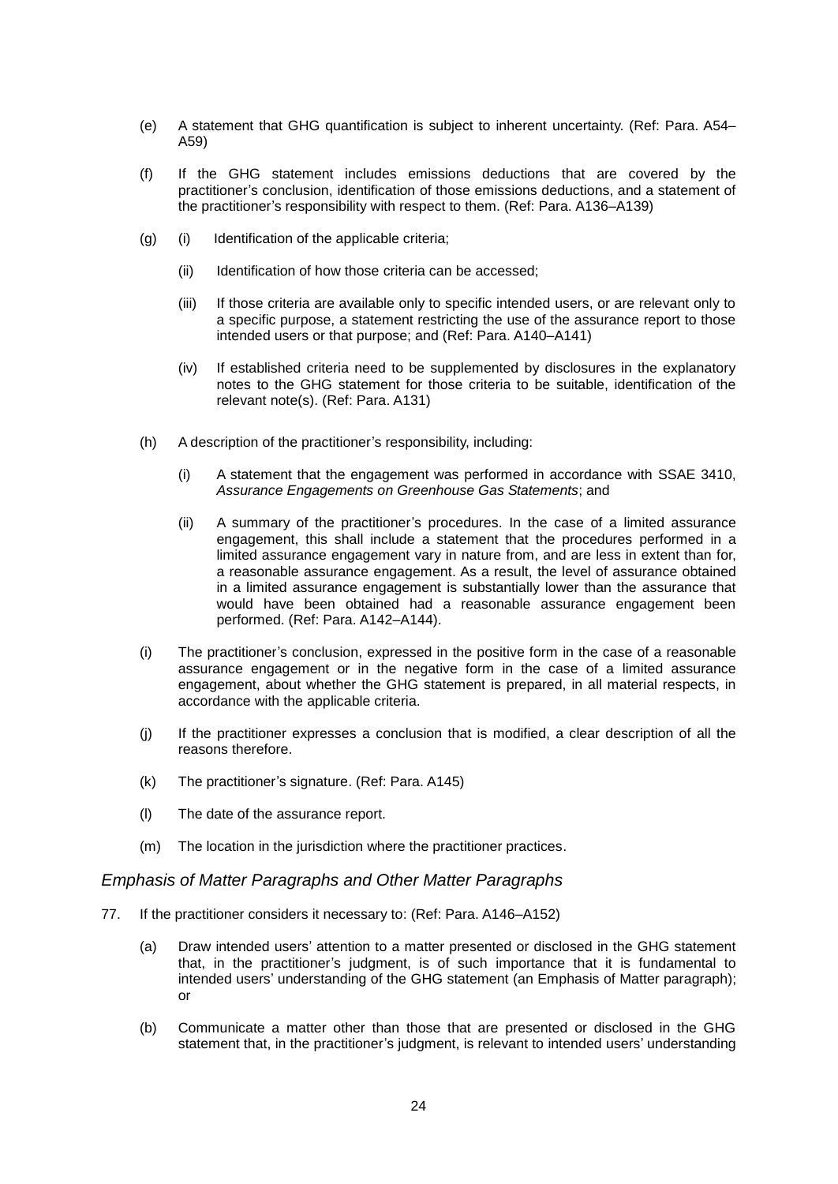(e) A statement that GHG quantification is subject to inherent uncertainty. (Ref: Para. A54–A59)

(f) If the GHG statement includes emissions deductions that are covered by the practitioner's conclusion, identification of those emissions deductions, and a statement of the practitioner's responsibility with respect to them. (Ref: Para. A136–A139)

(g) (i) Identification of the applicable criteria;

  (ii) Identification of how those criteria can be accessed;

  (iii) If those criteria are available only to specific intended users, or are relevant only to a specific purpose, a statement restricting the use of the assurance report to those intended users or that purpose; and (Ref: Para. A140–A141)

  (iv) If established criteria need to be supplemented by disclosures in the explanatory notes to the GHG statement for those criteria to be suitable, identification of the relevant note(s). (Ref: Para. A131)

(h) A description of the practitioner's responsibility, including:

  (i) A statement that the engagement was performed in accordance with SSAE 3410, *Assurance Engagements on Greenhouse Gas Statements*; and

  (ii) A summary of the practitioner's procedures. In the case of a limited assurance engagement, this shall include a statement that the procedures performed in a limited assurance engagement vary in nature from, and are less in extent than for, a reasonable assurance engagement. As a result, the level of assurance obtained in a limited assurance engagement is substantially lower than the assurance that would have been obtained had a reasonable assurance engagement been performed. (Ref: Para. A142–A144).

(i) The practitioner's conclusion, expressed in the positive form in the case of a reasonable assurance engagement or in the negative form in the case of a limited assurance engagement, about whether the GHG statement is prepared, in all material respects, in accordance with the applicable criteria.

(j) If the practitioner expresses a conclusion that is modified, a clear description of all the reasons therefore.

(k) The practitioner's signature. (Ref: Para. A145)

(l) The date of the assurance report.

(m) The location in the jurisdiction where the practitioner practices.

### *Emphasis of Matter Paragraphs and Other Matter Paragraphs*

77. If the practitioner considers it necessary to: (Ref: Para. A146–A152)

  (a) Draw intended users' attention to a matter presented or disclosed in the GHG statement that, in the practitioner's judgment, is of such importance that it is fundamental to intended users' understanding of the GHG statement (an Emphasis of Matter paragraph); or

  (b) Communicate a matter other than those that are presented or disclosed in the GHG statement that, in the practitioner's judgment, is relevant to intended users' understanding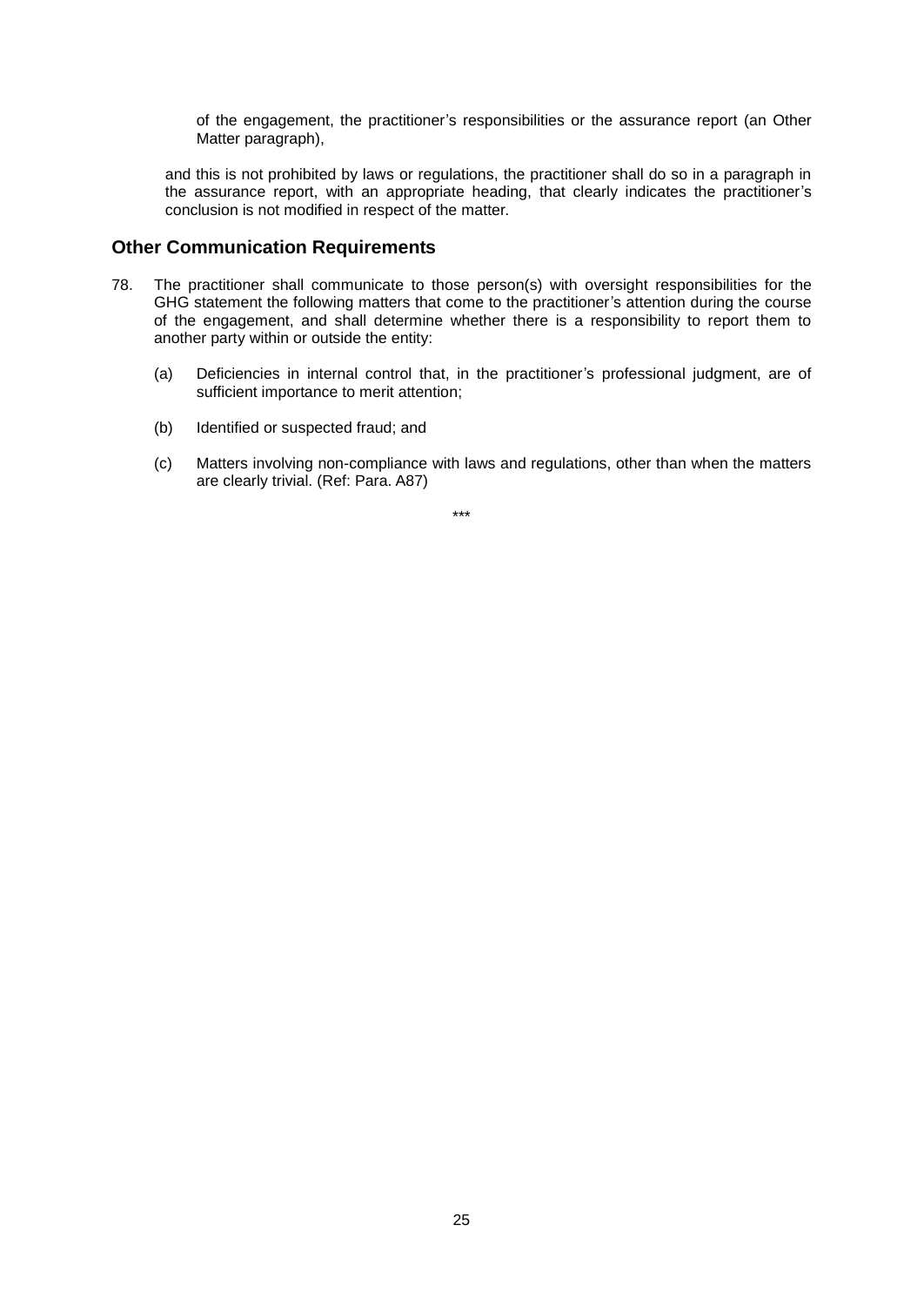of the engagement, the practitioner's responsibilities or the assurance report (an Other Matter paragraph),

and this is not prohibited by laws or regulations, the practitioner shall do so in a paragraph in the assurance report, with an appropriate heading, that clearly indicates the practitioner's conclusion is not modified in respect of the matter.

## Other Communication Requirements

78. The practitioner shall communicate to those person(s) with oversight responsibilities for the GHG statement the following matters that come to the practitioner's attention during the course of the engagement, and shall determine whether there is a responsibility to report them to another party within or outside the entity:

    (a) Deficiencies in internal control that, in the practitioner's professional judgment, are of sufficient importance to merit attention;

    (b) Identified or suspected fraud; and

    (c) Matters involving non-compliance with laws and regulations, other than when the matters are clearly trivial. (Ref: Para. A87)

\*\*\*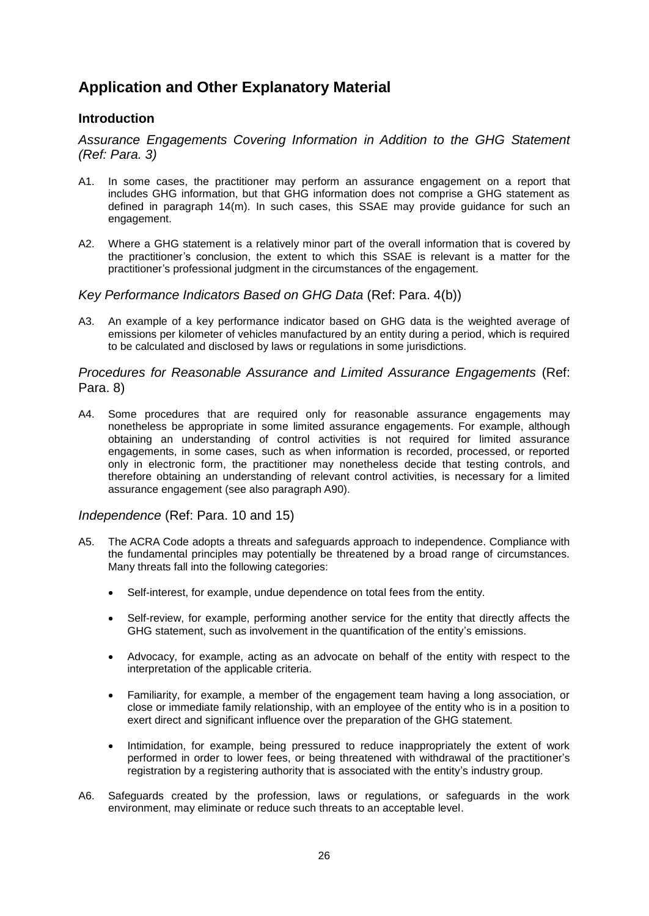## Application and Other Explanatory Material

### Introduction

*Assurance Engagements Covering Information in Addition to the GHG Statement (Ref: Para. 3)*

A1. In some cases, the practitioner may perform an assurance engagement on a report that includes GHG information, but that GHG information does not comprise a GHG statement as defined in paragraph 14(m). In such cases, this SSAE may provide guidance for such an engagement.

A2. Where a GHG statement is a relatively minor part of the overall information that is covered by the practitioner's conclusion, the extent to which this SSAE is relevant is a matter for the practitioner's professional judgment in the circumstances of the engagement.

*Key Performance Indicators Based on GHG Data* (Ref: Para. 4(b))

A3. An example of a key performance indicator based on GHG data is the weighted average of emissions per kilometer of vehicles manufactured by an entity during a period, which is required to be calculated and disclosed by laws or regulations in some jurisdictions.

*Procedures for Reasonable Assurance and Limited Assurance Engagements* (Ref: Para. 8)

A4. Some procedures that are required only for reasonable assurance engagements may nonetheless be appropriate in some limited assurance engagements. For example, although obtaining an understanding of control activities is not required for limited assurance engagements, in some cases, such as when information is recorded, processed, or reported only in electronic form, the practitioner may nonetheless decide that testing controls, and therefore obtaining an understanding of relevant control activities, is necessary for a limited assurance engagement (see also paragraph A90).

*Independence* (Ref: Para. 10 and 15)

A5. The ACRA Code adopts a threats and safeguards approach to independence. Compliance with the fundamental principles may potentially be threatened by a broad range of circumstances. Many threats fall into the following categories:

- Self-interest, for example, undue dependence on total fees from the entity.
- Self-review, for example, performing another service for the entity that directly affects the GHG statement, such as involvement in the quantification of the entity's emissions.
- Advocacy, for example, acting as an advocate on behalf of the entity with respect to the interpretation of the applicable criteria.
- Familiarity, for example, a member of the engagement team having a long association, or close or immediate family relationship, with an employee of the entity who is in a position to exert direct and significant influence over the preparation of the GHG statement.
- Intimidation, for example, being pressured to reduce inappropriately the extent of work performed in order to lower fees, or being threatened with withdrawal of the practitioner's registration by a registering authority that is associated with the entity's industry group.

A6. Safeguards created by the profession, laws or regulations, or safeguards in the work environment, may eliminate or reduce such threats to an acceptable level.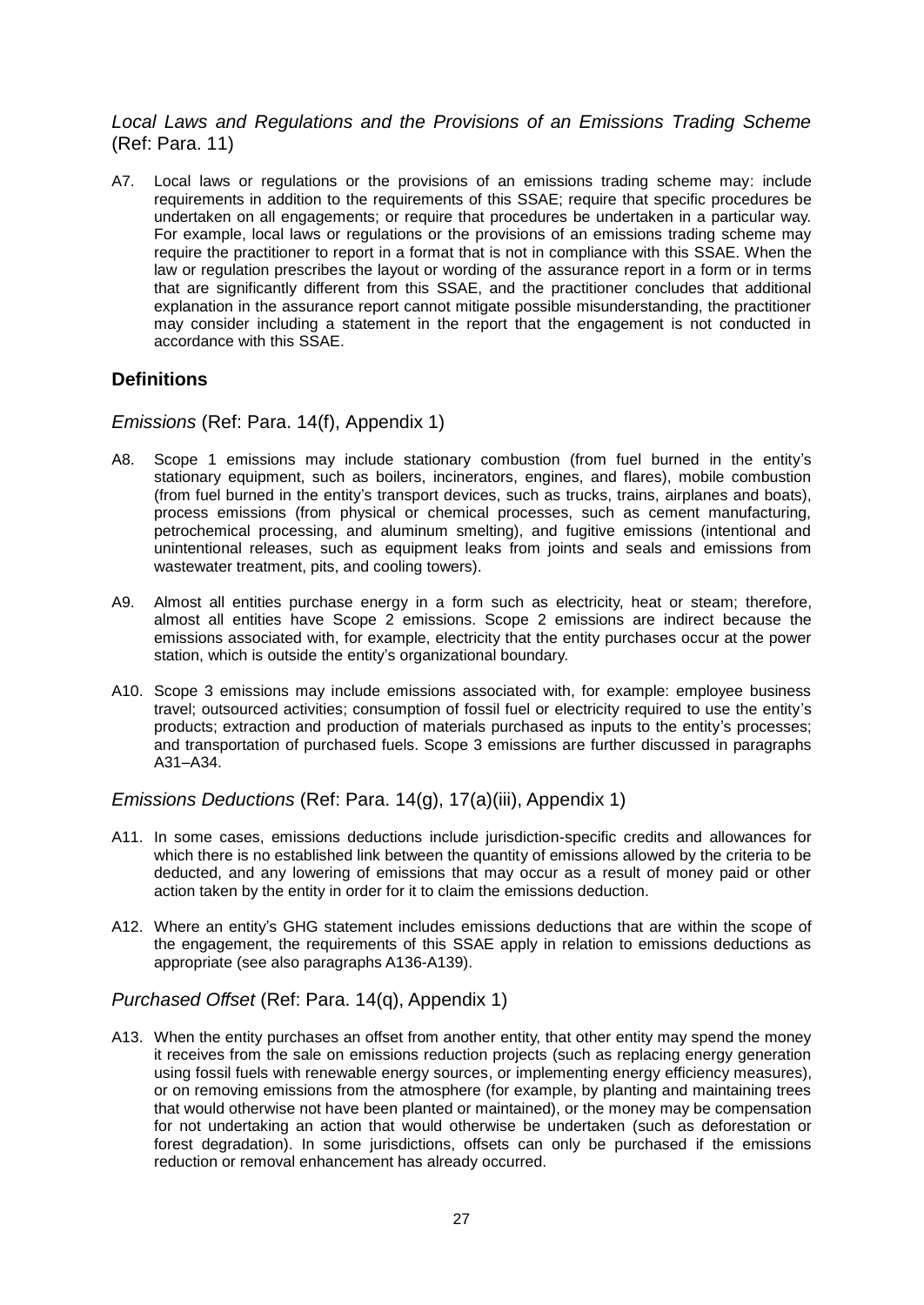### *Local Laws and Regulations and the Provisions of an Emissions Trading Scheme* (Ref: Para. 11)

A7. Local laws or regulations or the provisions of an emissions trading scheme may: include requirements in addition to the requirements of this SSAE; require that specific procedures be undertaken on all engagements; or require that procedures be undertaken in a particular way. For example, local laws or regulations or the provisions of an emissions trading scheme may require the practitioner to report in a format that is not in compliance with this SSAE. When the law or regulation prescribes the layout or wording of the assurance report in a form or in terms that are significantly different from this SSAE, and the practitioner concludes that additional explanation in the assurance report cannot mitigate possible misunderstanding, the practitioner may consider including a statement in the report that the engagement is not conducted in accordance with this SSAE.

## Definitions

### *Emissions* (Ref: Para. 14(f), Appendix 1)

A8. Scope 1 emissions may include stationary combustion (from fuel burned in the entity's stationary equipment, such as boilers, incinerators, engines, and flares), mobile combustion (from fuel burned in the entity's transport devices, such as trucks, trains, airplanes and boats), process emissions (from physical or chemical processes, such as cement manufacturing, petrochemical processing, and aluminum smelting), and fugitive emissions (intentional and unintentional releases, such as equipment leaks from joints and seals and emissions from wastewater treatment, pits, and cooling towers).

A9. Almost all entities purchase energy in a form such as electricity, heat or steam; therefore, almost all entities have Scope 2 emissions. Scope 2 emissions are indirect because the emissions associated with, for example, electricity that the entity purchases occur at the power station, which is outside the entity's organizational boundary.

A10. Scope 3 emissions may include emissions associated with, for example: employee business travel; outsourced activities; consumption of fossil fuel or electricity required to use the entity's products; extraction and production of materials purchased as inputs to the entity's processes; and transportation of purchased fuels. Scope 3 emissions are further discussed in paragraphs A31–A34.

### *Emissions Deductions* (Ref: Para. 14(g), 17(a)(iii), Appendix 1)

A11. In some cases, emissions deductions include jurisdiction-specific credits and allowances for which there is no established link between the quantity of emissions allowed by the criteria to be deducted, and any lowering of emissions that may occur as a result of money paid or other action taken by the entity in order for it to claim the emissions deduction.

A12. Where an entity's GHG statement includes emissions deductions that are within the scope of the engagement, the requirements of this SSAE apply in relation to emissions deductions as appropriate (see also paragraphs A136-A139).

### *Purchased Offset* (Ref: Para. 14(q), Appendix 1)

A13. When the entity purchases an offset from another entity, that other entity may spend the money it receives from the sale on emissions reduction projects (such as replacing energy generation using fossil fuels with renewable energy sources, or implementing energy efficiency measures), or on removing emissions from the atmosphere (for example, by planting and maintaining trees that would otherwise not have been planted or maintained), or the money may be compensation for not undertaking an action that would otherwise be undertaken (such as deforestation or forest degradation). In some jurisdictions, offsets can only be purchased if the emissions reduction or removal enhancement has already occurred.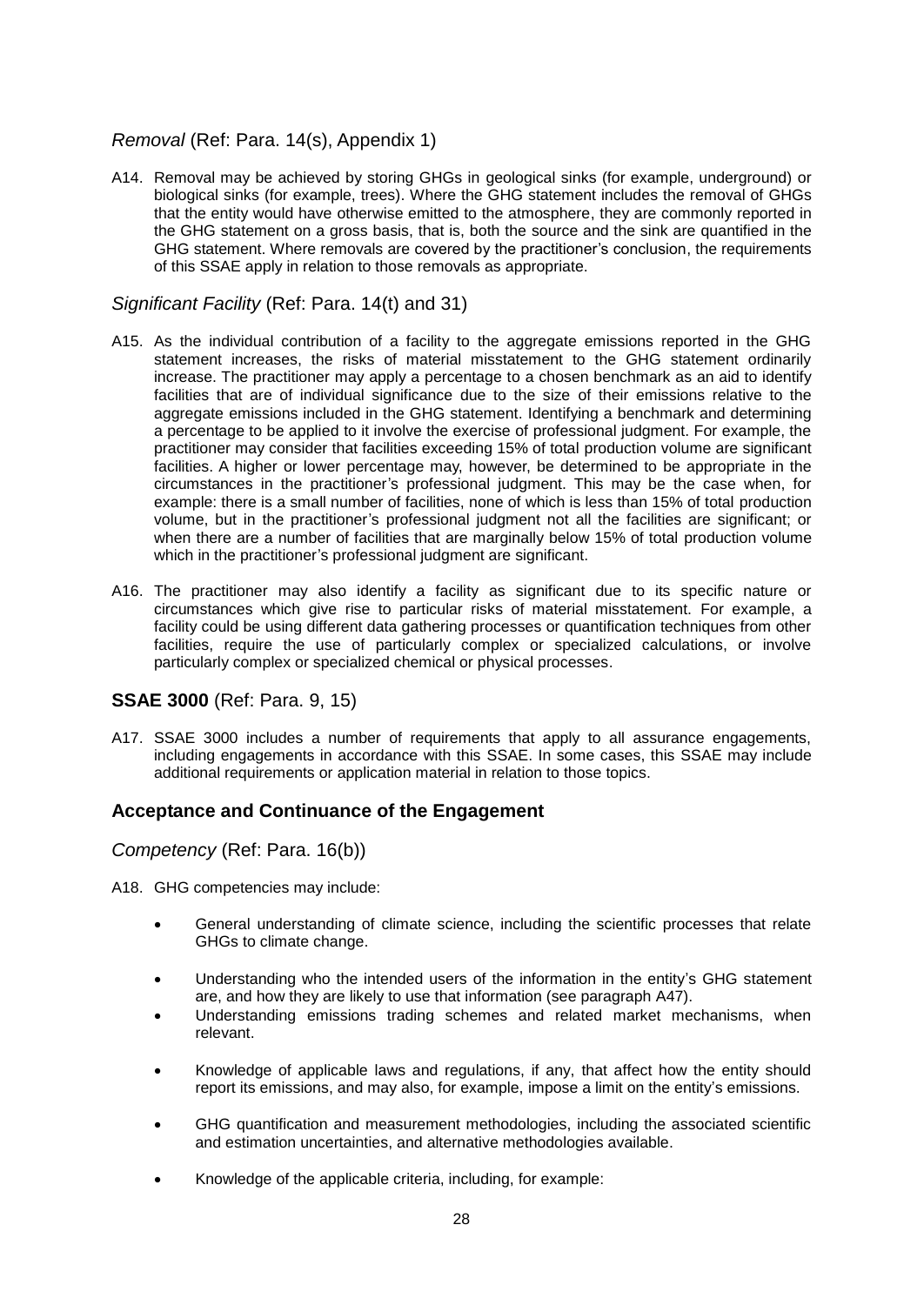### *Removal* (Ref: Para. 14(s), Appendix 1)

A14. Removal may be achieved by storing GHGs in geological sinks (for example, underground) or biological sinks (for example, trees). Where the GHG statement includes the removal of GHGs that the entity would have otherwise emitted to the atmosphere, they are commonly reported in the GHG statement on a gross basis, that is, both the source and the sink are quantified in the GHG statement. Where removals are covered by the practitioner's conclusion, the requirements of this SSAE apply in relation to those removals as appropriate.

### *Significant Facility* (Ref: Para. 14(t) and 31)

A15. As the individual contribution of a facility to the aggregate emissions reported in the GHG statement increases, the risks of material misstatement to the GHG statement ordinarily increase. The practitioner may apply a percentage to a chosen benchmark as an aid to identify facilities that are of individual significance due to the size of their emissions relative to the aggregate emissions included in the GHG statement. Identifying a benchmark and determining a percentage to be applied to it involve the exercise of professional judgment. For example, the practitioner may consider that facilities exceeding 15% of total production volume are significant facilities. A higher or lower percentage may, however, be determined to be appropriate in the circumstances in the practitioner's professional judgment. This may be the case when, for example: there is a small number of facilities, none of which is less than 15% of total production volume, but in the practitioner's professional judgment not all the facilities are significant; or when there are a number of facilities that are marginally below 15% of total production volume which in the practitioner's professional judgment are significant.

A16. The practitioner may also identify a facility as significant due to its specific nature or circumstances which give rise to particular risks of material misstatement. For example, a facility could be using different data gathering processes or quantification techniques from other facilities, require the use of particularly complex or specialized calculations, or involve particularly complex or specialized chemical or physical processes.

## **SSAE 3000** (Ref: Para. 9, 15)

A17. SSAE 3000 includes a number of requirements that apply to all assurance engagements, including engagements in accordance with this SSAE. In some cases, this SSAE may include additional requirements or application material in relation to those topics.

## **Acceptance and Continuance of the Engagement**

### *Competency* (Ref: Para. 16(b))

A18. GHG competencies may include:

- General understanding of climate science, including the scientific processes that relate GHGs to climate change.
- Understanding who the intended users of the information in the entity's GHG statement are, and how they are likely to use that information (see paragraph A47).
- Understanding emissions trading schemes and related market mechanisms, when relevant.
- Knowledge of applicable laws and regulations, if any, that affect how the entity should report its emissions, and may also, for example, impose a limit on the entity's emissions.
- GHG quantification and measurement methodologies, including the associated scientific and estimation uncertainties, and alternative methodologies available.
- Knowledge of the applicable criteria, including, for example: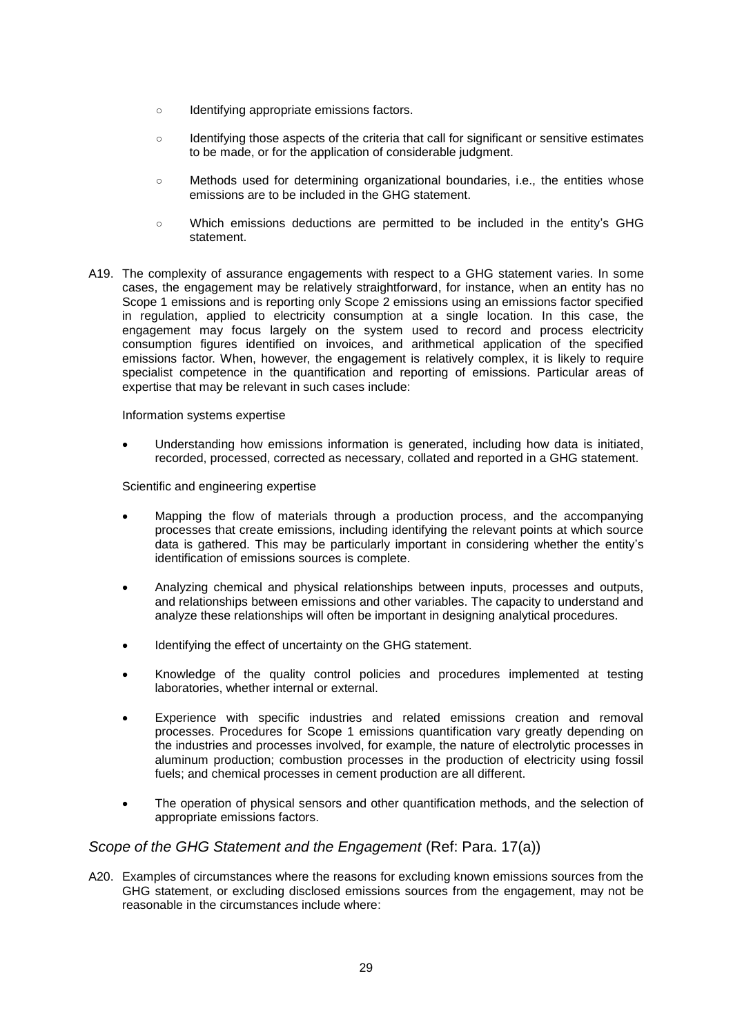- Identifying appropriate emissions factors.
  - Identifying those aspects of the criteria that call for significant or sensitive estimates to be made, or for the application of considerable judgment.
  - Methods used for determining organizational boundaries, i.e., the entities whose emissions are to be included in the GHG statement.
  - Which emissions deductions are permitted to be included in the entity's GHG statement.

A19. The complexity of assurance engagements with respect to a GHG statement varies. In some cases, the engagement may be relatively straightforward, for instance, when an entity has no Scope 1 emissions and is reporting only Scope 2 emissions using an emissions factor specified in regulation, applied to electricity consumption at a single location. In this case, the engagement may focus largely on the system used to record and process electricity consumption figures identified on invoices, and arithmetical application of the specified emissions factor. When, however, the engagement is relatively complex, it is likely to require specialist competence in the quantification and reporting of emissions. Particular areas of expertise that may be relevant in such cases include:

Information systems expertise

- Understanding how emissions information is generated, including how data is initiated, recorded, processed, corrected as necessary, collated and reported in a GHG statement.

Scientific and engineering expertise

- Mapping the flow of materials through a production process, and the accompanying processes that create emissions, including identifying the relevant points at which source data is gathered. This may be particularly important in considering whether the entity's identification of emissions sources is complete.
- Analyzing chemical and physical relationships between inputs, processes and outputs, and relationships between emissions and other variables. The capacity to understand and analyze these relationships will often be important in designing analytical procedures.
- Identifying the effect of uncertainty on the GHG statement.
- Knowledge of the quality control policies and procedures implemented at testing laboratories, whether internal or external.
- Experience with specific industries and related emissions creation and removal processes. Procedures for Scope 1 emissions quantification vary greatly depending on the industries and processes involved, for example, the nature of electrolytic processes in aluminum production; combustion processes in the production of electricity using fossil fuels; and chemical processes in cement production are all different.
- The operation of physical sensors and other quantification methods, and the selection of appropriate emissions factors.

### *Scope of the GHG Statement and the Engagement* (Ref: Para. 17(a))

A20. Examples of circumstances where the reasons for excluding known emissions sources from the GHG statement, or excluding disclosed emissions sources from the engagement, may not be reasonable in the circumstances include where: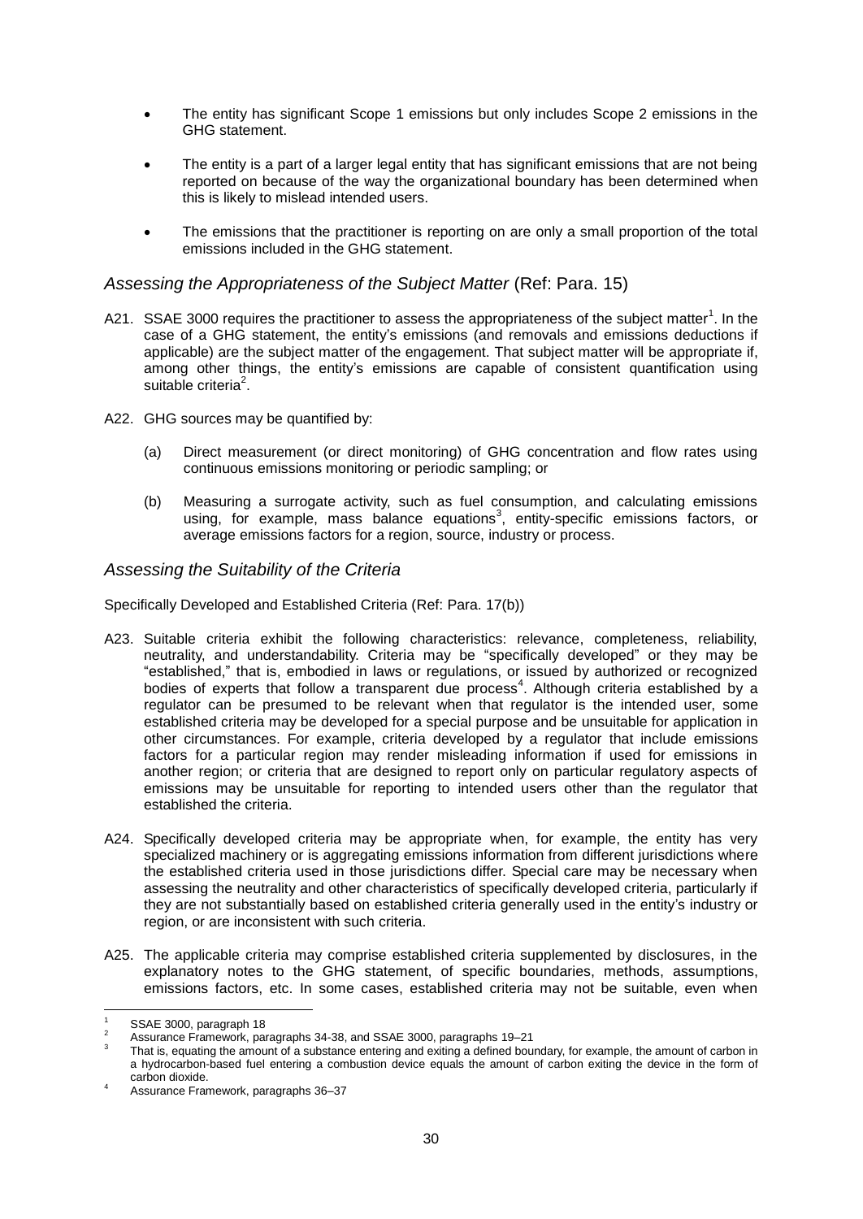- The entity has significant Scope 1 emissions but only includes Scope 2 emissions in the GHG statement.
- The entity is a part of a larger legal entity that has significant emissions that are not being reported on because of the way the organizational boundary has been determined when this is likely to mislead intended users.
- The emissions that the practitioner is reporting on are only a small proportion of the total emissions included in the GHG statement.

### *Assessing the Appropriateness of the Subject Matter* (Ref: Para. 15)

A21. SSAE 3000 requires the practitioner to assess the appropriateness of the subject matter[1]. In the case of a GHG statement, the entity's emissions (and removals and emissions deductions if applicable) are the subject matter of the engagement. That subject matter will be appropriate if, among other things, the entity's emissions are capable of consistent quantification using suitable criteria[2].

A22. GHG sources may be quantified by:

(a) Direct measurement (or direct monitoring) of GHG concentration and flow rates using continuous emissions monitoring or periodic sampling; or

(b) Measuring a surrogate activity, such as fuel consumption, and calculating emissions using, for example, mass balance equations[3], entity-specific emissions factors, or average emissions factors for a region, source, industry or process.

### *Assessing the Suitability of the Criteria*

Specifically Developed and Established Criteria (Ref: Para. 17(b))

A23. Suitable criteria exhibit the following characteristics: relevance, completeness, reliability, neutrality, and understandability. Criteria may be "specifically developed" or they may be "established," that is, embodied in laws or regulations, or issued by authorized or recognized bodies of experts that follow a transparent due process[4]. Although criteria established by a regulator can be presumed to be relevant when that regulator is the intended user, some established criteria may be developed for a special purpose and be unsuitable for application in other circumstances. For example, criteria developed by a regulator that include emissions factors for a particular region may render misleading information if used for emissions in another region; or criteria that are designed to report only on particular regulatory aspects of emissions may be unsuitable for reporting to intended users other than the regulator that established the criteria.

A24. Specifically developed criteria may be appropriate when, for example, the entity has very specialized machinery or is aggregating emissions information from different jurisdictions where the established criteria used in those jurisdictions differ. Special care may be necessary when assessing the neutrality and other characteristics of specifically developed criteria, particularly if they are not substantially based on established criteria generally used in the entity's industry or region, or are inconsistent with such criteria.

A25. The applicable criteria may comprise established criteria supplemented by disclosures, in the explanatory notes to the GHG statement, of specific boundaries, methods, assumptions, emissions factors, etc. In some cases, established criteria may not be suitable, even when

---

[1] SSAE 3000, paragraph 18

[2] Assurance Framework, paragraphs 34-38, and SSAE 3000, paragraphs 19–21

[3] That is, equating the amount of a substance entering and exiting a defined boundary, for example, the amount of carbon in a hydrocarbon-based fuel entering a combustion device equals the amount of carbon exiting the device in the form of carbon dioxide.

[4] Assurance Framework, paragraphs 36–37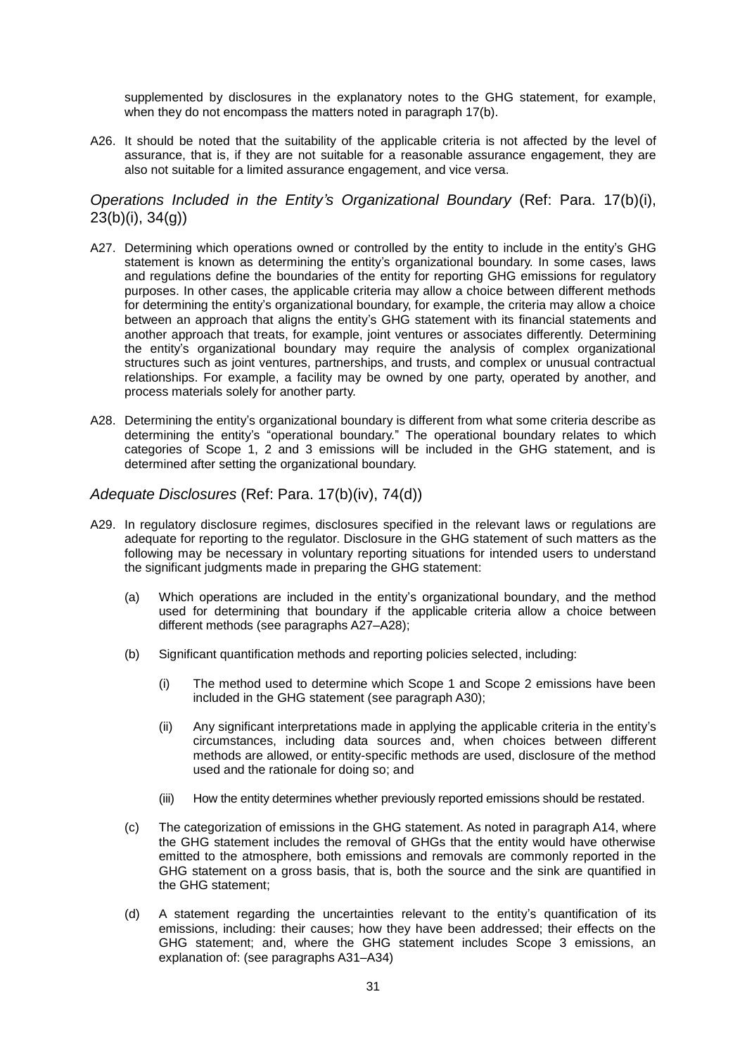supplemented by disclosures in the explanatory notes to the GHG statement, for example, when they do not encompass the matters noted in paragraph 17(b).

A26. It should be noted that the suitability of the applicable criteria is not affected by the level of assurance, that is, if they are not suitable for a reasonable assurance engagement, they are also not suitable for a limited assurance engagement, and vice versa.

### *Operations Included in the Entity's Organizational Boundary* (Ref: Para. 17(b)(i), 23(b)(i), 34(g))

A27. Determining which operations owned or controlled by the entity to include in the entity's GHG statement is known as determining the entity's organizational boundary. In some cases, laws and regulations define the boundaries of the entity for reporting GHG emissions for regulatory purposes. In other cases, the applicable criteria may allow a choice between different methods for determining the entity's organizational boundary, for example, the criteria may allow a choice between an approach that aligns the entity's GHG statement with its financial statements and another approach that treats, for example, joint ventures or associates differently. Determining the entity's organizational boundary may require the analysis of complex organizational structures such as joint ventures, partnerships, and trusts, and complex or unusual contractual relationships. For example, a facility may be owned by one party, operated by another, and process materials solely for another party.

A28. Determining the entity's organizational boundary is different from what some criteria describe as determining the entity's "operational boundary." The operational boundary relates to which categories of Scope 1, 2 and 3 emissions will be included in the GHG statement, and is determined after setting the organizational boundary.

### *Adequate Disclosures* (Ref: Para. 17(b)(iv), 74(d))

A29. In regulatory disclosure regimes, disclosures specified in the relevant laws or regulations are adequate for reporting to the regulator. Disclosure in the GHG statement of such matters as the following may be necessary in voluntary reporting situations for intended users to understand the significant judgments made in preparing the GHG statement:

(a) Which operations are included in the entity's organizational boundary, and the method used for determining that boundary if the applicable criteria allow a choice between different methods (see paragraphs A27–A28);

(b) Significant quantification methods and reporting policies selected, including:

  (i) The method used to determine which Scope 1 and Scope 2 emissions have been included in the GHG statement (see paragraph A30);

  (ii) Any significant interpretations made in applying the applicable criteria in the entity's circumstances, including data sources and, when choices between different methods are allowed, or entity-specific methods are used, disclosure of the method used and the rationale for doing so; and

  (iii) How the entity determines whether previously reported emissions should be restated.

(c) The categorization of emissions in the GHG statement. As noted in paragraph A14, where the GHG statement includes the removal of GHGs that the entity would have otherwise emitted to the atmosphere, both emissions and removals are commonly reported in the GHG statement on a gross basis, that is, both the source and the sink are quantified in the GHG statement;

(d) A statement regarding the uncertainties relevant to the entity's quantification of its emissions, including: their causes; how they have been addressed; their effects on the GHG statement; and, where the GHG statement includes Scope 3 emissions, an explanation of: (see paragraphs A31–A34)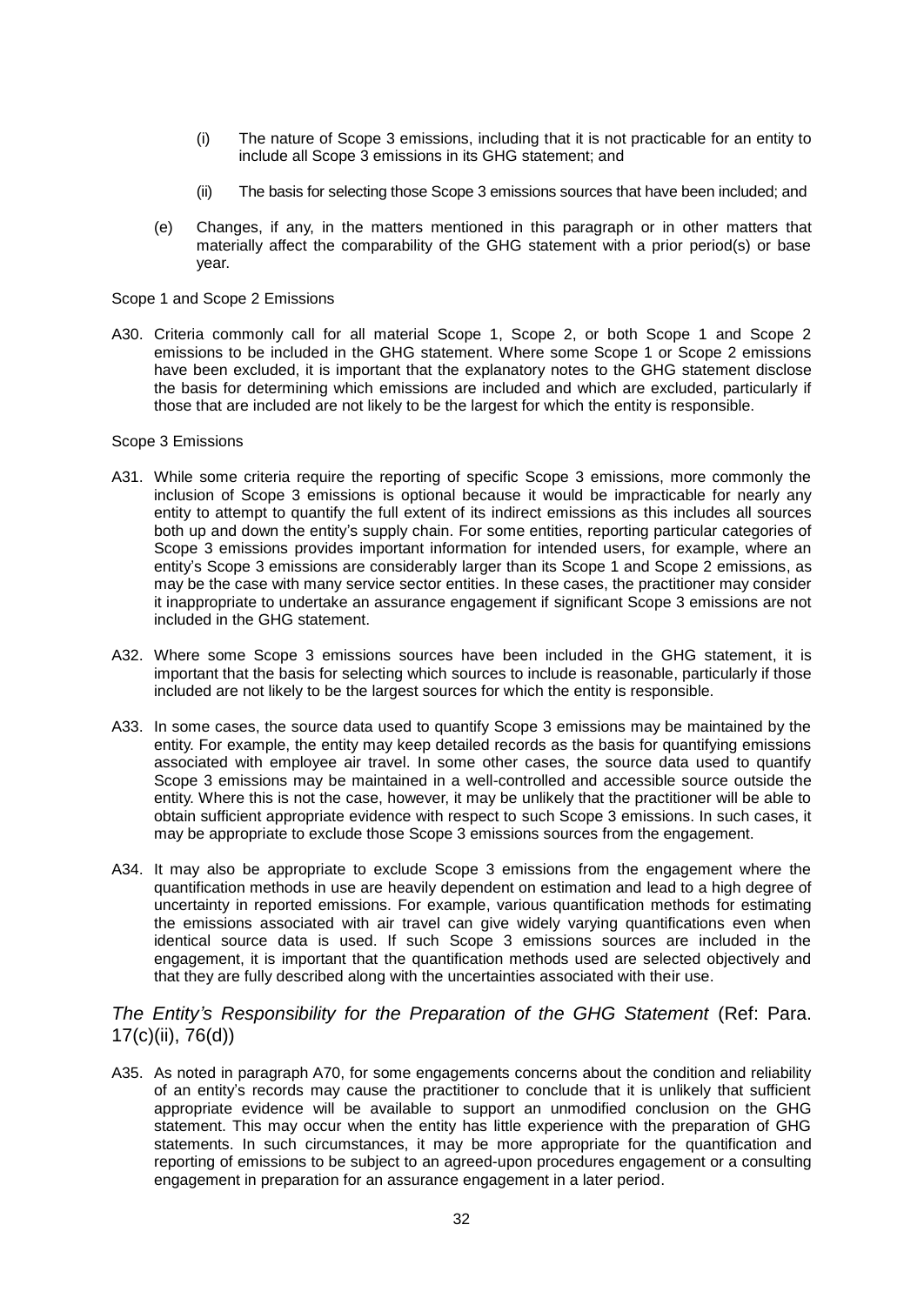(i) The nature of Scope 3 emissions, including that it is not practicable for an entity to include all Scope 3 emissions in its GHG statement; and

(ii) The basis for selecting those Scope 3 emissions sources that have been included; and

(e) Changes, if any, in the matters mentioned in this paragraph or in other matters that materially affect the comparability of the GHG statement with a prior period(s) or base year.

Scope 1 and Scope 2 Emissions

A30. Criteria commonly call for all material Scope 1, Scope 2, or both Scope 1 and Scope 2 emissions to be included in the GHG statement. Where some Scope 1 or Scope 2 emissions have been excluded, it is important that the explanatory notes to the GHG statement disclose the basis for determining which emissions are included and which are excluded, particularly if those that are included are not likely to be the largest for which the entity is responsible.

Scope 3 Emissions

A31. While some criteria require the reporting of specific Scope 3 emissions, more commonly the inclusion of Scope 3 emissions is optional because it would be impracticable for nearly any entity to attempt to quantify the full extent of its indirect emissions as this includes all sources both up and down the entity's supply chain. For some entities, reporting particular categories of Scope 3 emissions provides important information for intended users, for example, where an entity's Scope 3 emissions are considerably larger than its Scope 1 and Scope 2 emissions, as may be the case with many service sector entities. In these cases, the practitioner may consider it inappropriate to undertake an assurance engagement if significant Scope 3 emissions are not included in the GHG statement.

A32. Where some Scope 3 emissions sources have been included in the GHG statement, it is important that the basis for selecting which sources to include is reasonable, particularly if those included are not likely to be the largest sources for which the entity is responsible.

A33. In some cases, the source data used to quantify Scope 3 emissions may be maintained by the entity. For example, the entity may keep detailed records as the basis for quantifying emissions associated with employee air travel. In some other cases, the source data used to quantify Scope 3 emissions may be maintained in a well-controlled and accessible source outside the entity. Where this is not the case, however, it may be unlikely that the practitioner will be able to obtain sufficient appropriate evidence with respect to such Scope 3 emissions. In such cases, it may be appropriate to exclude those Scope 3 emissions sources from the engagement.

A34. It may also be appropriate to exclude Scope 3 emissions from the engagement where the quantification methods in use are heavily dependent on estimation and lead to a high degree of uncertainty in reported emissions. For example, various quantification methods for estimating the emissions associated with air travel can give widely varying quantifications even when identical source data is used. If such Scope 3 emissions sources are included in the engagement, it is important that the quantification methods used are selected objectively and that they are fully described along with the uncertainties associated with their use.

### *The Entity's Responsibility for the Preparation of the GHG Statement* (Ref: Para. 17(c)(ii), 76(d))

A35. As noted in paragraph A70, for some engagements concerns about the condition and reliability of an entity's records may cause the practitioner to conclude that it is unlikely that sufficient appropriate evidence will be available to support an unmodified conclusion on the GHG statement. This may occur when the entity has little experience with the preparation of GHG statements. In such circumstances, it may be more appropriate for the quantification and reporting of emissions to be subject to an agreed-upon procedures engagement or a consulting engagement in preparation for an assurance engagement in a later period.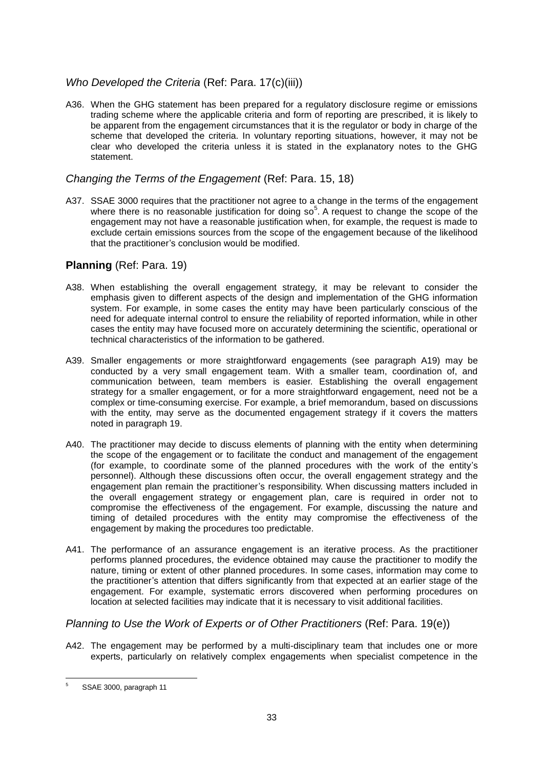### *Who Developed the Criteria* (Ref: Para. 17(c)(iii))

A36. When the GHG statement has been prepared for a regulatory disclosure regime or emissions trading scheme where the applicable criteria and form of reporting are prescribed, it is likely to be apparent from the engagement circumstances that it is the regulator or body in charge of the scheme that developed the criteria. In voluntary reporting situations, however, it may not be clear who developed the criteria unless it is stated in the explanatory notes to the GHG statement.

### *Changing the Terms of the Engagement* (Ref: Para. 15, 18)

A37. SSAE 3000 requires that the practitioner not agree to a change in the terms of the engagement where there is no reasonable justification for doing so[5]. A request to change the scope of the engagement may not have a reasonable justification when, for example, the request is made to exclude certain emissions sources from the scope of the engagement because of the likelihood that the practitioner's conclusion would be modified.

## **Planning** (Ref: Para. 19)

A38. When establishing the overall engagement strategy, it may be relevant to consider the emphasis given to different aspects of the design and implementation of the GHG information system. For example, in some cases the entity may have been particularly conscious of the need for adequate internal control to ensure the reliability of reported information, while in other cases the entity may have focused more on accurately determining the scientific, operational or technical characteristics of the information to be gathered.

A39. Smaller engagements or more straightforward engagements (see paragraph A19) may be conducted by a very small engagement team. With a smaller team, coordination of, and communication between, team members is easier. Establishing the overall engagement strategy for a smaller engagement, or for a more straightforward engagement, need not be a complex or time-consuming exercise. For example, a brief memorandum, based on discussions with the entity, may serve as the documented engagement strategy if it covers the matters noted in paragraph 19.

A40. The practitioner may decide to discuss elements of planning with the entity when determining the scope of the engagement or to facilitate the conduct and management of the engagement (for example, to coordinate some of the planned procedures with the work of the entity's personnel). Although these discussions often occur, the overall engagement strategy and the engagement plan remain the practitioner's responsibility. When discussing matters included in the overall engagement strategy or engagement plan, care is required in order not to compromise the effectiveness of the engagement. For example, discussing the nature and timing of detailed procedures with the entity may compromise the effectiveness of the engagement by making the procedures too predictable.

A41. The performance of an assurance engagement is an iterative process. As the practitioner performs planned procedures, the evidence obtained may cause the practitioner to modify the nature, timing or extent of other planned procedures. In some cases, information may come to the practitioner's attention that differs significantly from that expected at an earlier stage of the engagement. For example, systematic errors discovered when performing procedures on location at selected facilities may indicate that it is necessary to visit additional facilities.

### *Planning to Use the Work of Experts or of Other Practitioners* (Ref: Para. 19(e))

A42. The engagement may be performed by a multi-disciplinary team that includes one or more experts, particularly on relatively complex engagements when specialist competence in the

[5] SSAE 3000, paragraph 11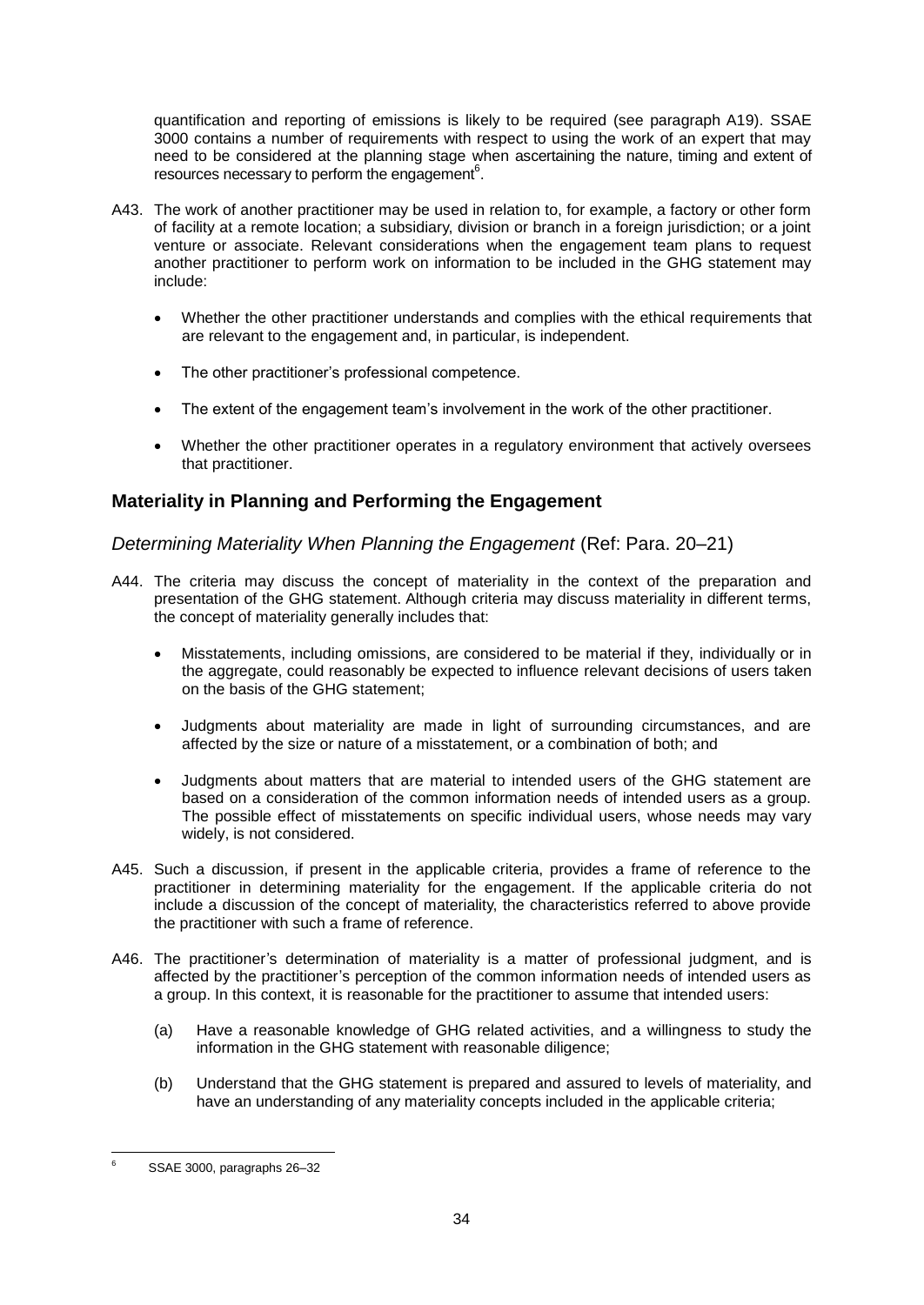quantification and reporting of emissions is likely to be required (see paragraph A19). SSAE 3000 contains a number of requirements with respect to using the work of an expert that may need to be considered at the planning stage when ascertaining the nature, timing and extent of resources necessary to perform the engagement[6].

A43. The work of another practitioner may be used in relation to, for example, a factory or other form of facility at a remote location; a subsidiary, division or branch in a foreign jurisdiction; or a joint venture or associate. Relevant considerations when the engagement team plans to request another practitioner to perform work on information to be included in the GHG statement may include:

- Whether the other practitioner understands and complies with the ethical requirements that are relevant to the engagement and, in particular, is independent.
- The other practitioner's professional competence.
- The extent of the engagement team's involvement in the work of the other practitioner.
- Whether the other practitioner operates in a regulatory environment that actively oversees that practitioner.

## Materiality in Planning and Performing the Engagement

### *Determining Materiality When Planning the Engagement* (Ref: Para. 20–21)

A44. The criteria may discuss the concept of materiality in the context of the preparation and presentation of the GHG statement. Although criteria may discuss materiality in different terms, the concept of materiality generally includes that:

- Misstatements, including omissions, are considered to be material if they, individually or in the aggregate, could reasonably be expected to influence relevant decisions of users taken on the basis of the GHG statement;
- Judgments about materiality are made in light of surrounding circumstances, and are affected by the size or nature of a misstatement, or a combination of both; and
- Judgments about matters that are material to intended users of the GHG statement are based on a consideration of the common information needs of intended users as a group. The possible effect of misstatements on specific individual users, whose needs may vary widely, is not considered.

A45. Such a discussion, if present in the applicable criteria, provides a frame of reference to the practitioner in determining materiality for the engagement. If the applicable criteria do not include a discussion of the concept of materiality, the characteristics referred to above provide the practitioner with such a frame of reference.

A46. The practitioner's determination of materiality is a matter of professional judgment, and is affected by the practitioner's perception of the common information needs of intended users as a group. In this context, it is reasonable for the practitioner to assume that intended users:

(a) Have a reasonable knowledge of GHG related activities, and a willingness to study the information in the GHG statement with reasonable diligence;

(b) Understand that the GHG statement is prepared and assured to levels of materiality, and have an understanding of any materiality concepts included in the applicable criteria;

---

[6] SSAE 3000, paragraphs 26–32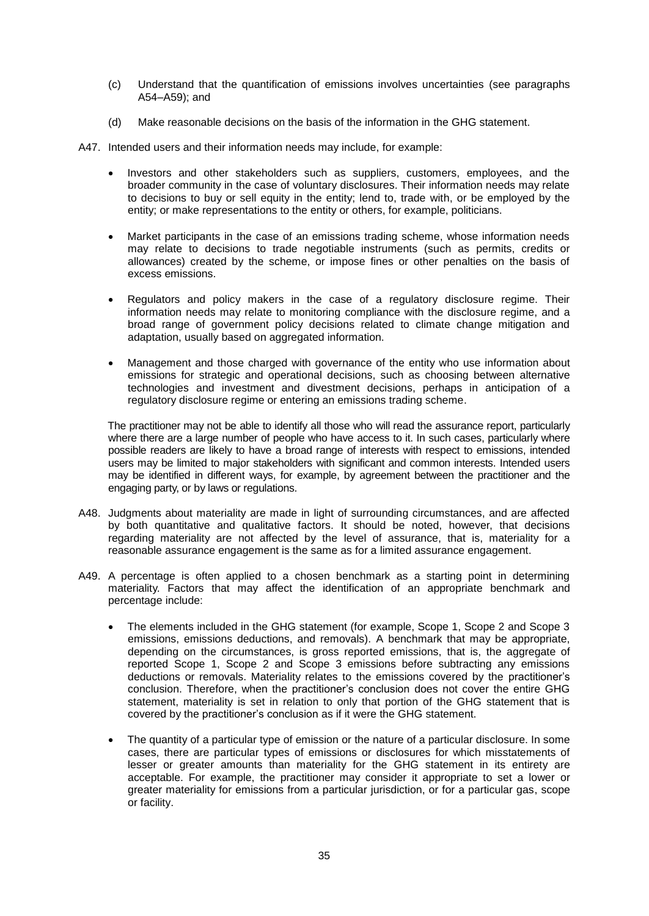(c) Understand that the quantification of emissions involves uncertainties (see paragraphs A54–A59); and

(d) Make reasonable decisions on the basis of the information in the GHG statement.

A47. Intended users and their information needs may include, for example:

- Investors and other stakeholders such as suppliers, customers, employees, and the broader community in the case of voluntary disclosures. Their information needs may relate to decisions to buy or sell equity in the entity; lend to, trade with, or be employed by the entity; or make representations to the entity or others, for example, politicians.
- Market participants in the case of an emissions trading scheme, whose information needs may relate to decisions to trade negotiable instruments (such as permits, credits or allowances) created by the scheme, or impose fines or other penalties on the basis of excess emissions.
- Regulators and policy makers in the case of a regulatory disclosure regime. Their information needs may relate to monitoring compliance with the disclosure regime, and a broad range of government policy decisions related to climate change mitigation and adaptation, usually based on aggregated information.
- Management and those charged with governance of the entity who use information about emissions for strategic and operational decisions, such as choosing between alternative technologies and investment and divestment decisions, perhaps in anticipation of a regulatory disclosure regime or entering an emissions trading scheme.

The practitioner may not be able to identify all those who will read the assurance report, particularly where there are a large number of people who have access to it. In such cases, particularly where possible readers are likely to have a broad range of interests with respect to emissions, intended users may be limited to major stakeholders with significant and common interests. Intended users may be identified in different ways, for example, by agreement between the practitioner and the engaging party, or by laws or regulations.

A48. Judgments about materiality are made in light of surrounding circumstances, and are affected by both quantitative and qualitative factors. It should be noted, however, that decisions regarding materiality are not affected by the level of assurance, that is, materiality for a reasonable assurance engagement is the same as for a limited assurance engagement.

A49. A percentage is often applied to a chosen benchmark as a starting point in determining materiality. Factors that may affect the identification of an appropriate benchmark and percentage include:

- The elements included in the GHG statement (for example, Scope 1, Scope 2 and Scope 3 emissions, emissions deductions, and removals). A benchmark that may be appropriate, depending on the circumstances, is gross reported emissions, that is, the aggregate of reported Scope 1, Scope 2 and Scope 3 emissions before subtracting any emissions deductions or removals. Materiality relates to the emissions covered by the practitioner's conclusion. Therefore, when the practitioner's conclusion does not cover the entire GHG statement, materiality is set in relation to only that portion of the GHG statement that is covered by the practitioner's conclusion as if it were the GHG statement.
- The quantity of a particular type of emission or the nature of a particular disclosure. In some cases, there are particular types of emissions or disclosures for which misstatements of lesser or greater amounts than materiality for the GHG statement in its entirety are acceptable. For example, the practitioner may consider it appropriate to set a lower or greater materiality for emissions from a particular jurisdiction, or for a particular gas, scope or facility.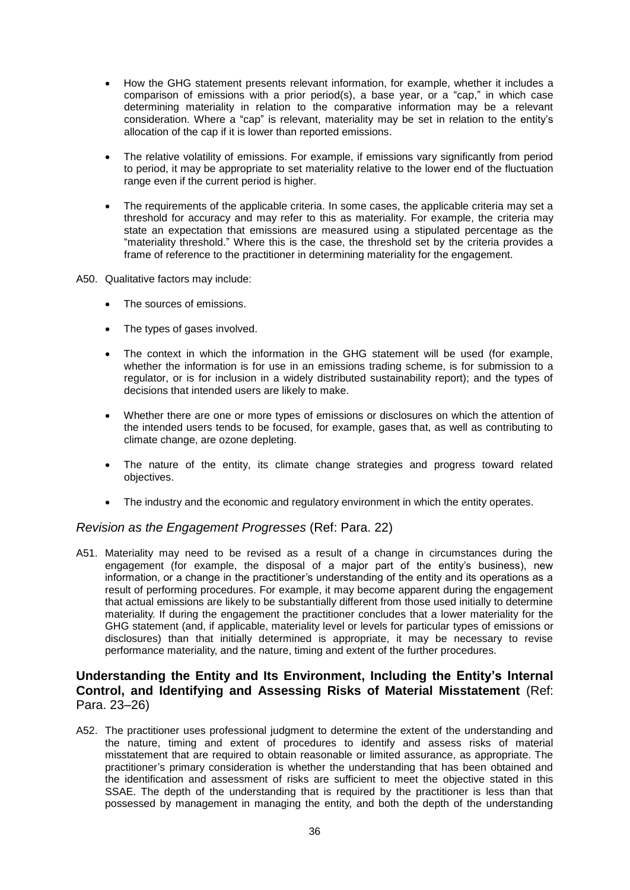- How the GHG statement presents relevant information, for example, whether it includes a comparison of emissions with a prior period(s), a base year, or a "cap," in which case determining materiality in relation to the comparative information may be a relevant consideration. Where a "cap" is relevant, materiality may be set in relation to the entity's allocation of the cap if it is lower than reported emissions.

- The relative volatility of emissions. For example, if emissions vary significantly from period to period, it may be appropriate to set materiality relative to the lower end of the fluctuation range even if the current period is higher.

- The requirements of the applicable criteria. In some cases, the applicable criteria may set a threshold for accuracy and may refer to this as materiality. For example, the criteria may state an expectation that emissions are measured using a stipulated percentage as the "materiality threshold." Where this is the case, the threshold set by the criteria provides a frame of reference to the practitioner in determining materiality for the engagement.

A50. Qualitative factors may include:

- The sources of emissions.

- The types of gases involved.

- The context in which the information in the GHG statement will be used (for example, whether the information is for use in an emissions trading scheme, is for submission to a regulator, or is for inclusion in a widely distributed sustainability report); and the types of decisions that intended users are likely to make.

- Whether there are one or more types of emissions or disclosures on which the attention of the intended users tends to be focused, for example, gases that, as well as contributing to climate change, are ozone depleting.

- The nature of the entity, its climate change strategies and progress toward related objectives.

- The industry and the economic and regulatory environment in which the entity operates.

### *Revision as the Engagement Progresses* (Ref: Para. 22)

A51. Materiality may need to be revised as a result of a change in circumstances during the engagement (for example, the disposal of a major part of the entity's business), new information, or a change in the practitioner's understanding of the entity and its operations as a result of performing procedures. For example, it may become apparent during the engagement that actual emissions are likely to be substantially different from those used initially to determine materiality. If during the engagement the practitioner concludes that a lower materiality for the GHG statement (and, if applicable, materiality level or levels for particular types of emissions or disclosures) than that initially determined is appropriate, it may be necessary to revise performance materiality, and the nature, timing and extent of the further procedures.

## **Understanding the Entity and Its Environment, Including the Entity's Internal Control, and Identifying and Assessing Risks of Material Misstatement** (Ref: Para. 23–26)

A52. The practitioner uses professional judgment to determine the extent of the understanding and the nature, timing and extent of procedures to identify and assess risks of material misstatement that are required to obtain reasonable or limited assurance, as appropriate. The practitioner's primary consideration is whether the understanding that has been obtained and the identification and assessment of risks are sufficient to meet the objective stated in this SSAE. The depth of the understanding that is required by the practitioner is less than that possessed by management in managing the entity, and both the depth of the understanding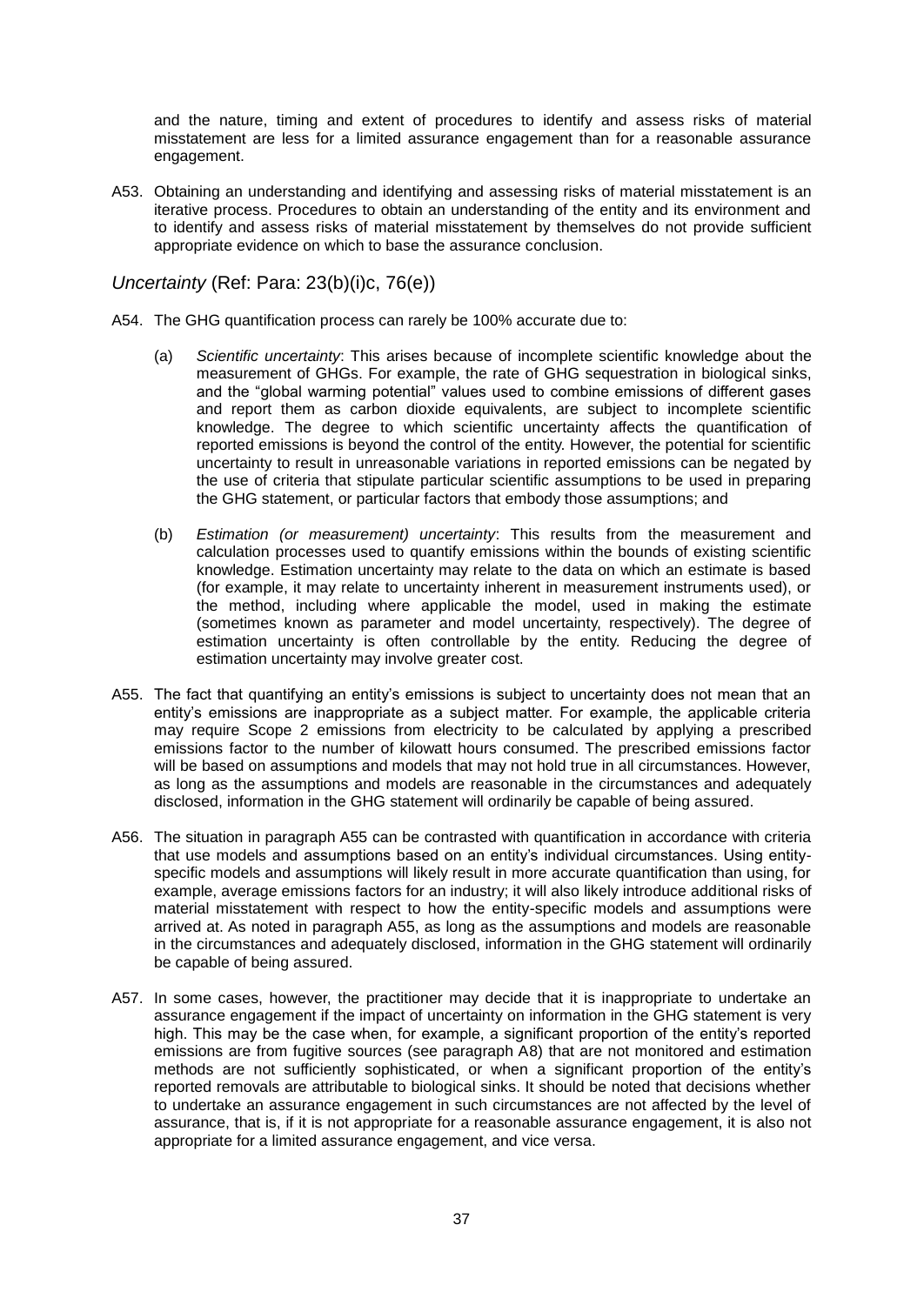and the nature, timing and extent of procedures to identify and assess risks of material misstatement are less for a limited assurance engagement than for a reasonable assurance engagement.

A53. Obtaining an understanding and identifying and assessing risks of material misstatement is an iterative process. Procedures to obtain an understanding of the entity and its environment and to identify and assess risks of material misstatement by themselves do not provide sufficient appropriate evidence on which to base the assurance conclusion.

### *Uncertainty* (Ref: Para: 23(b)(i)c, 76(e))

A54. The GHG quantification process can rarely be 100% accurate due to:

(a) *Scientific uncertainty*: This arises because of incomplete scientific knowledge about the measurement of GHGs. For example, the rate of GHG sequestration in biological sinks, and the "global warming potential" values used to combine emissions of different gases and report them as carbon dioxide equivalents, are subject to incomplete scientific knowledge. The degree to which scientific uncertainty affects the quantification of reported emissions is beyond the control of the entity. However, the potential for scientific uncertainty to result in unreasonable variations in reported emissions can be negated by the use of criteria that stipulate particular scientific assumptions to be used in preparing the GHG statement, or particular factors that embody those assumptions; and

(b) *Estimation (or measurement) uncertainty*: This results from the measurement and calculation processes used to quantify emissions within the bounds of existing scientific knowledge. Estimation uncertainty may relate to the data on which an estimate is based (for example, it may relate to uncertainty inherent in measurement instruments used), or the method, including where applicable the model, used in making the estimate (sometimes known as parameter and model uncertainty, respectively). The degree of estimation uncertainty is often controllable by the entity. Reducing the degree of estimation uncertainty may involve greater cost.

A55. The fact that quantifying an entity's emissions is subject to uncertainty does not mean that an entity's emissions are inappropriate as a subject matter. For example, the applicable criteria may require Scope 2 emissions from electricity to be calculated by applying a prescribed emissions factor to the number of kilowatt hours consumed. The prescribed emissions factor will be based on assumptions and models that may not hold true in all circumstances. However, as long as the assumptions and models are reasonable in the circumstances and adequately disclosed, information in the GHG statement will ordinarily be capable of being assured.

A56. The situation in paragraph A55 can be contrasted with quantification in accordance with criteria that use models and assumptions based on an entity's individual circumstances. Using entity-specific models and assumptions will likely result in more accurate quantification than using, for example, average emissions factors for an industry; it will also likely introduce additional risks of material misstatement with respect to how the entity-specific models and assumptions were arrived at. As noted in paragraph A55, as long as the assumptions and models are reasonable in the circumstances and adequately disclosed, information in the GHG statement will ordinarily be capable of being assured.

A57. In some cases, however, the practitioner may decide that it is inappropriate to undertake an assurance engagement if the impact of uncertainty on information in the GHG statement is very high. This may be the case when, for example, a significant proportion of the entity's reported emissions are from fugitive sources (see paragraph A8) that are not monitored and estimation methods are not sufficiently sophisticated, or when a significant proportion of the entity's reported removals are attributable to biological sinks. It should be noted that decisions whether to undertake an assurance engagement in such circumstances are not affected by the level of assurance, that is, if it is not appropriate for a reasonable assurance engagement, it is also not appropriate for a limited assurance engagement, and vice versa.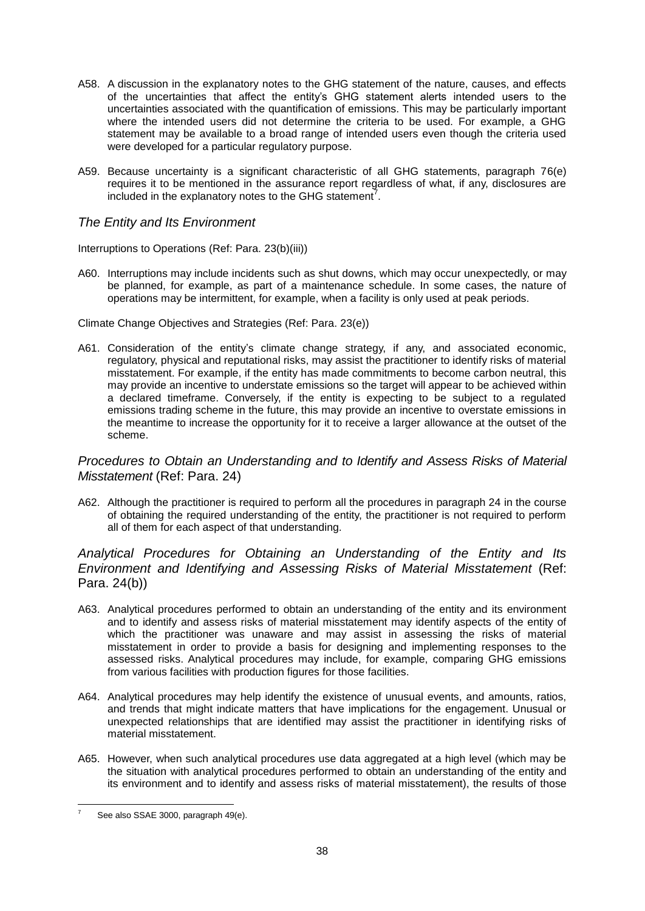A58. A discussion in the explanatory notes to the GHG statement of the nature, causes, and effects of the uncertainties that affect the entity's GHG statement alerts intended users to the uncertainties associated with the quantification of emissions. This may be particularly important where the intended users did not determine the criteria to be used. For example, a GHG statement may be available to a broad range of intended users even though the criteria used were developed for a particular regulatory purpose.

A59. Because uncertainty is a significant characteristic of all GHG statements, paragraph 76(e) requires it to be mentioned in the assurance report regardless of what, if any, disclosures are included in the explanatory notes to the GHG statement[7].

## *The Entity and Its Environment*

Interruptions to Operations (Ref: Para. 23(b)(iii))

A60. Interruptions may include incidents such as shut downs, which may occur unexpectedly, or may be planned, for example, as part of a maintenance schedule. In some cases, the nature of operations may be intermittent, for example, when a facility is only used at peak periods.

Climate Change Objectives and Strategies (Ref: Para. 23(e))

A61. Consideration of the entity's climate change strategy, if any, and associated economic, regulatory, physical and reputational risks, may assist the practitioner to identify risks of material misstatement. For example, if the entity has made commitments to become carbon neutral, this may provide an incentive to understate emissions so the target will appear to be achieved within a declared timeframe. Conversely, if the entity is expecting to be subject to a regulated emissions trading scheme in the future, this may provide an incentive to overstate emissions in the meantime to increase the opportunity for it to receive a larger allowance at the outset of the scheme.

## *Procedures to Obtain an Understanding and to Identify and Assess Risks of Material Misstatement* (Ref: Para. 24)

A62. Although the practitioner is required to perform all the procedures in paragraph 24 in the course of obtaining the required understanding of the entity, the practitioner is not required to perform all of them for each aspect of that understanding.

## *Analytical Procedures for Obtaining an Understanding of the Entity and Its Environment and Identifying and Assessing Risks of Material Misstatement* (Ref: Para. 24(b))

A63. Analytical procedures performed to obtain an understanding of the entity and its environment and to identify and assess risks of material misstatement may identify aspects of the entity of which the practitioner was unaware and may assist in assessing the risks of material misstatement in order to provide a basis for designing and implementing responses to the assessed risks. Analytical procedures may include, for example, comparing GHG emissions from various facilities with production figures for those facilities.

A64. Analytical procedures may help identify the existence of unusual events, and amounts, ratios, and trends that might indicate matters that have implications for the engagement. Unusual or unexpected relationships that are identified may assist the practitioner in identifying risks of material misstatement.

A65. However, when such analytical procedures use data aggregated at a high level (which may be the situation with analytical procedures performed to obtain an understanding of the entity and its environment and to identify and assess risks of material misstatement), the results of those

---

[7] See also SSAE 3000, paragraph 49(e).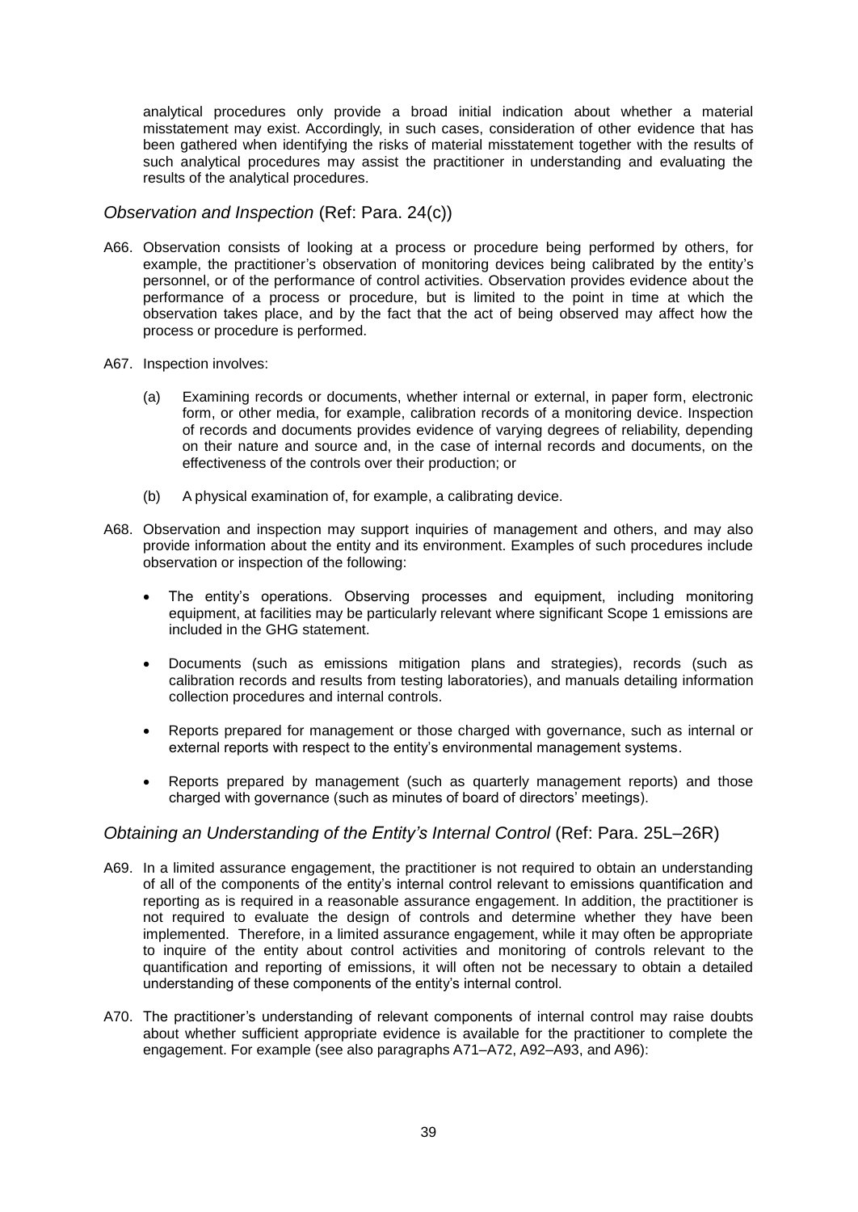analytical procedures only provide a broad initial indication about whether a material misstatement may exist. Accordingly, in such cases, consideration of other evidence that has been gathered when identifying the risks of material misstatement together with the results of such analytical procedures may assist the practitioner in understanding and evaluating the results of the analytical procedures.

### *Observation and Inspection* (Ref: Para. 24(c))

A66. Observation consists of looking at a process or procedure being performed by others, for example, the practitioner's observation of monitoring devices being calibrated by the entity's personnel, or of the performance of control activities. Observation provides evidence about the performance of a process or procedure, but is limited to the point in time at which the observation takes place, and by the fact that the act of being observed may affect how the process or procedure is performed.

A67. Inspection involves:

(a) Examining records or documents, whether internal or external, in paper form, electronic form, or other media, for example, calibration records of a monitoring device. Inspection of records and documents provides evidence of varying degrees of reliability, depending on their nature and source and, in the case of internal records and documents, on the effectiveness of the controls over their production; or

(b) A physical examination of, for example, a calibrating device.

A68. Observation and inspection may support inquiries of management and others, and may also provide information about the entity and its environment. Examples of such procedures include observation or inspection of the following:

- The entity's operations. Observing processes and equipment, including monitoring equipment, at facilities may be particularly relevant where significant Scope 1 emissions are included in the GHG statement.
- Documents (such as emissions mitigation plans and strategies), records (such as calibration records and results from testing laboratories), and manuals detailing information collection procedures and internal controls.
- Reports prepared for management or those charged with governance, such as internal or external reports with respect to the entity's environmental management systems.
- Reports prepared by management (such as quarterly management reports) and those charged with governance (such as minutes of board of directors' meetings).

### *Obtaining an Understanding of the Entity's Internal Control* (Ref: Para. 25L–26R)

A69. In a limited assurance engagement, the practitioner is not required to obtain an understanding of all of the components of the entity's internal control relevant to emissions quantification and reporting as is required in a reasonable assurance engagement. In addition, the practitioner is not required to evaluate the design of controls and determine whether they have been implemented. Therefore, in a limited assurance engagement, while it may often be appropriate to inquire of the entity about control activities and monitoring of controls relevant to the quantification and reporting of emissions, it will often not be necessary to obtain a detailed understanding of these components of the entity's internal control.

A70. The practitioner's understanding of relevant components of internal control may raise doubts about whether sufficient appropriate evidence is available for the practitioner to complete the engagement. For example (see also paragraphs A71–A72, A92–A93, and A96):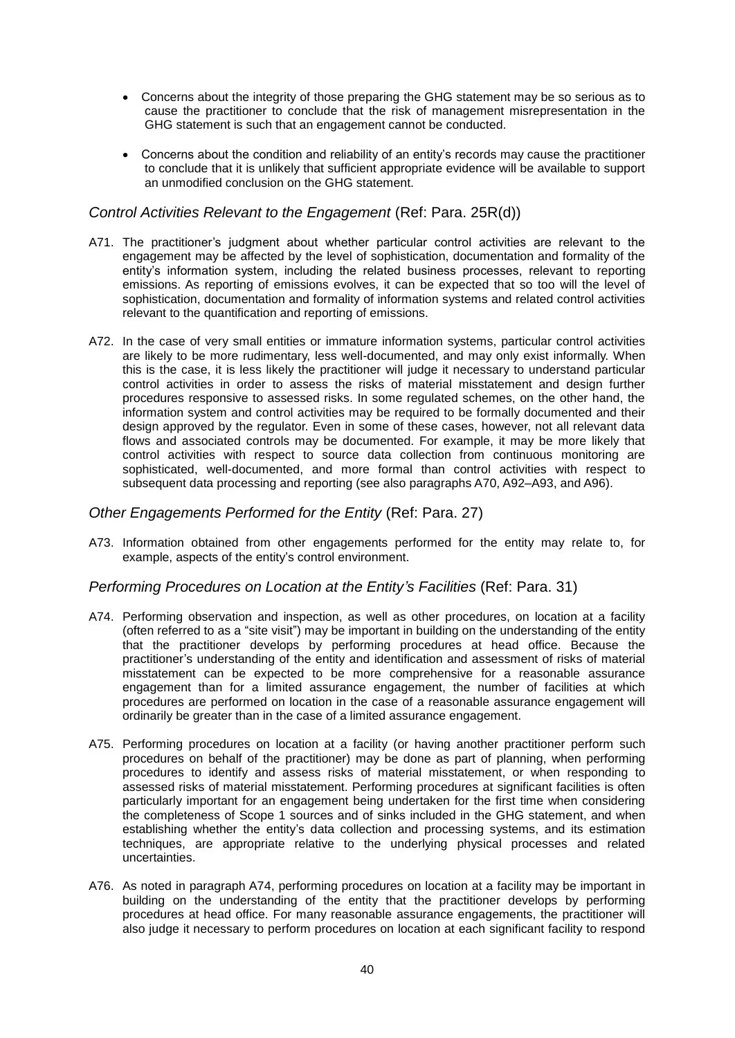- Concerns about the integrity of those preparing the GHG statement may be so serious as to cause the practitioner to conclude that the risk of management misrepresentation in the GHG statement is such that an engagement cannot be conducted.

- Concerns about the condition and reliability of an entity's records may cause the practitioner to conclude that it is unlikely that sufficient appropriate evidence will be available to support an unmodified conclusion on the GHG statement.

### *Control Activities Relevant to the Engagement* (Ref: Para. 25R(d))

A71. The practitioner's judgment about whether particular control activities are relevant to the engagement may be affected by the level of sophistication, documentation and formality of the entity's information system, including the related business processes, relevant to reporting emissions. As reporting of emissions evolves, it can be expected that so too will the level of sophistication, documentation and formality of information systems and related control activities relevant to the quantification and reporting of emissions.

A72. In the case of very small entities or immature information systems, particular control activities are likely to be more rudimentary, less well-documented, and may only exist informally. When this is the case, it is less likely the practitioner will judge it necessary to understand particular control activities in order to assess the risks of material misstatement and design further procedures responsive to assessed risks. In some regulated schemes, on the other hand, the information system and control activities may be required to be formally documented and their design approved by the regulator. Even in some of these cases, however, not all relevant data flows and associated controls may be documented. For example, it may be more likely that control activities with respect to source data collection from continuous monitoring are sophisticated, well-documented, and more formal than control activities with respect to subsequent data processing and reporting (see also paragraphs A70, A92–A93, and A96).

### *Other Engagements Performed for the Entity* (Ref: Para. 27)

A73. Information obtained from other engagements performed for the entity may relate to, for example, aspects of the entity's control environment.

### *Performing Procedures on Location at the Entity's Facilities* (Ref: Para. 31)

A74. Performing observation and inspection, as well as other procedures, on location at a facility (often referred to as a "site visit") may be important in building on the understanding of the entity that the practitioner develops by performing procedures at head office. Because the practitioner's understanding of the entity and identification and assessment of risks of material misstatement can be expected to be more comprehensive for a reasonable assurance engagement than for a limited assurance engagement, the number of facilities at which procedures are performed on location in the case of a reasonable assurance engagement will ordinarily be greater than in the case of a limited assurance engagement.

A75. Performing procedures on location at a facility (or having another practitioner perform such procedures on behalf of the practitioner) may be done as part of planning, when performing procedures to identify and assess risks of material misstatement, or when responding to assessed risks of material misstatement. Performing procedures at significant facilities is often particularly important for an engagement being undertaken for the first time when considering the completeness of Scope 1 sources and of sinks included in the GHG statement, and when establishing whether the entity's data collection and processing systems, and its estimation techniques, are appropriate relative to the underlying physical processes and related uncertainties.

A76. As noted in paragraph A74, performing procedures on location at a facility may be important in building on the understanding of the entity that the practitioner develops by performing procedures at head office. For many reasonable assurance engagements, the practitioner will also judge it necessary to perform procedures on location at each significant facility to respond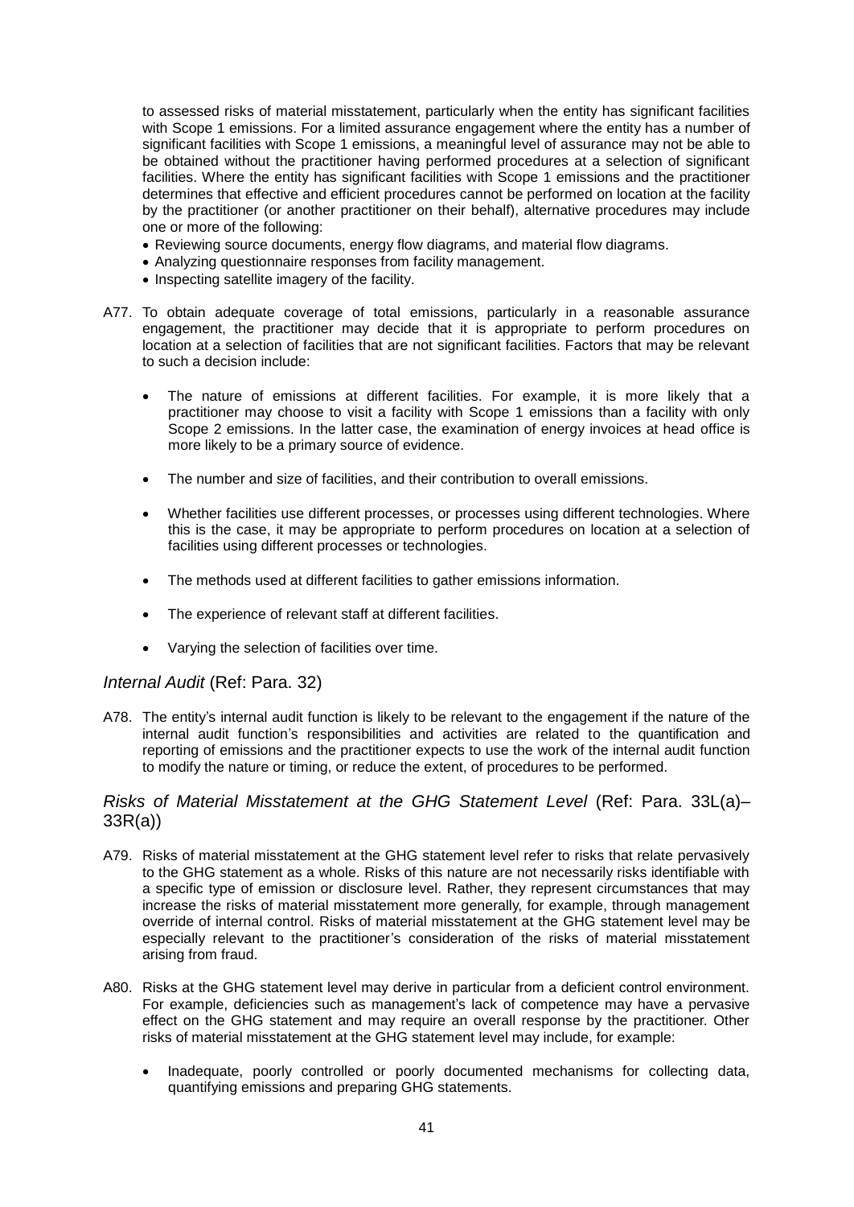to assessed risks of material misstatement, particularly when the entity has significant facilities with Scope 1 emissions. For a limited assurance engagement where the entity has a number of significant facilities with Scope 1 emissions, a meaningful level of assurance may not be able to be obtained without the practitioner having performed procedures at a selection of significant facilities. Where the entity has significant facilities with Scope 1 emissions and the practitioner determines that effective and efficient procedures cannot be performed on location at the facility by the practitioner (or another practitioner on their behalf), alternative procedures may include one or more of the following:

- Reviewing source documents, energy flow diagrams, and material flow diagrams.
- Analyzing questionnaire responses from facility management.
- Inspecting satellite imagery of the facility.

A77. To obtain adequate coverage of total emissions, particularly in a reasonable assurance engagement, the practitioner may decide that it is appropriate to perform procedures on location at a selection of facilities that are not significant facilities. Factors that may be relevant to such a decision include:

- The nature of emissions at different facilities. For example, it is more likely that a practitioner may choose to visit a facility with Scope 1 emissions than a facility with only Scope 2 emissions. In the latter case, the examination of energy invoices at head office is more likely to be a primary source of evidence.
- The number and size of facilities, and their contribution to overall emissions.
- Whether facilities use different processes, or processes using different technologies. Where this is the case, it may be appropriate to perform procedures on location at a selection of facilities using different processes or technologies.
- The methods used at different facilities to gather emissions information.
- The experience of relevant staff at different facilities.
- Varying the selection of facilities over time.

### *Internal Audit* (Ref: Para. 32)

A78. The entity's internal audit function is likely to be relevant to the engagement if the nature of the internal audit function's responsibilities and activities are related to the quantification and reporting of emissions and the practitioner expects to use the work of the internal audit function to modify the nature or timing, or reduce the extent, of procedures to be performed.

### *Risks of Material Misstatement at the GHG Statement Level* (Ref: Para. 33L(a)–33R(a))

A79. Risks of material misstatement at the GHG statement level refer to risks that relate pervasively to the GHG statement as a whole. Risks of this nature are not necessarily risks identifiable with a specific type of emission or disclosure level. Rather, they represent circumstances that may increase the risks of material misstatement more generally, for example, through management override of internal control. Risks of material misstatement at the GHG statement level may be especially relevant to the practitioner's consideration of the risks of material misstatement arising from fraud.

A80. Risks at the GHG statement level may derive in particular from a deficient control environment. For example, deficiencies such as management's lack of competence may have a pervasive effect on the GHG statement and may require an overall response by the practitioner. Other risks of material misstatement at the GHG statement level may include, for example:

- Inadequate, poorly controlled or poorly documented mechanisms for collecting data, quantifying emissions and preparing GHG statements.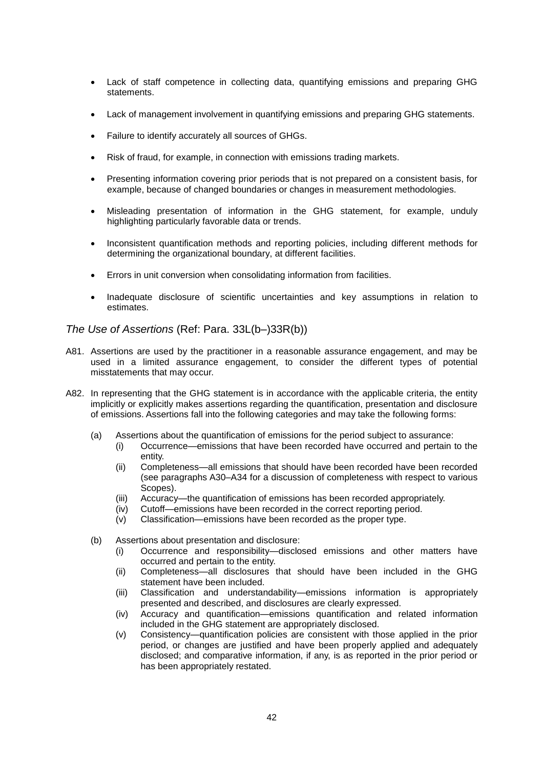- Lack of staff competence in collecting data, quantifying emissions and preparing GHG statements.
- Lack of management involvement in quantifying emissions and preparing GHG statements.
- Failure to identify accurately all sources of GHGs.
- Risk of fraud, for example, in connection with emissions trading markets.
- Presenting information covering prior periods that is not prepared on a consistent basis, for example, because of changed boundaries or changes in measurement methodologies.
- Misleading presentation of information in the GHG statement, for example, unduly highlighting particularly favorable data or trends.
- Inconsistent quantification methods and reporting policies, including different methods for determining the organizational boundary, at different facilities.
- Errors in unit conversion when consolidating information from facilities.
- Inadequate disclosure of scientific uncertainties and key assumptions in relation to estimates.

### *The Use of Assertions* (Ref: Para. 33L(b–)33R(b))

A81. Assertions are used by the practitioner in a reasonable assurance engagement, and may be used in a limited assurance engagement, to consider the different types of potential misstatements that may occur.

A82. In representing that the GHG statement is in accordance with the applicable criteria, the entity implicitly or explicitly makes assertions regarding the quantification, presentation and disclosure of emissions. Assertions fall into the following categories and may take the following forms:

(a) Assertions about the quantification of emissions for the period subject to assurance:
   (i) Occurrence—emissions that have been recorded have occurred and pertain to the entity.
   (ii) Completeness—all emissions that should have been recorded have been recorded (see paragraphs A30–A34 for a discussion of completeness with respect to various Scopes).
   (iii) Accuracy—the quantification of emissions has been recorded appropriately.
   (iv) Cutoff—emissions have been recorded in the correct reporting period.
   (v) Classification—emissions have been recorded as the proper type.

(b) Assertions about presentation and disclosure:
   (i) Occurrence and responsibility—disclosed emissions and other matters have occurred and pertain to the entity.
   (ii) Completeness—all disclosures that should have been included in the GHG statement have been included.
   (iii) Classification and understandability—emissions information is appropriately presented and described, and disclosures are clearly expressed.
   (iv) Accuracy and quantification—emissions quantification and related information included in the GHG statement are appropriately disclosed.
   (v) Consistency—quantification policies are consistent with those applied in the prior period, or changes are justified and have been properly applied and adequately disclosed; and comparative information, if any, is as reported in the prior period or has been appropriately restated.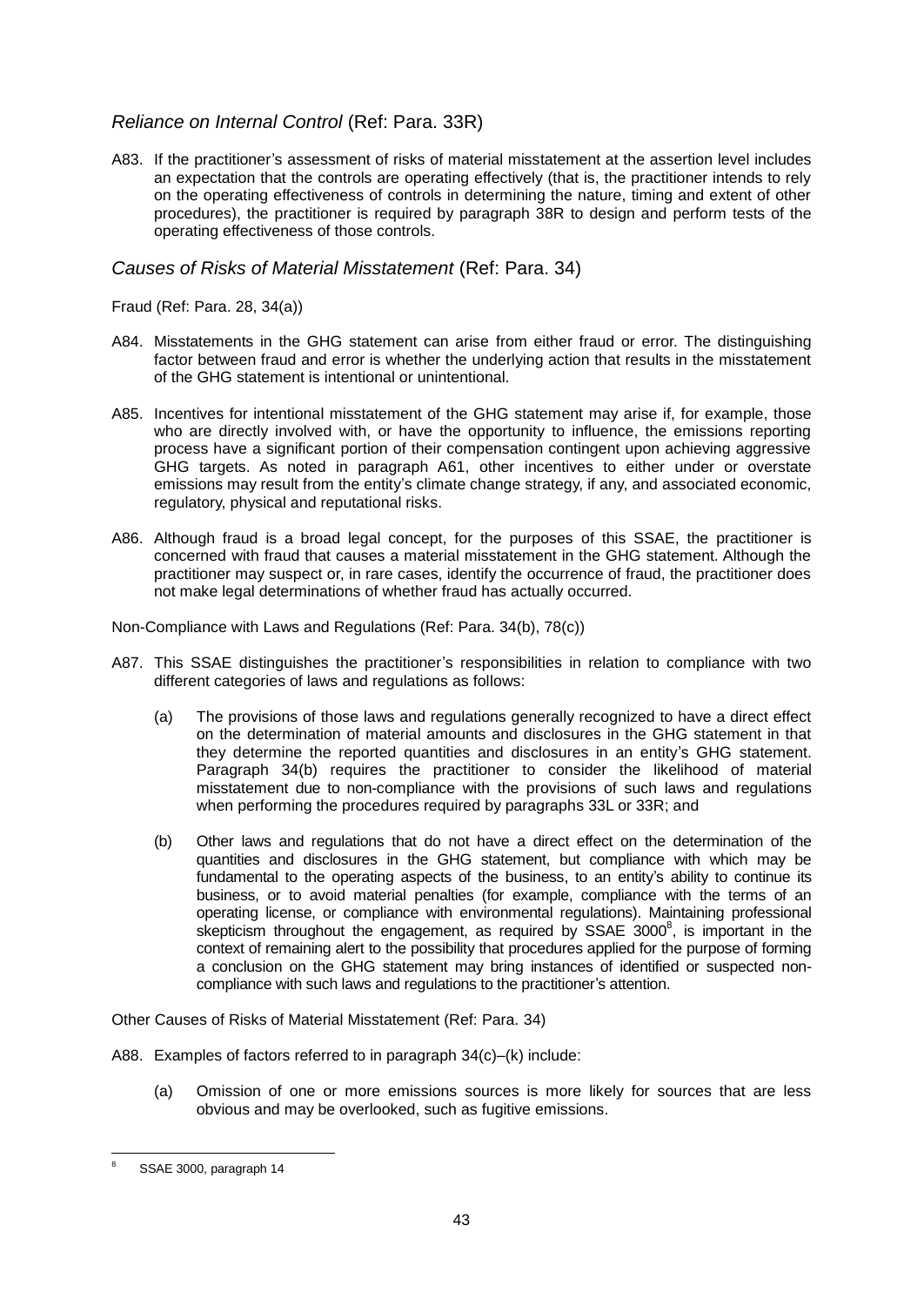### *Reliance on Internal Control* (Ref: Para. 33R)

A83. If the practitioner's assessment of risks of material misstatement at the assertion level includes an expectation that the controls are operating effectively (that is, the practitioner intends to rely on the operating effectiveness of controls in determining the nature, timing and extent of other procedures), the practitioner is required by paragraph 38R to design and perform tests of the operating effectiveness of those controls.

### *Causes of Risks of Material Misstatement* (Ref: Para. 34)

Fraud (Ref: Para. 28, 34(a))

A84. Misstatements in the GHG statement can arise from either fraud or error. The distinguishing factor between fraud and error is whether the underlying action that results in the misstatement of the GHG statement is intentional or unintentional.

A85. Incentives for intentional misstatement of the GHG statement may arise if, for example, those who are directly involved with, or have the opportunity to influence, the emissions reporting process have a significant portion of their compensation contingent upon achieving aggressive GHG targets. As noted in paragraph A61, other incentives to either under or overstate emissions may result from the entity's climate change strategy, if any, and associated economic, regulatory, physical and reputational risks.

A86. Although fraud is a broad legal concept, for the purposes of this SSAE, the practitioner is concerned with fraud that causes a material misstatement in the GHG statement. Although the practitioner may suspect or, in rare cases, identify the occurrence of fraud, the practitioner does not make legal determinations of whether fraud has actually occurred.

Non-Compliance with Laws and Regulations (Ref: Para. 34(b), 78(c))

A87. This SSAE distinguishes the practitioner's responsibilities in relation to compliance with two different categories of laws and regulations as follows:

(a) The provisions of those laws and regulations generally recognized to have a direct effect on the determination of material amounts and disclosures in the GHG statement in that they determine the reported quantities and disclosures in an entity's GHG statement. Paragraph 34(b) requires the practitioner to consider the likelihood of material misstatement due to non-compliance with the provisions of such laws and regulations when performing the procedures required by paragraphs 33L or 33R; and

(b) Other laws and regulations that do not have a direct effect on the determination of the quantities and disclosures in the GHG statement, but compliance with which may be fundamental to the operating aspects of the business, to an entity's ability to continue its business, or to avoid material penalties (for example, compliance with the terms of an operating license, or compliance with environmental regulations). Maintaining professional skepticism throughout the engagement, as required by SSAE 3000[8], is important in the context of remaining alert to the possibility that procedures applied for the purpose of forming a conclusion on the GHG statement may bring instances of identified or suspected non-compliance with such laws and regulations to the practitioner's attention.

Other Causes of Risks of Material Misstatement (Ref: Para. 34)

A88. Examples of factors referred to in paragraph 34(c)–(k) include:

(a) Omission of one or more emissions sources is more likely for sources that are less obvious and may be overlooked, such as fugitive emissions.

---

[8] SSAE 3000, paragraph 14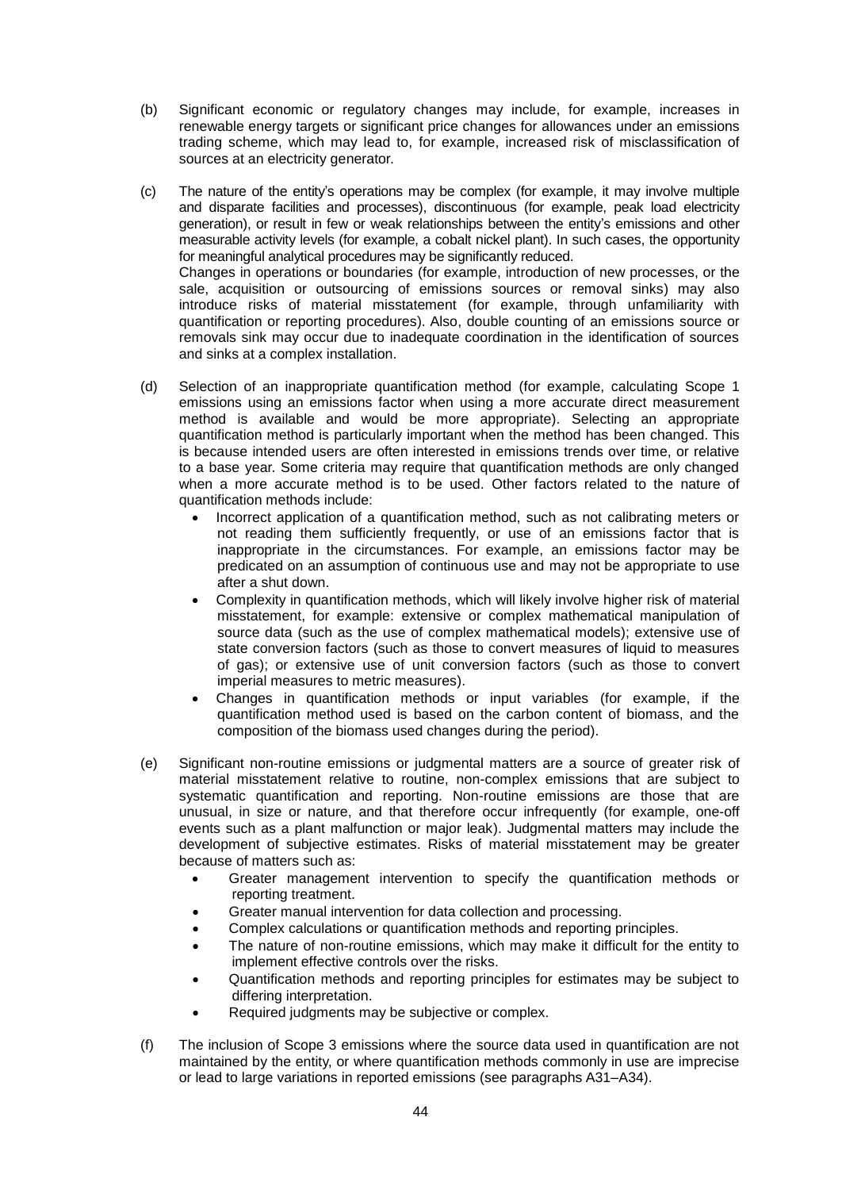(b) Significant economic or regulatory changes may include, for example, increases in renewable energy targets or significant price changes for allowances under an emissions trading scheme, which may lead to, for example, increased risk of misclassification of sources at an electricity generator.

(c) The nature of the entity's operations may be complex (for example, it may involve multiple and disparate facilities and processes), discontinuous (for example, peak load electricity generation), or result in few or weak relationships between the entity's emissions and other measurable activity levels (for example, a cobalt nickel plant). In such cases, the opportunity for meaningful analytical procedures may be significantly reduced.
Changes in operations or boundaries (for example, introduction of new processes, or the sale, acquisition or outsourcing of emissions sources or removal sinks) may also introduce risks of material misstatement (for example, through unfamiliarity with quantification or reporting procedures). Also, double counting of an emissions source or removals sink may occur due to inadequate coordination in the identification of sources and sinks at a complex installation.

(d) Selection of an inappropriate quantification method (for example, calculating Scope 1 emissions using an emissions factor when using a more accurate direct measurement method is available and would be more appropriate). Selecting an appropriate quantification method is particularly important when the method has been changed. This is because intended users are often interested in emissions trends over time, or relative to a base year. Some criteria may require that quantification methods are only changed when a more accurate method is to be used. Other factors related to the nature of quantification methods include:
   - Incorrect application of a quantification method, such as not calibrating meters or not reading them sufficiently frequently, or use of an emissions factor that is inappropriate in the circumstances. For example, an emissions factor may be predicated on an assumption of continuous use and may not be appropriate to use after a shut down.
   - Complexity in quantification methods, which will likely involve higher risk of material misstatement, for example: extensive or complex mathematical manipulation of source data (such as the use of complex mathematical models); extensive use of state conversion factors (such as those to convert measures of liquid to measures of gas); or extensive use of unit conversion factors (such as those to convert imperial measures to metric measures).
   - Changes in quantification methods or input variables (for example, if the quantification method used is based on the carbon content of biomass, and the composition of the biomass used changes during the period).

(e) Significant non-routine emissions or judgmental matters are a source of greater risk of material misstatement relative to routine, non-complex emissions that are subject to systematic quantification and reporting. Non-routine emissions are those that are unusual, in size or nature, and that therefore occur infrequently (for example, one-off events such as a plant malfunction or major leak). Judgmental matters may include the development of subjective estimates. Risks of material misstatement may be greater because of matters such as:
   - Greater management intervention to specify the quantification methods or reporting treatment.
   - Greater manual intervention for data collection and processing.
   - Complex calculations or quantification methods and reporting principles.
   - The nature of non-routine emissions, which may make it difficult for the entity to implement effective controls over the risks.
   - Quantification methods and reporting principles for estimates may be subject to differing interpretation.
   - Required judgments may be subjective or complex.

(f) The inclusion of Scope 3 emissions where the source data used in quantification are not maintained by the entity, or where quantification methods commonly in use are imprecise or lead to large variations in reported emissions (see paragraphs A31–A34).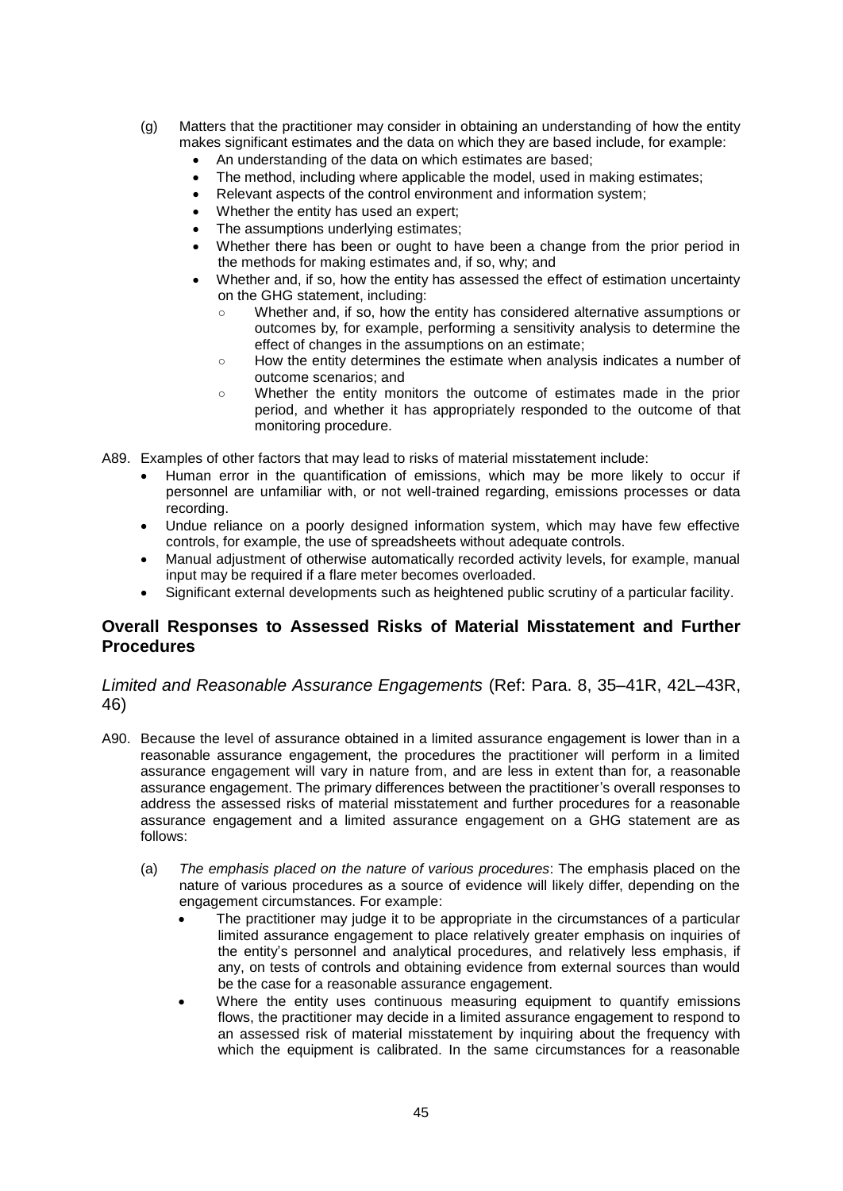(g) Matters that the practitioner may consider in obtaining an understanding of how the entity makes significant estimates and the data on which they are based include, for example:

- An understanding of the data on which estimates are based;
- The method, including where applicable the model, used in making estimates;
- Relevant aspects of the control environment and information system;
- Whether the entity has used an expert;
- The assumptions underlying estimates;
- Whether there has been or ought to have been a change from the prior period in the methods for making estimates and, if so, why; and
- Whether and, if so, how the entity has assessed the effect of estimation uncertainty on the GHG statement, including:
  - Whether and, if so, how the entity has considered alternative assumptions or outcomes by, for example, performing a sensitivity analysis to determine the effect of changes in the assumptions on an estimate;
  - How the entity determines the estimate when analysis indicates a number of outcome scenarios; and
  - Whether the entity monitors the outcome of estimates made in the prior period, and whether it has appropriately responded to the outcome of that monitoring procedure.

A89. Examples of other factors that may lead to risks of material misstatement include:

- Human error in the quantification of emissions, which may be more likely to occur if personnel are unfamiliar with, or not well-trained regarding, emissions processes or data recording.
- Undue reliance on a poorly designed information system, which may have few effective controls, for example, the use of spreadsheets without adequate controls.
- Manual adjustment of otherwise automatically recorded activity levels, for example, manual input may be required if a flare meter becomes overloaded.
- Significant external developments such as heightened public scrutiny of a particular facility.

## Overall Responses to Assessed Risks of Material Misstatement and Further Procedures

### *Limited and Reasonable Assurance Engagements* (Ref: Para. 8, 35–41R, 42L–43R, 46)

A90. Because the level of assurance obtained in a limited assurance engagement is lower than in a reasonable assurance engagement, the procedures the practitioner will perform in a limited assurance engagement will vary in nature from, and are less in extent than for, a reasonable assurance engagement. The primary differences between the practitioner's overall responses to address the assessed risks of material misstatement and further procedures for a reasonable assurance engagement and a limited assurance engagement on a GHG statement are as follows:

(a) *The emphasis placed on the nature of various procedures*: The emphasis placed on the nature of various procedures as a source of evidence will likely differ, depending on the engagement circumstances. For example:

- The practitioner may judge it to be appropriate in the circumstances of a particular limited assurance engagement to place relatively greater emphasis on inquiries of the entity's personnel and analytical procedures, and relatively less emphasis, if any, on tests of controls and obtaining evidence from external sources than would be the case for a reasonable assurance engagement.
- Where the entity uses continuous measuring equipment to quantify emissions flows, the practitioner may decide in a limited assurance engagement to respond to an assessed risk of material misstatement by inquiring about the frequency with which the equipment is calibrated. In the same circumstances for a reasonable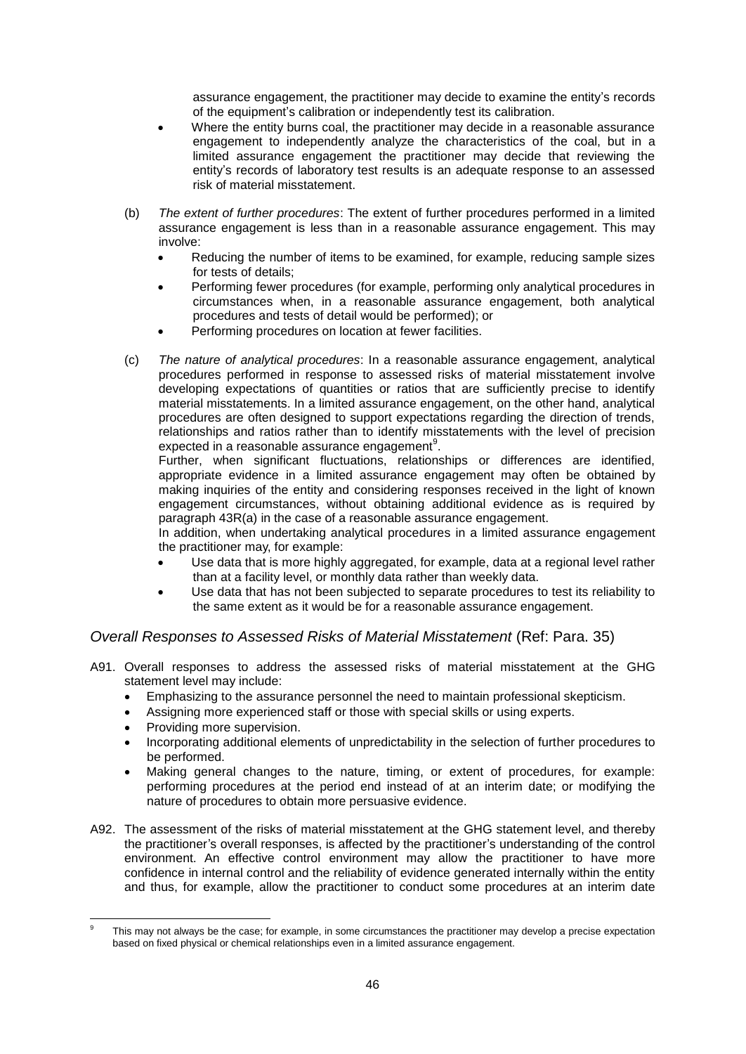assurance engagement, the practitioner may decide to examine the entity's records of the equipment's calibration or independently test its calibration.

- Where the entity burns coal, the practitioner may decide in a reasonable assurance engagement to independently analyze the characteristics of the coal, but in a limited assurance engagement the practitioner may decide that reviewing the entity's records of laboratory test results is an adequate response to an assessed risk of material misstatement.

(b) *The extent of further procedures*: The extent of further procedures performed in a limited assurance engagement is less than in a reasonable assurance engagement. This may involve:

- Reducing the number of items to be examined, for example, reducing sample sizes for tests of details;
- Performing fewer procedures (for example, performing only analytical procedures in circumstances when, in a reasonable assurance engagement, both analytical procedures and tests of detail would be performed); or
- Performing procedures on location at fewer facilities.

(c) *The nature of analytical procedures*: In a reasonable assurance engagement, analytical procedures performed in response to assessed risks of material misstatement involve developing expectations of quantities or ratios that are sufficiently precise to identify material misstatements. In a limited assurance engagement, on the other hand, analytical procedures are often designed to support expectations regarding the direction of trends, relationships and ratios rather than to identify misstatements with the level of precision expected in a reasonable assurance engagement[9].

Further, when significant fluctuations, relationships or differences are identified, appropriate evidence in a limited assurance engagement may often be obtained by making inquiries of the entity and considering responses received in the light of known engagement circumstances, without obtaining additional evidence as is required by paragraph 43R(a) in the case of a reasonable assurance engagement.

In addition, when undertaking analytical procedures in a limited assurance engagement the practitioner may, for example:

- Use data that is more highly aggregated, for example, data at a regional level rather than at a facility level, or monthly data rather than weekly data.
- Use data that has not been subjected to separate procedures to test its reliability to the same extent as it would be for a reasonable assurance engagement.

### *Overall Responses to Assessed Risks of Material Misstatement* (Ref: Para. 35)

A91. Overall responses to address the assessed risks of material misstatement at the GHG statement level may include:

- Emphasizing to the assurance personnel the need to maintain professional skepticism.
- Assigning more experienced staff or those with special skills or using experts.
- Providing more supervision.
- Incorporating additional elements of unpredictability in the selection of further procedures to be performed.
- Making general changes to the nature, timing, or extent of procedures, for example: performing procedures at the period end instead of at an interim date; or modifying the nature of procedures to obtain more persuasive evidence.

A92. The assessment of the risks of material misstatement at the GHG statement level, and thereby the practitioner's overall responses, is affected by the practitioner's understanding of the control environment. An effective control environment may allow the practitioner to have more confidence in internal control and the reliability of evidence generated internally within the entity and thus, for example, allow the practitioner to conduct some procedures at an interim date

---

[9] This may not always be the case; for example, in some circumstances the practitioner may develop a precise expectation based on fixed physical or chemical relationships even in a limited assurance engagement.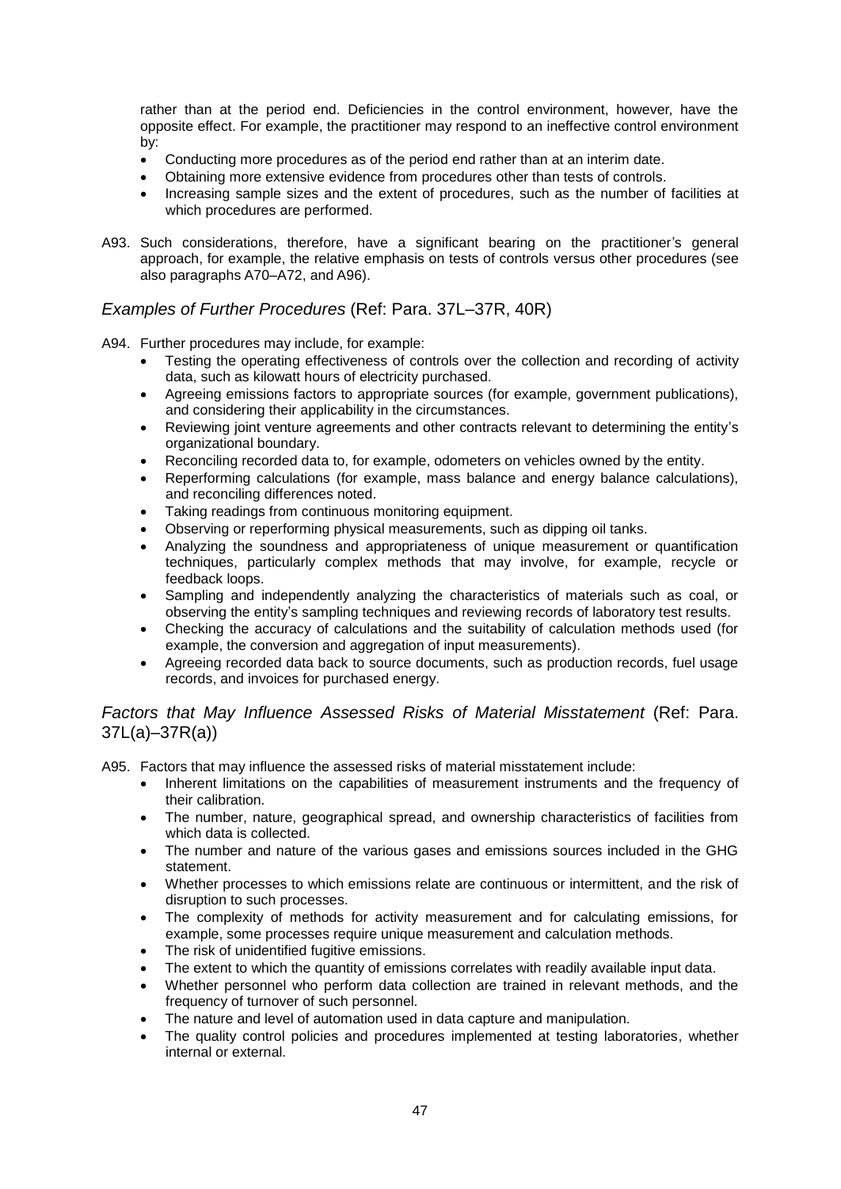rather than at the period end. Deficiencies in the control environment, however, have the opposite effect. For example, the practitioner may respond to an ineffective control environment by:

- Conducting more procedures as of the period end rather than at an interim date.
- Obtaining more extensive evidence from procedures other than tests of controls.
- Increasing sample sizes and the extent of procedures, such as the number of facilities at which procedures are performed.

A93. Such considerations, therefore, have a significant bearing on the practitioner's general approach, for example, the relative emphasis on tests of controls versus other procedures (see also paragraphs A70–A72, and A96).

### *Examples of Further Procedures* (Ref: Para. 37L–37R, 40R)

A94. Further procedures may include, for example:

- Testing the operating effectiveness of controls over the collection and recording of activity data, such as kilowatt hours of electricity purchased.
- Agreeing emissions factors to appropriate sources (for example, government publications), and considering their applicability in the circumstances.
- Reviewing joint venture agreements and other contracts relevant to determining the entity's organizational boundary.
- Reconciling recorded data to, for example, odometers on vehicles owned by the entity.
- Reperforming calculations (for example, mass balance and energy balance calculations), and reconciling differences noted.
- Taking readings from continuous monitoring equipment.
- Observing or reperforming physical measurements, such as dipping oil tanks.
- Analyzing the soundness and appropriateness of unique measurement or quantification techniques, particularly complex methods that may involve, for example, recycle or feedback loops.
- Sampling and independently analyzing the characteristics of materials such as coal, or observing the entity's sampling techniques and reviewing records of laboratory test results.
- Checking the accuracy of calculations and the suitability of calculation methods used (for example, the conversion and aggregation of input measurements).
- Agreeing recorded data back to source documents, such as production records, fuel usage records, and invoices for purchased energy.

### *Factors that May Influence Assessed Risks of Material Misstatement* (Ref: Para. 37L(a)–37R(a))

A95. Factors that may influence the assessed risks of material misstatement include:

- Inherent limitations on the capabilities of measurement instruments and the frequency of their calibration.
- The number, nature, geographical spread, and ownership characteristics of facilities from which data is collected.
- The number and nature of the various gases and emissions sources included in the GHG statement.
- Whether processes to which emissions relate are continuous or intermittent, and the risk of disruption to such processes.
- The complexity of methods for activity measurement and for calculating emissions, for example, some processes require unique measurement and calculation methods.
- The risk of unidentified fugitive emissions.
- The extent to which the quantity of emissions correlates with readily available input data.
- Whether personnel who perform data collection are trained in relevant methods, and the frequency of turnover of such personnel.
- The nature and level of automation used in data capture and manipulation.
- The quality control policies and procedures implemented at testing laboratories, whether internal or external.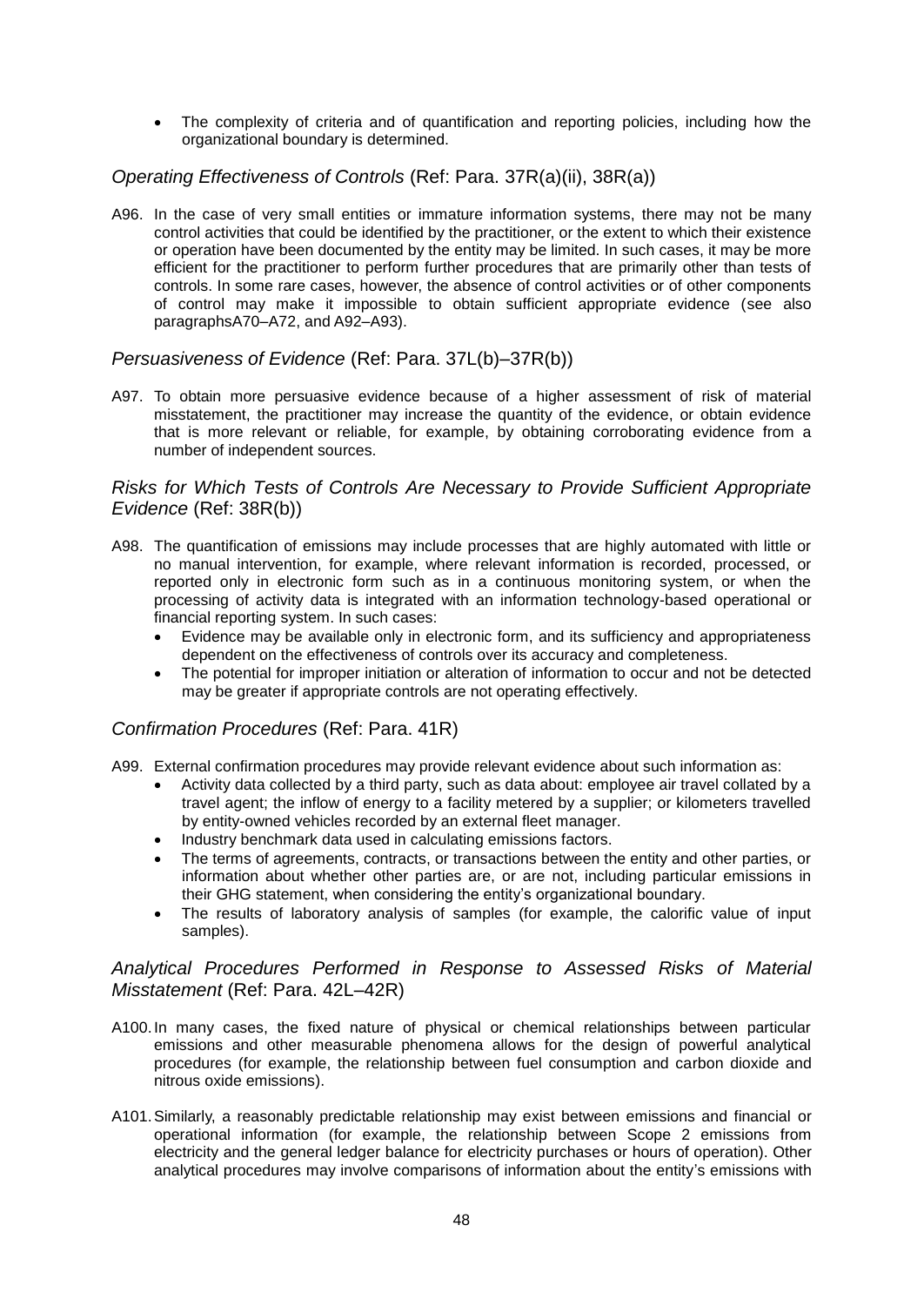- The complexity of criteria and of quantification and reporting policies, including how the organizational boundary is determined.

### *Operating Effectiveness of Controls* (Ref: Para. 37R(a)(ii), 38R(a))

A96. In the case of very small entities or immature information systems, there may not be many control activities that could be identified by the practitioner, or the extent to which their existence or operation have been documented by the entity may be limited. In such cases, it may be more efficient for the practitioner to perform further procedures that are primarily other than tests of controls. In some rare cases, however, the absence of control activities or of other components of control may make it impossible to obtain sufficient appropriate evidence (see also paragraphsA70–A72, and A92–A93).

### *Persuasiveness of Evidence* (Ref: Para. 37L(b)–37R(b))

A97. To obtain more persuasive evidence because of a higher assessment of risk of material misstatement, the practitioner may increase the quantity of the evidence, or obtain evidence that is more relevant or reliable, for example, by obtaining corroborating evidence from a number of independent sources.

### *Risks for Which Tests of Controls Are Necessary to Provide Sufficient Appropriate Evidence* (Ref: 38R(b))

A98. The quantification of emissions may include processes that are highly automated with little or no manual intervention, for example, where relevant information is recorded, processed, or reported only in electronic form such as in a continuous monitoring system, or when the processing of activity data is integrated with an information technology-based operational or financial reporting system. In such cases:

- Evidence may be available only in electronic form, and its sufficiency and appropriateness dependent on the effectiveness of controls over its accuracy and completeness.
- The potential for improper initiation or alteration of information to occur and not be detected may be greater if appropriate controls are not operating effectively.

### *Confirmation Procedures* (Ref: Para. 41R)

A99. External confirmation procedures may provide relevant evidence about such information as:

- Activity data collected by a third party, such as data about: employee air travel collated by a travel agent; the inflow of energy to a facility metered by a supplier; or kilometers travelled by entity-owned vehicles recorded by an external fleet manager.
- Industry benchmark data used in calculating emissions factors.
- The terms of agreements, contracts, or transactions between the entity and other parties, or information about whether other parties are, or are not, including particular emissions in their GHG statement, when considering the entity's organizational boundary.
- The results of laboratory analysis of samples (for example, the calorific value of input samples).

### *Analytical Procedures Performed in Response to Assessed Risks of Material Misstatement* (Ref: Para. 42L–42R)

A100. In many cases, the fixed nature of physical or chemical relationships between particular emissions and other measurable phenomena allows for the design of powerful analytical procedures (for example, the relationship between fuel consumption and carbon dioxide and nitrous oxide emissions).

A101. Similarly, a reasonably predictable relationship may exist between emissions and financial or operational information (for example, the relationship between Scope 2 emissions from electricity and the general ledger balance for electricity purchases or hours of operation). Other analytical procedures may involve comparisons of information about the entity's emissions with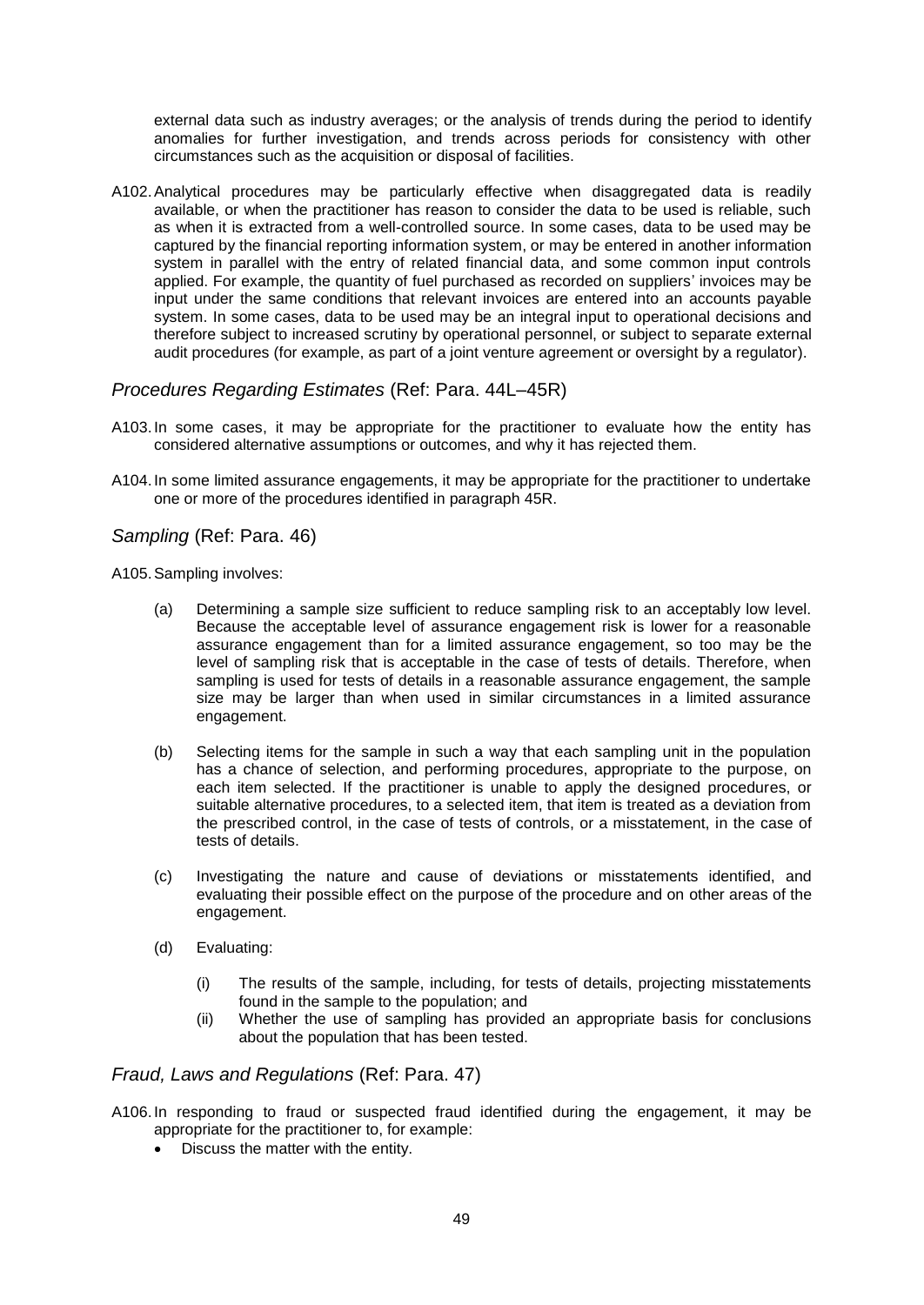external data such as industry averages; or the analysis of trends during the period to identify anomalies for further investigation, and trends across periods for consistency with other circumstances such as the acquisition or disposal of facilities.

A102. Analytical procedures may be particularly effective when disaggregated data is readily available, or when the practitioner has reason to consider the data to be used is reliable, such as when it is extracted from a well-controlled source. In some cases, data to be used may be captured by the financial reporting information system, or may be entered in another information system in parallel with the entry of related financial data, and some common input controls applied. For example, the quantity of fuel purchased as recorded on suppliers' invoices may be input under the same conditions that relevant invoices are entered into an accounts payable system. In some cases, data to be used may be an integral input to operational decisions and therefore subject to increased scrutiny by operational personnel, or subject to separate external audit procedures (for example, as part of a joint venture agreement or oversight by a regulator).

### *Procedures Regarding Estimates* (Ref: Para. 44L–45R)

A103. In some cases, it may be appropriate for the practitioner to evaluate how the entity has considered alternative assumptions or outcomes, and why it has rejected them.

A104. In some limited assurance engagements, it may be appropriate for the practitioner to undertake one or more of the procedures identified in paragraph 45R.

### *Sampling* (Ref: Para. 46)

A105. Sampling involves:

(a) Determining a sample size sufficient to reduce sampling risk to an acceptably low level. Because the acceptable level of assurance engagement risk is lower for a reasonable assurance engagement than for a limited assurance engagement, so too may be the level of sampling risk that is acceptable in the case of tests of details. Therefore, when sampling is used for tests of details in a reasonable assurance engagement, the sample size may be larger than when used in similar circumstances in a limited assurance engagement.

(b) Selecting items for the sample in such a way that each sampling unit in the population has a chance of selection, and performing procedures, appropriate to the purpose, on each item selected. If the practitioner is unable to apply the designed procedures, or suitable alternative procedures, to a selected item, that item is treated as a deviation from the prescribed control, in the case of tests of controls, or a misstatement, in the case of tests of details.

(c) Investigating the nature and cause of deviations or misstatements identified, and evaluating their possible effect on the purpose of the procedure and on other areas of the engagement.

(d) Evaluating:

   (i) The results of the sample, including, for tests of details, projecting misstatements found in the sample to the population; and

   (ii) Whether the use of sampling has provided an appropriate basis for conclusions about the population that has been tested.

### *Fraud, Laws and Regulations* (Ref: Para. 47)

A106. In responding to fraud or suspected fraud identified during the engagement, it may be appropriate for the practitioner to, for example:

- Discuss the matter with the entity.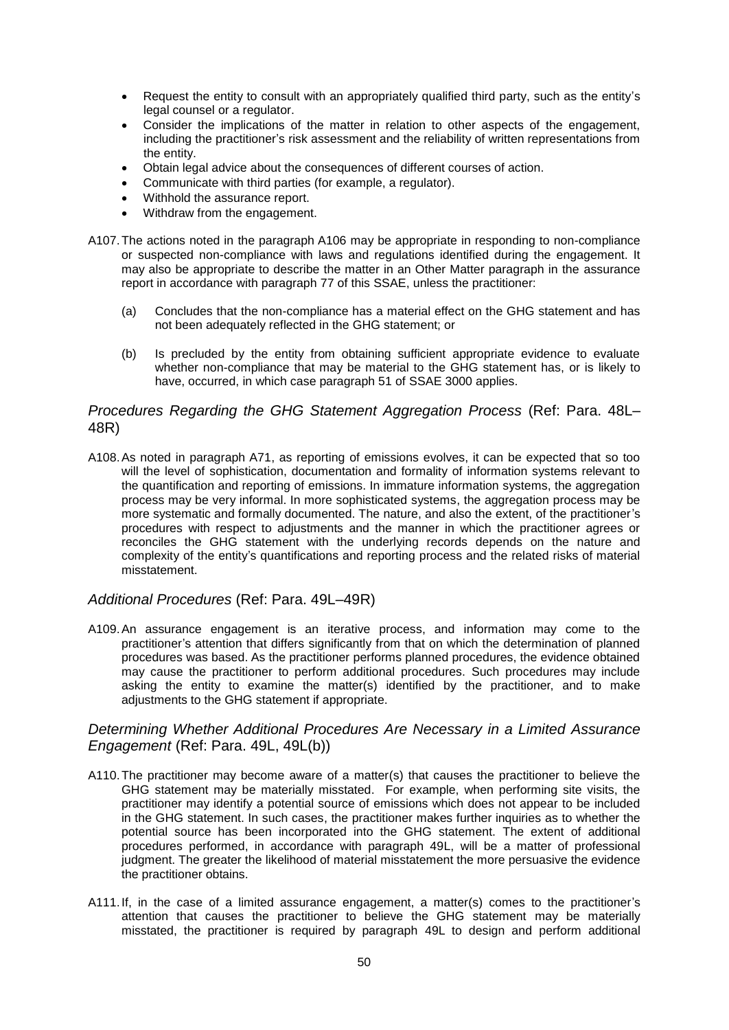- Request the entity to consult with an appropriately qualified third party, such as the entity's legal counsel or a regulator.
- Consider the implications of the matter in relation to other aspects of the engagement, including the practitioner's risk assessment and the reliability of written representations from the entity.
- Obtain legal advice about the consequences of different courses of action.
- Communicate with third parties (for example, a regulator).
- Withhold the assurance report.
- Withdraw from the engagement.

A107. The actions noted in the paragraph A106 may be appropriate in responding to non-compliance or suspected non-compliance with laws and regulations identified during the engagement. It may also be appropriate to describe the matter in an Other Matter paragraph in the assurance report in accordance with paragraph 77 of this SSAE, unless the practitioner:

(a) Concludes that the non-compliance has a material effect on the GHG statement and has not been adequately reflected in the GHG statement; or

(b) Is precluded by the entity from obtaining sufficient appropriate evidence to evaluate whether non-compliance that may be material to the GHG statement has, or is likely to have, occurred, in which case paragraph 51 of SSAE 3000 applies.

### *Procedures Regarding the GHG Statement Aggregation Process* (Ref: Para. 48L–48R)

A108. As noted in paragraph A71, as reporting of emissions evolves, it can be expected that so too will the level of sophistication, documentation and formality of information systems relevant to the quantification and reporting of emissions. In immature information systems, the aggregation process may be very informal. In more sophisticated systems, the aggregation process may be more systematic and formally documented. The nature, and also the extent, of the practitioner's procedures with respect to adjustments and the manner in which the practitioner agrees or reconciles the GHG statement with the underlying records depends on the nature and complexity of the entity's quantifications and reporting process and the related risks of material misstatement.

### *Additional Procedures* (Ref: Para. 49L–49R)

A109. An assurance engagement is an iterative process, and information may come to the practitioner's attention that differs significantly from that on which the determination of planned procedures was based. As the practitioner performs planned procedures, the evidence obtained may cause the practitioner to perform additional procedures. Such procedures may include asking the entity to examine the matter(s) identified by the practitioner, and to make adjustments to the GHG statement if appropriate.

### *Determining Whether Additional Procedures Are Necessary in a Limited Assurance Engagement* (Ref: Para. 49L, 49L(b))

A110. The practitioner may become aware of a matter(s) that causes the practitioner to believe the GHG statement may be materially misstated. For example, when performing site visits, the practitioner may identify a potential source of emissions which does not appear to be included in the GHG statement. In such cases, the practitioner makes further inquiries as to whether the potential source has been incorporated into the GHG statement. The extent of additional procedures performed, in accordance with paragraph 49L, will be a matter of professional judgment. The greater the likelihood of material misstatement the more persuasive the evidence the practitioner obtains.

A111. If, in the case of a limited assurance engagement, a matter(s) comes to the practitioner's attention that causes the practitioner to believe the GHG statement may be materially misstated, the practitioner is required by paragraph 49L to design and perform additional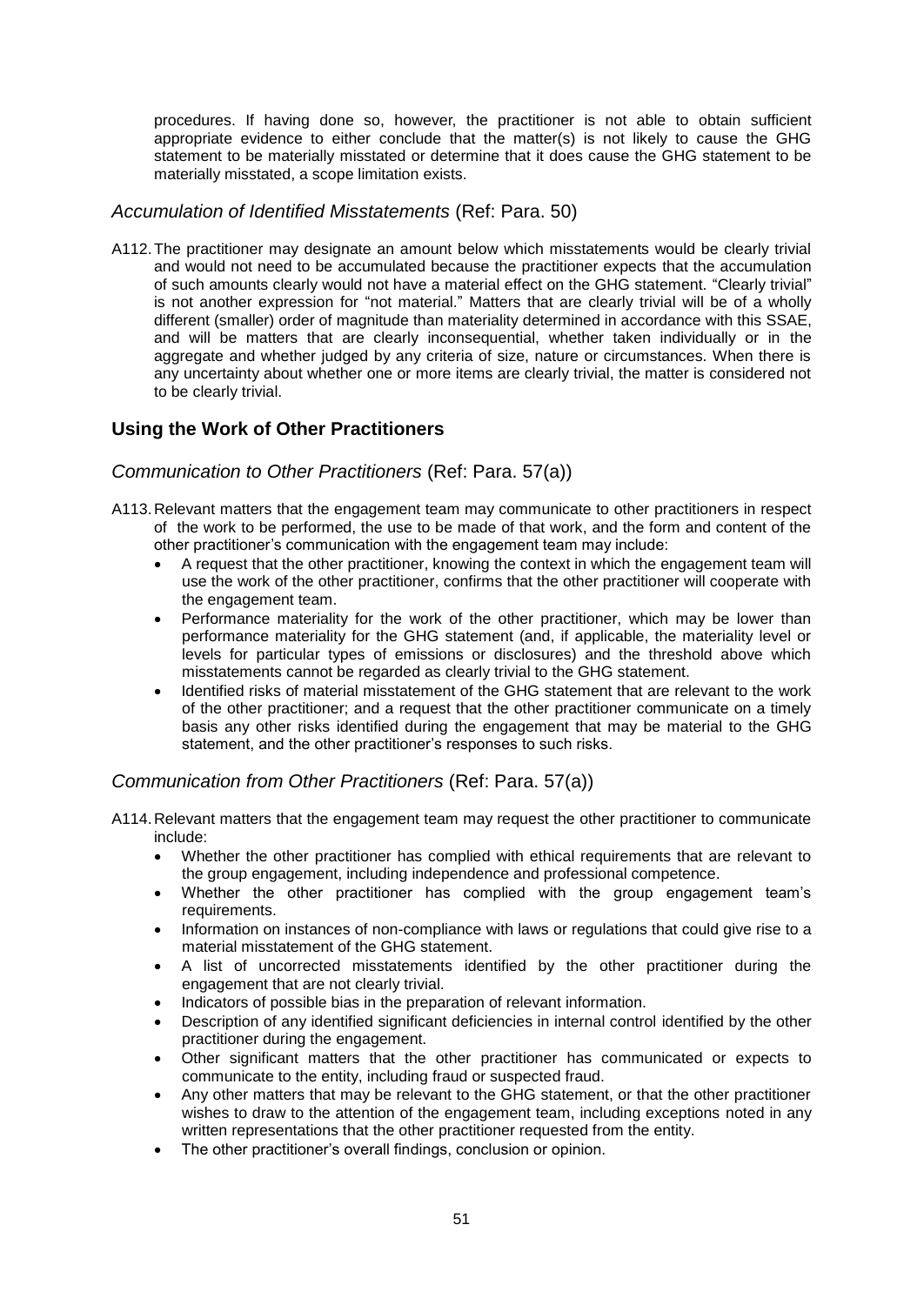procedures. If having done so, however, the practitioner is not able to obtain sufficient appropriate evidence to either conclude that the matter(s) is not likely to cause the GHG statement to be materially misstated or determine that it does cause the GHG statement to be materially misstated, a scope limitation exists.

### *Accumulation of Identified Misstatements* (Ref: Para. 50)

A112. The practitioner may designate an amount below which misstatements would be clearly trivial and would not need to be accumulated because the practitioner expects that the accumulation of such amounts clearly would not have a material effect on the GHG statement. "Clearly trivial" is not another expression for "not material." Matters that are clearly trivial will be of a wholly different (smaller) order of magnitude than materiality determined in accordance with this SSAE, and will be matters that are clearly inconsequential, whether taken individually or in the aggregate and whether judged by any criteria of size, nature or circumstances. When there is any uncertainty about whether one or more items are clearly trivial, the matter is considered not to be clearly trivial.

## **Using the Work of Other Practitioners**

### *Communication to Other Practitioners* (Ref: Para. 57(a))

A113. Relevant matters that the engagement team may communicate to other practitioners in respect of the work to be performed, the use to be made of that work, and the form and content of the other practitioner's communication with the engagement team may include:

- A request that the other practitioner, knowing the context in which the engagement team will use the work of the other practitioner, confirms that the other practitioner will cooperate with the engagement team.
- Performance materiality for the work of the other practitioner, which may be lower than performance materiality for the GHG statement (and, if applicable, the materiality level or levels for particular types of emissions or disclosures) and the threshold above which misstatements cannot be regarded as clearly trivial to the GHG statement.
- Identified risks of material misstatement of the GHG statement that are relevant to the work of the other practitioner; and a request that the other practitioner communicate on a timely basis any other risks identified during the engagement that may be material to the GHG statement, and the other practitioner's responses to such risks.

### *Communication from Other Practitioners* (Ref: Para. 57(a))

A114. Relevant matters that the engagement team may request the other practitioner to communicate include:

- Whether the other practitioner has complied with ethical requirements that are relevant to the group engagement, including independence and professional competence.
- Whether the other practitioner has complied with the group engagement team's requirements.
- Information on instances of non-compliance with laws or regulations that could give rise to a material misstatement of the GHG statement.
- A list of uncorrected misstatements identified by the other practitioner during the engagement that are not clearly trivial.
- Indicators of possible bias in the preparation of relevant information.
- Description of any identified significant deficiencies in internal control identified by the other practitioner during the engagement.
- Other significant matters that the other practitioner has communicated or expects to communicate to the entity, including fraud or suspected fraud.
- Any other matters that may be relevant to the GHG statement, or that the other practitioner wishes to draw to the attention of the engagement team, including exceptions noted in any written representations that the other practitioner requested from the entity.
- The other practitioner's overall findings, conclusion or opinion.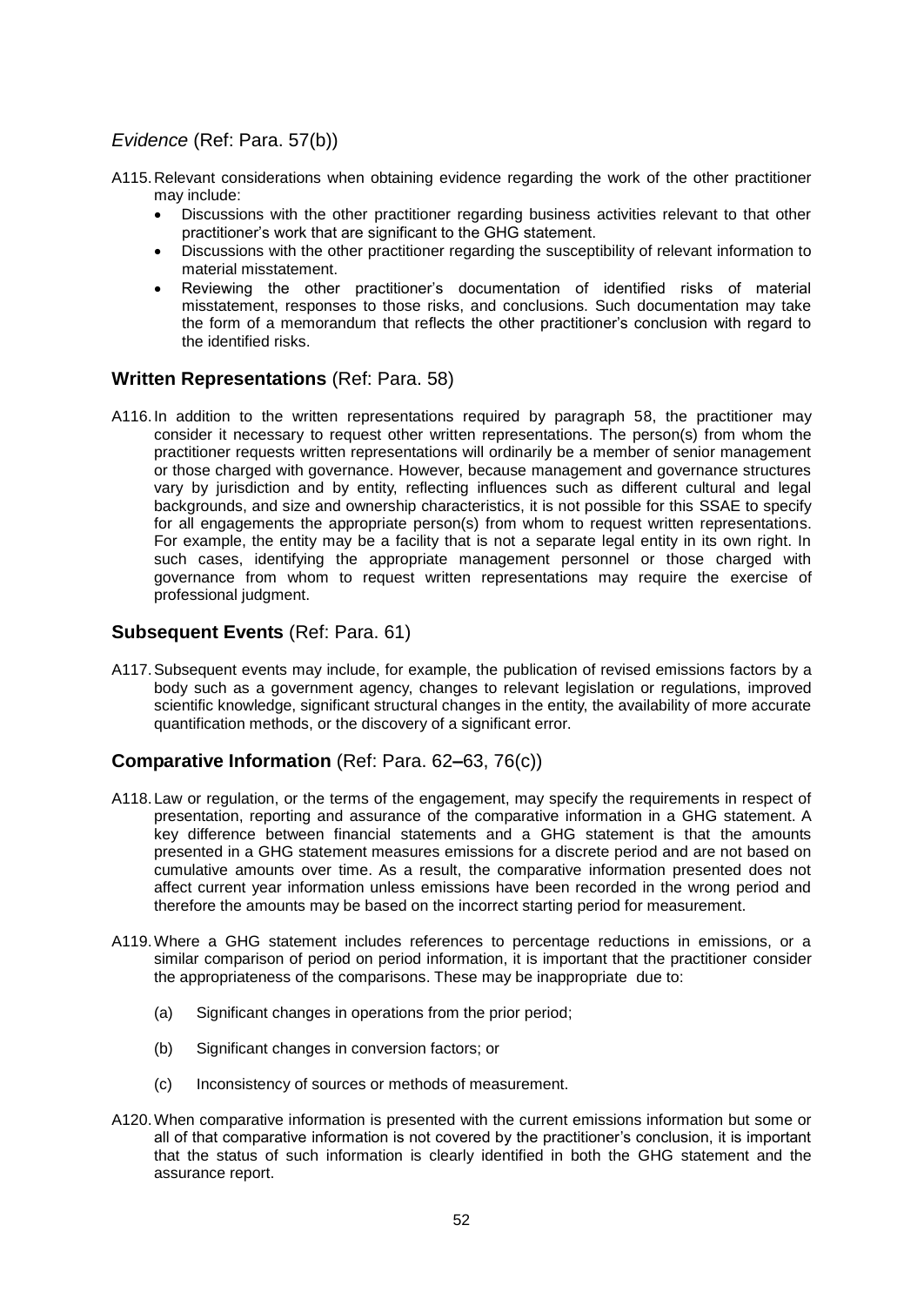*Evidence* (Ref: Para. 57(b))

A115. Relevant considerations when obtaining evidence regarding the work of the other practitioner may include:

- Discussions with the other practitioner regarding business activities relevant to that other practitioner's work that are significant to the GHG statement.
- Discussions with the other practitioner regarding the susceptibility of relevant information to material misstatement.
- Reviewing the other practitioner's documentation of identified risks of material misstatement, responses to those risks, and conclusions. Such documentation may take the form of a memorandum that reflects the other practitioner's conclusion with regard to the identified risks.

## Written Representations (Ref: Para. 58)

A116. In addition to the written representations required by paragraph 58, the practitioner may consider it necessary to request other written representations. The person(s) from whom the practitioner requests written representations will ordinarily be a member of senior management or those charged with governance. However, because management and governance structures vary by jurisdiction and by entity, reflecting influences such as different cultural and legal backgrounds, and size and ownership characteristics, it is not possible for this SSAE to specify for all engagements the appropriate person(s) from whom to request written representations. For example, the entity may be a facility that is not a separate legal entity in its own right. In such cases, identifying the appropriate management personnel or those charged with governance from whom to request written representations may require the exercise of professional judgment.

## Subsequent Events (Ref: Para. 61)

A117. Subsequent events may include, for example, the publication of revised emissions factors by a body such as a government agency, changes to relevant legislation or regulations, improved scientific knowledge, significant structural changes in the entity, the availability of more accurate quantification methods, or the discovery of a significant error.

## Comparative Information (Ref: Para. 62–63, 76(c))

A118. Law or regulation, or the terms of the engagement, may specify the requirements in respect of presentation, reporting and assurance of the comparative information in a GHG statement. A key difference between financial statements and a GHG statement is that the amounts presented in a GHG statement measures emissions for a discrete period and are not based on cumulative amounts over time. As a result, the comparative information presented does not affect current year information unless emissions have been recorded in the wrong period and therefore the amounts may be based on the incorrect starting period for measurement.

A119. Where a GHG statement includes references to percentage reductions in emissions, or a similar comparison of period on period information, it is important that the practitioner consider the appropriateness of the comparisons. These may be inappropriate due to:

(a) Significant changes in operations from the prior period;

(b) Significant changes in conversion factors; or

(c) Inconsistency of sources or methods of measurement.

A120. When comparative information is presented with the current emissions information but some or all of that comparative information is not covered by the practitioner's conclusion, it is important that the status of such information is clearly identified in both the GHG statement and the assurance report.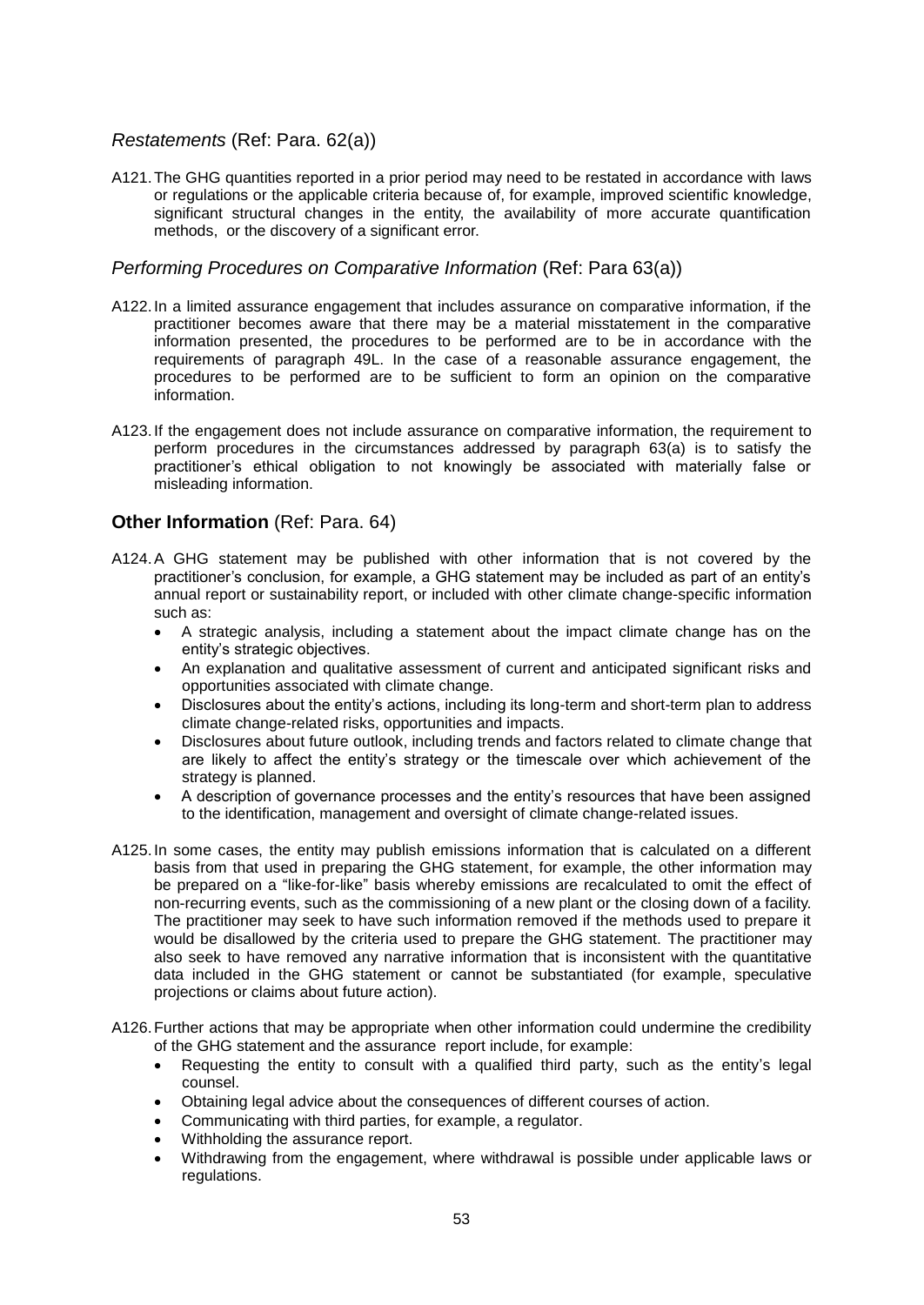### *Restatements* (Ref: Para. 62(a))

A121. The GHG quantities reported in a prior period may need to be restated in accordance with laws or regulations or the applicable criteria because of, for example, improved scientific knowledge, significant structural changes in the entity, the availability of more accurate quantification methods, or the discovery of a significant error.

### *Performing Procedures on Comparative Information* (Ref: Para 63(a))

A122. In a limited assurance engagement that includes assurance on comparative information, if the practitioner becomes aware that there may be a material misstatement in the comparative information presented, the procedures to be performed are to be in accordance with the requirements of paragraph 49L. In the case of a reasonable assurance engagement, the procedures to be performed are to be sufficient to form an opinion on the comparative information.

A123. If the engagement does not include assurance on comparative information, the requirement to perform procedures in the circumstances addressed by paragraph 63(a) is to satisfy the practitioner's ethical obligation to not knowingly be associated with materially false or misleading information.

## **Other Information** (Ref: Para. 64)

A124. A GHG statement may be published with other information that is not covered by the practitioner's conclusion, for example, a GHG statement may be included as part of an entity's annual report or sustainability report, or included with other climate change-specific information such as:

- A strategic analysis, including a statement about the impact climate change has on the entity's strategic objectives.
- An explanation and qualitative assessment of current and anticipated significant risks and opportunities associated with climate change.
- Disclosures about the entity's actions, including its long-term and short-term plan to address climate change-related risks, opportunities and impacts.
- Disclosures about future outlook, including trends and factors related to climate change that are likely to affect the entity's strategy or the timescale over which achievement of the strategy is planned.
- A description of governance processes and the entity's resources that have been assigned to the identification, management and oversight of climate change-related issues.

A125. In some cases, the entity may publish emissions information that is calculated on a different basis from that used in preparing the GHG statement, for example, the other information may be prepared on a "like-for-like" basis whereby emissions are recalculated to omit the effect of non-recurring events, such as the commissioning of a new plant or the closing down of a facility. The practitioner may seek to have such information removed if the methods used to prepare it would be disallowed by the criteria used to prepare the GHG statement. The practitioner may also seek to have removed any narrative information that is inconsistent with the quantitative data included in the GHG statement or cannot be substantiated (for example, speculative projections or claims about future action).

A126. Further actions that may be appropriate when other information could undermine the credibility of the GHG statement and the assurance report include, for example:

- Requesting the entity to consult with a qualified third party, such as the entity's legal counsel.
- Obtaining legal advice about the consequences of different courses of action.
- Communicating with third parties, for example, a regulator.
- Withholding the assurance report.
- Withdrawing from the engagement, where withdrawal is possible under applicable laws or regulations.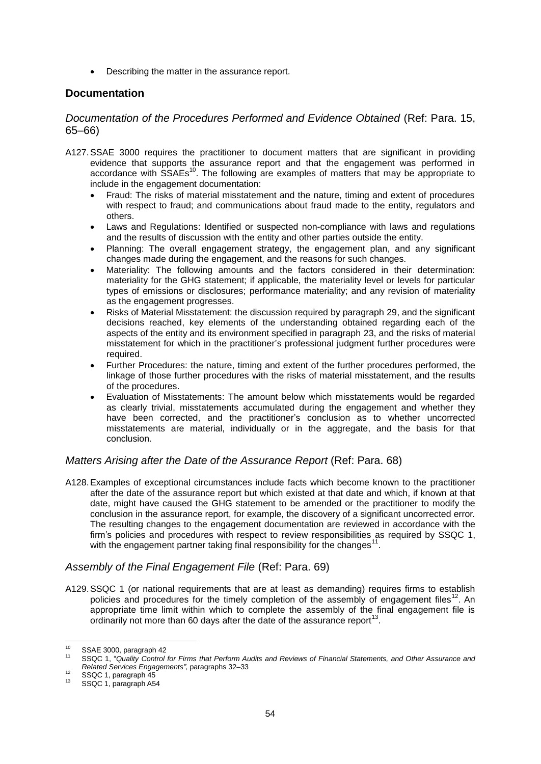- Describing the matter in the assurance report.

## Documentation

### *Documentation of the Procedures Performed and Evidence Obtained* (Ref: Para. 15, 65–66)

A127. SSAE 3000 requires the practitioner to document matters that are significant in providing evidence that supports the assurance report and that the engagement was performed in accordance with SSAEs[10]. The following are examples of matters that may be appropriate to include in the engagement documentation:

- Fraud: The risks of material misstatement and the nature, timing and extent of procedures with respect to fraud; and communications about fraud made to the entity, regulators and others.
- Laws and Regulations: Identified or suspected non-compliance with laws and regulations and the results of discussion with the entity and other parties outside the entity.
- Planning: The overall engagement strategy, the engagement plan, and any significant changes made during the engagement, and the reasons for such changes.
- Materiality: The following amounts and the factors considered in their determination: materiality for the GHG statement; if applicable, the materiality level or levels for particular types of emissions or disclosures; performance materiality; and any revision of materiality as the engagement progresses.
- Risks of Material Misstatement: the discussion required by paragraph 29, and the significant decisions reached, key elements of the understanding obtained regarding each of the aspects of the entity and its environment specified in paragraph 23, and the risks of material misstatement for which in the practitioner's professional judgment further procedures were required.
- Further Procedures: the nature, timing and extent of the further procedures performed, the linkage of those further procedures with the risks of material misstatement, and the results of the procedures.
- Evaluation of Misstatements: The amount below which misstatements would be regarded as clearly trivial, misstatements accumulated during the engagement and whether they have been corrected, and the practitioner's conclusion as to whether uncorrected misstatements are material, individually or in the aggregate, and the basis for that conclusion.

### *Matters Arising after the Date of the Assurance Report* (Ref: Para. 68)

A128. Examples of exceptional circumstances include facts which become known to the practitioner after the date of the assurance report but which existed at that date and which, if known at that date, might have caused the GHG statement to be amended or the practitioner to modify the conclusion in the assurance report, for example, the discovery of a significant uncorrected error. The resulting changes to the engagement documentation are reviewed in accordance with the firm's policies and procedures with respect to review responsibilities as required by SSQC 1, with the engagement partner taking final responsibility for the changes[11].

### *Assembly of the Final Engagement File* (Ref: Para. 69)

A129. SSQC 1 (or national requirements that are at least as demanding) requires firms to establish policies and procedures for the timely completion of the assembly of engagement files[12]. An appropriate time limit within which to complete the assembly of the final engagement file is ordinarily not more than 60 days after the date of the assurance report[13].

---

[10] SSAE 3000, paragraph 42

[11] SSQC 1, "*Quality Control for Firms that Perform Audits and Reviews of Financial Statements, and Other Assurance and Related Services Engagements",* paragraphs 32–33

[12] SSQC 1, paragraph 45

[13] SSQC 1, paragraph A54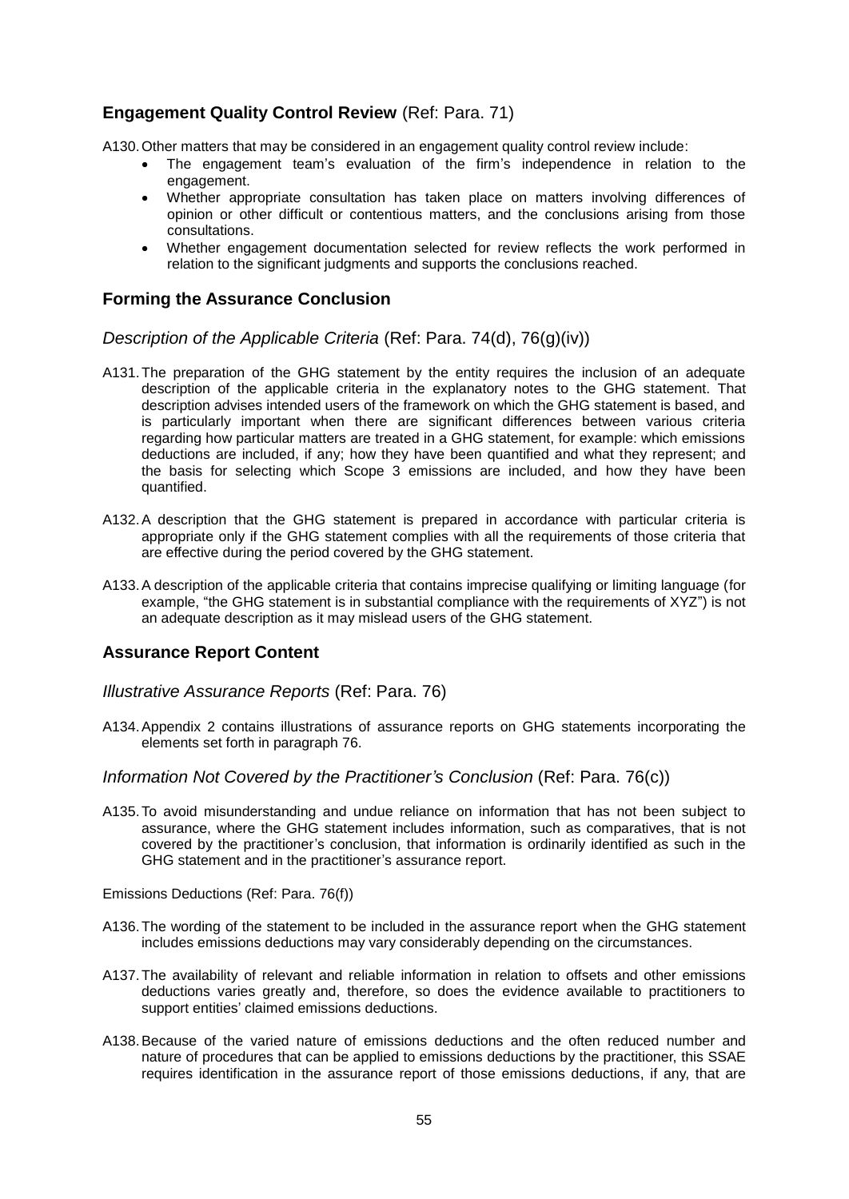## Engagement Quality Control Review (Ref: Para. 71)

A130. Other matters that may be considered in an engagement quality control review include:

- The engagement team's evaluation of the firm's independence in relation to the engagement.
- Whether appropriate consultation has taken place on matters involving differences of opinion or other difficult or contentious matters, and the conclusions arising from those consultations.
- Whether engagement documentation selected for review reflects the work performed in relation to the significant judgments and supports the conclusions reached.

## Forming the Assurance Conclusion

### *Description of the Applicable Criteria* (Ref: Para. 74(d), 76(g)(iv))

A131. The preparation of the GHG statement by the entity requires the inclusion of an adequate description of the applicable criteria in the explanatory notes to the GHG statement. That description advises intended users of the framework on which the GHG statement is based, and is particularly important when there are significant differences between various criteria regarding how particular matters are treated in a GHG statement, for example: which emissions deductions are included, if any; how they have been quantified and what they represent; and the basis for selecting which Scope 3 emissions are included, and how they have been quantified.

A132. A description that the GHG statement is prepared in accordance with particular criteria is appropriate only if the GHG statement complies with all the requirements of those criteria that are effective during the period covered by the GHG statement.

A133. A description of the applicable criteria that contains imprecise qualifying or limiting language (for example, "the GHG statement is in substantial compliance with the requirements of XYZ") is not an adequate description as it may mislead users of the GHG statement.

## Assurance Report Content

### *Illustrative Assurance Reports* (Ref: Para. 76)

A134. Appendix 2 contains illustrations of assurance reports on GHG statements incorporating the elements set forth in paragraph 76.

### *Information Not Covered by the Practitioner's Conclusion* (Ref: Para. 76(c))

A135. To avoid misunderstanding and undue reliance on information that has not been subject to assurance, where the GHG statement includes information, such as comparatives, that is not covered by the practitioner's conclusion, that information is ordinarily identified as such in the GHG statement and in the practitioner's assurance report.

Emissions Deductions (Ref: Para. 76(f))

A136. The wording of the statement to be included in the assurance report when the GHG statement includes emissions deductions may vary considerably depending on the circumstances.

A137. The availability of relevant and reliable information in relation to offsets and other emissions deductions varies greatly and, therefore, so does the evidence available to practitioners to support entities' claimed emissions deductions.

A138. Because of the varied nature of emissions deductions and the often reduced number and nature of procedures that can be applied to emissions deductions by the practitioner, this SSAE requires identification in the assurance report of those emissions deductions, if any, that are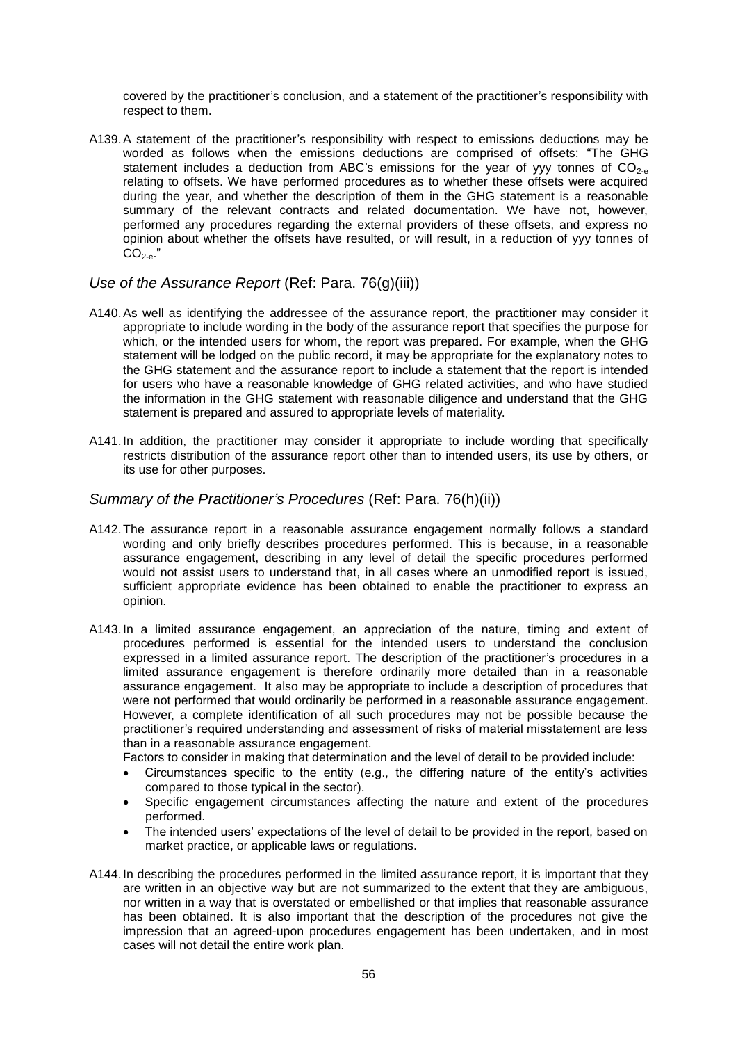covered by the practitioner's conclusion, and a statement of the practitioner's responsibility with respect to them.

A139. A statement of the practitioner's responsibility with respect to emissions deductions may be worded as follows when the emissions deductions are comprised of offsets: "The GHG statement includes a deduction from ABC's emissions for the year of yyy tonnes of $CO_{2\text{-}e}$ relating to offsets. We have performed procedures as to whether these offsets were acquired during the year, and whether the description of them in the GHG statement is a reasonable summary of the relevant contracts and related documentation. We have not, however, performed any procedures regarding the external providers of these offsets, and express no opinion about whether the offsets have resulted, or will result, in a reduction of yyy tonnes of $CO_{2\text{-}e}$."

### *Use of the Assurance Report* (Ref: Para. 76(g)(iii))

A140. As well as identifying the addressee of the assurance report, the practitioner may consider it appropriate to include wording in the body of the assurance report that specifies the purpose for which, or the intended users for whom, the report was prepared. For example, when the GHG statement will be lodged on the public record, it may be appropriate for the explanatory notes to the GHG statement and the assurance report to include a statement that the report is intended for users who have a reasonable knowledge of GHG related activities, and who have studied the information in the GHG statement with reasonable diligence and understand that the GHG statement is prepared and assured to appropriate levels of materiality.

A141. In addition, the practitioner may consider it appropriate to include wording that specifically restricts distribution of the assurance report other than to intended users, its use by others, or its use for other purposes.

### *Summary of the Practitioner's Procedures* (Ref: Para. 76(h)(ii))

A142. The assurance report in a reasonable assurance engagement normally follows a standard wording and only briefly describes procedures performed. This is because, in a reasonable assurance engagement, describing in any level of detail the specific procedures performed would not assist users to understand that, in all cases where an unmodified report is issued, sufficient appropriate evidence has been obtained to enable the practitioner to express an opinion.

A143. In a limited assurance engagement, an appreciation of the nature, timing and extent of procedures performed is essential for the intended users to understand the conclusion expressed in a limited assurance report. The description of the practitioner's procedures in a limited assurance engagement is therefore ordinarily more detailed than in a reasonable assurance engagement. It also may be appropriate to include a description of procedures that were not performed that would ordinarily be performed in a reasonable assurance engagement. However, a complete identification of all such procedures may not be possible because the practitioner's required understanding and assessment of risks of material misstatement are less than in a reasonable assurance engagement.

Factors to consider in making that determination and the level of detail to be provided include:

- Circumstances specific to the entity (e.g., the differing nature of the entity's activities compared to those typical in the sector).
- Specific engagement circumstances affecting the nature and extent of the procedures performed.
- The intended users' expectations of the level of detail to be provided in the report, based on market practice, or applicable laws or regulations.

A144. In describing the procedures performed in the limited assurance report, it is important that they are written in an objective way but are not summarized to the extent that they are ambiguous, nor written in a way that is overstated or embellished or that implies that reasonable assurance has been obtained. It is also important that the description of the procedures not give the impression that an agreed-upon procedures engagement has been undertaken, and in most cases will not detail the entire work plan.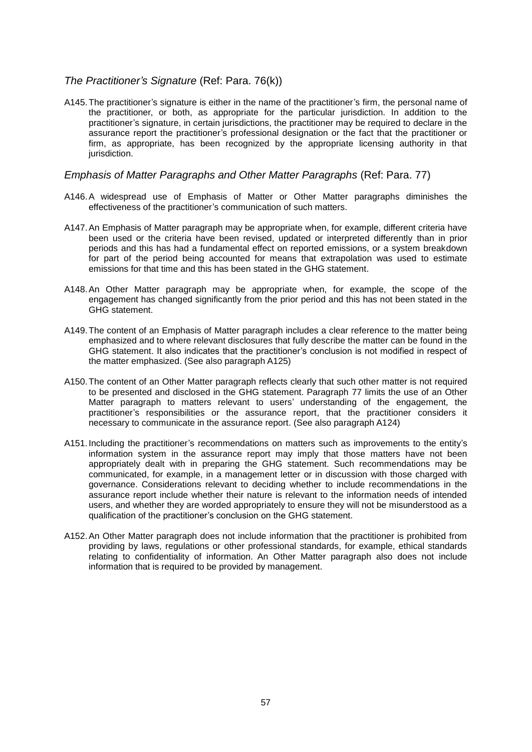### *The Practitioner's Signature* (Ref: Para. 76(k))

A145. The practitioner's signature is either in the name of the practitioner's firm, the personal name of the practitioner, or both, as appropriate for the particular jurisdiction. In addition to the practitioner's signature, in certain jurisdictions, the practitioner may be required to declare in the assurance report the practitioner's professional designation or the fact that the practitioner or firm, as appropriate, has been recognized by the appropriate licensing authority in that jurisdiction.

### *Emphasis of Matter Paragraphs and Other Matter Paragraphs* (Ref: Para. 77)

A146. A widespread use of Emphasis of Matter or Other Matter paragraphs diminishes the effectiveness of the practitioner's communication of such matters.

A147. An Emphasis of Matter paragraph may be appropriate when, for example, different criteria have been used or the criteria have been revised, updated or interpreted differently than in prior periods and this has had a fundamental effect on reported emissions, or a system breakdown for part of the period being accounted for means that extrapolation was used to estimate emissions for that time and this has been stated in the GHG statement.

A148. An Other Matter paragraph may be appropriate when, for example, the scope of the engagement has changed significantly from the prior period and this has not been stated in the GHG statement.

A149. The content of an Emphasis of Matter paragraph includes a clear reference to the matter being emphasized and to where relevant disclosures that fully describe the matter can be found in the GHG statement. It also indicates that the practitioner's conclusion is not modified in respect of the matter emphasized. (See also paragraph A125)

A150. The content of an Other Matter paragraph reflects clearly that such other matter is not required to be presented and disclosed in the GHG statement. Paragraph 77 limits the use of an Other Matter paragraph to matters relevant to users' understanding of the engagement, the practitioner's responsibilities or the assurance report, that the practitioner considers it necessary to communicate in the assurance report. (See also paragraph A124)

A151. Including the practitioner's recommendations on matters such as improvements to the entity's information system in the assurance report may imply that those matters have not been appropriately dealt with in preparing the GHG statement. Such recommendations may be communicated, for example, in a management letter or in discussion with those charged with governance. Considerations relevant to deciding whether to include recommendations in the assurance report include whether their nature is relevant to the information needs of intended users, and whether they are worded appropriately to ensure they will not be misunderstood as a qualification of the practitioner's conclusion on the GHG statement.

A152. An Other Matter paragraph does not include information that the practitioner is prohibited from providing by laws, regulations or other professional standards, for example, ethical standards relating to confidentiality of information. An Other Matter paragraph also does not include information that is required to be provided by management.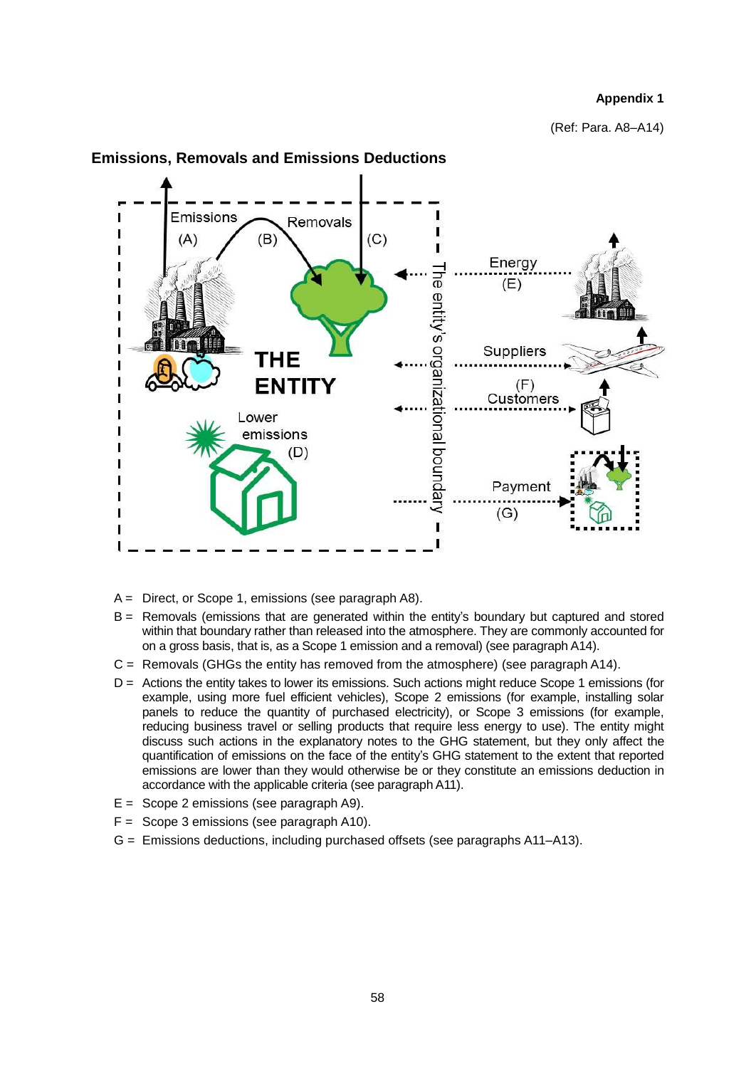**Appendix 1**

(Ref: Para. A8–A14)

## Emissions, Removals and Emissions Deductions

- A = Direct, or Scope 1, emissions (see paragraph A8).
- B = Removals (emissions that are generated within the entity's boundary but captured and stored within that boundary rather than released into the atmosphere. They are commonly accounted for on a gross basis, that is, as a Scope 1 emission and a removal) (see paragraph A14).
- C = Removals (GHGs the entity has removed from the atmosphere) (see paragraph A14).
- D = Actions the entity takes to lower its emissions. Such actions might reduce Scope 1 emissions (for example, using more fuel efficient vehicles), Scope 2 emissions (for example, installing solar panels to reduce the quantity of purchased electricity), or Scope 3 emissions (for example, reducing business travel or selling products that require less energy to use). The entity might discuss such actions in the explanatory notes to the GHG statement, but they only affect the quantification of emissions on the face of the entity's GHG statement to the extent that reported emissions are lower than they would otherwise be or they constitute an emissions deduction in accordance with the applicable criteria (see paragraph A11).
- E = Scope 2 emissions (see paragraph A9).
- F = Scope 3 emissions (see paragraph A10).
- G = Emissions deductions, including purchased offsets (see paragraphs A11–A13).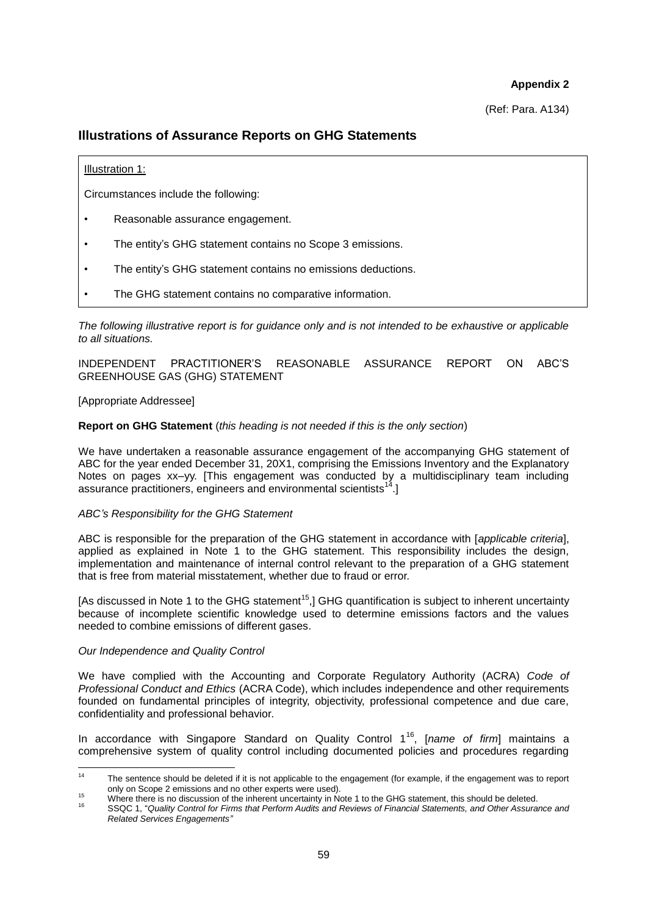**Appendix 2**

(Ref: Para. A134)

## Illustrations of Assurance Reports on GHG Statements

Illustration 1:

Circumstances include the following:

- Reasonable assurance engagement.
- The entity's GHG statement contains no Scope 3 emissions.
- The entity's GHG statement contains no emissions deductions.
- The GHG statement contains no comparative information.

*The following illustrative report is for guidance only and is not intended to be exhaustive or applicable to all situations.*

INDEPENDENT PRACTITIONER'S REASONABLE ASSURANCE REPORT ON ABC'S GREENHOUSE GAS (GHG) STATEMENT

[Appropriate Addressee]

**Report on GHG Statement** (*this heading is not needed if this is the only section*)

We have undertaken a reasonable assurance engagement of the accompanying GHG statement of ABC for the year ended December 31, 20X1, comprising the Emissions Inventory and the Explanatory Notes on pages xx–yy. [This engagement was conducted by a multidisciplinary team including assurance practitioners, engineers and environmental scientists[14].]

*ABC's Responsibility for the GHG Statement*

ABC is responsible for the preparation of the GHG statement in accordance with [*applicable criteria*], applied as explained in Note 1 to the GHG statement. This responsibility includes the design, implementation and maintenance of internal control relevant to the preparation of a GHG statement that is free from material misstatement, whether due to fraud or error.

[As discussed in Note 1 to the GHG statement[15],] GHG quantification is subject to inherent uncertainty because of incomplete scientific knowledge used to determine emissions factors and the values needed to combine emissions of different gases.

*Our Independence and Quality Control*

We have complied with the Accounting and Corporate Regulatory Authority (ACRA) *Code of Professional Conduct and Ethics* (ACRA Code), which includes independence and other requirements founded on fundamental principles of integrity, objectivity, professional competence and due care, confidentiality and professional behavior.

In accordance with Singapore Standard on Quality Control 1[16], [*name of firm*] maintains a comprehensive system of quality control including documented policies and procedures regarding

---

[14] The sentence should be deleted if it is not applicable to the engagement (for example, if the engagement was to report only on Scope 2 emissions and no other experts were used).

[15] Where there is no discussion of the inherent uncertainty in Note 1 to the GHG statement, this should be deleted.

[16] SSQC 1, "*Quality Control for Firms that Perform Audits and Reviews of Financial Statements, and Other Assurance and Related Services Engagements*"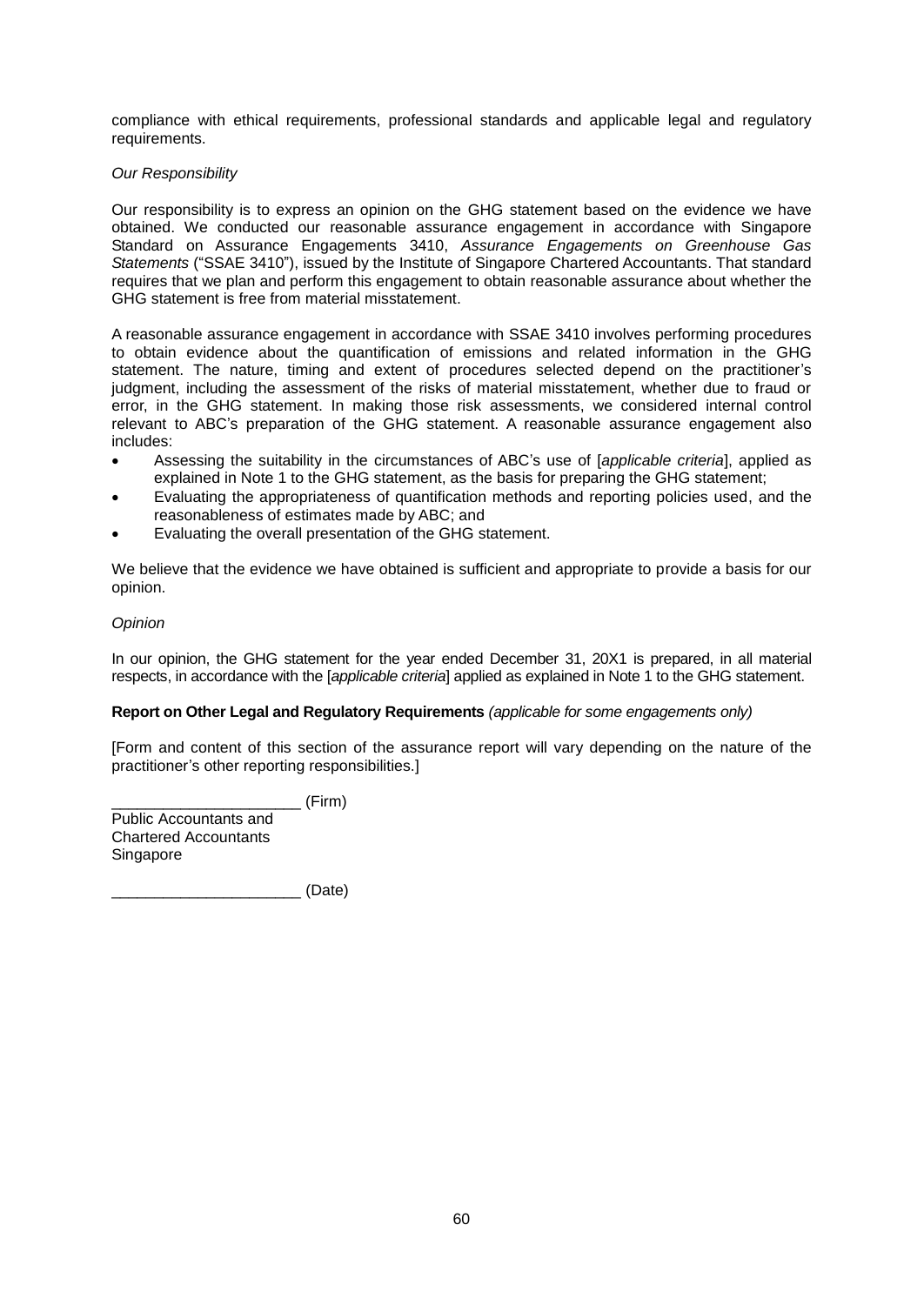compliance with ethical requirements, professional standards and applicable legal and regulatory requirements.

*Our Responsibility*

Our responsibility is to express an opinion on the GHG statement based on the evidence we have obtained. We conducted our reasonable assurance engagement in accordance with Singapore Standard on Assurance Engagements 3410, *Assurance Engagements on Greenhouse Gas Statements* ("SSAE 3410"), issued by the Institute of Singapore Chartered Accountants. That standard requires that we plan and perform this engagement to obtain reasonable assurance about whether the GHG statement is free from material misstatement.

A reasonable assurance engagement in accordance with SSAE 3410 involves performing procedures to obtain evidence about the quantification of emissions and related information in the GHG statement. The nature, timing and extent of procedures selected depend on the practitioner's judgment, including the assessment of the risks of material misstatement, whether due to fraud or error, in the GHG statement. In making those risk assessments, we considered internal control relevant to ABC's preparation of the GHG statement. A reasonable assurance engagement also includes:

- Assessing the suitability in the circumstances of ABC's use of [*applicable criteria*], applied as explained in Note 1 to the GHG statement, as the basis for preparing the GHG statement;
- Evaluating the appropriateness of quantification methods and reporting policies used, and the reasonableness of estimates made by ABC; and
- Evaluating the overall presentation of the GHG statement.

We believe that the evidence we have obtained is sufficient and appropriate to provide a basis for our opinion.

*Opinion*

In our opinion, the GHG statement for the year ended December 31, 20X1 is prepared, in all material respects, in accordance with the [*applicable criteria*] applied as explained in Note 1 to the GHG statement.

**Report on Other Legal and Regulatory Requirements** *(applicable for some engagements only)*

[Form and content of this section of the assurance report will vary depending on the nature of the practitioner's other reporting responsibilities.]

______________________ (Firm)
Public Accountants and
Chartered Accountants
Singapore

______________________ (Date)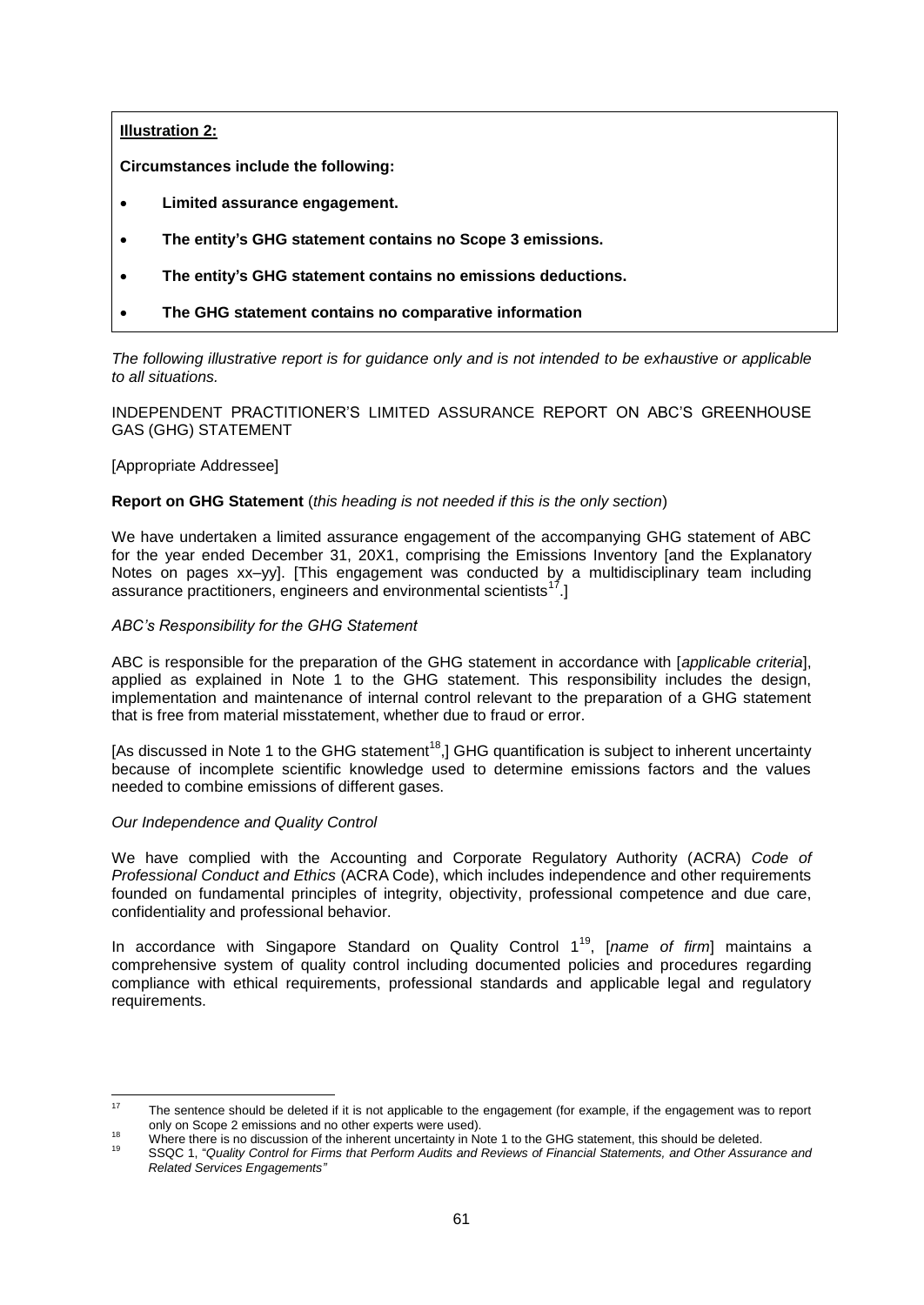**Illustration 2:**

**Circumstances include the following:**

- **Limited assurance engagement.**
- **The entity's GHG statement contains no Scope 3 emissions.**
- **The entity's GHG statement contains no emissions deductions.**
- **The GHG statement contains no comparative information**

*The following illustrative report is for guidance only and is not intended to be exhaustive or applicable to all situations.*

INDEPENDENT PRACTITIONER'S LIMITED ASSURANCE REPORT ON ABC'S GREENHOUSE GAS (GHG) STATEMENT

[Appropriate Addressee]

**Report on GHG Statement** (*this heading is not needed if this is the only section*)

We have undertaken a limited assurance engagement of the accompanying GHG statement of ABC for the year ended December 31, 20X1, comprising the Emissions Inventory [and the Explanatory Notes on pages xx–yy]. [This engagement was conducted by a multidisciplinary team including assurance practitioners, engineers and environmental scientists[17].]

*ABC's Responsibility for the GHG Statement*

ABC is responsible for the preparation of the GHG statement in accordance with [*applicable criteria*], applied as explained in Note 1 to the GHG statement. This responsibility includes the design, implementation and maintenance of internal control relevant to the preparation of a GHG statement that is free from material misstatement, whether due to fraud or error.

[As discussed in Note 1 to the GHG statement[18],] GHG quantification is subject to inherent uncertainty because of incomplete scientific knowledge used to determine emissions factors and the values needed to combine emissions of different gases.

*Our Independence and Quality Control*

We have complied with the Accounting and Corporate Regulatory Authority (ACRA) *Code of Professional Conduct and Ethics* (ACRA Code), which includes independence and other requirements founded on fundamental principles of integrity, objectivity, professional competence and due care, confidentiality and professional behavior.

In accordance with Singapore Standard on Quality Control 1[19], [*name of firm*] maintains a comprehensive system of quality control including documented policies and procedures regarding compliance with ethical requirements, professional standards and applicable legal and regulatory requirements.

---

[17] The sentence should be deleted if it is not applicable to the engagement (for example, if the engagement was to report only on Scope 2 emissions and no other experts were used).

[18] Where there is no discussion of the inherent uncertainty in Note 1 to the GHG statement, this should be deleted.

[19] SSQC 1, "*Quality Control for Firms that Perform Audits and Reviews of Financial Statements, and Other Assurance and Related Services Engagements*"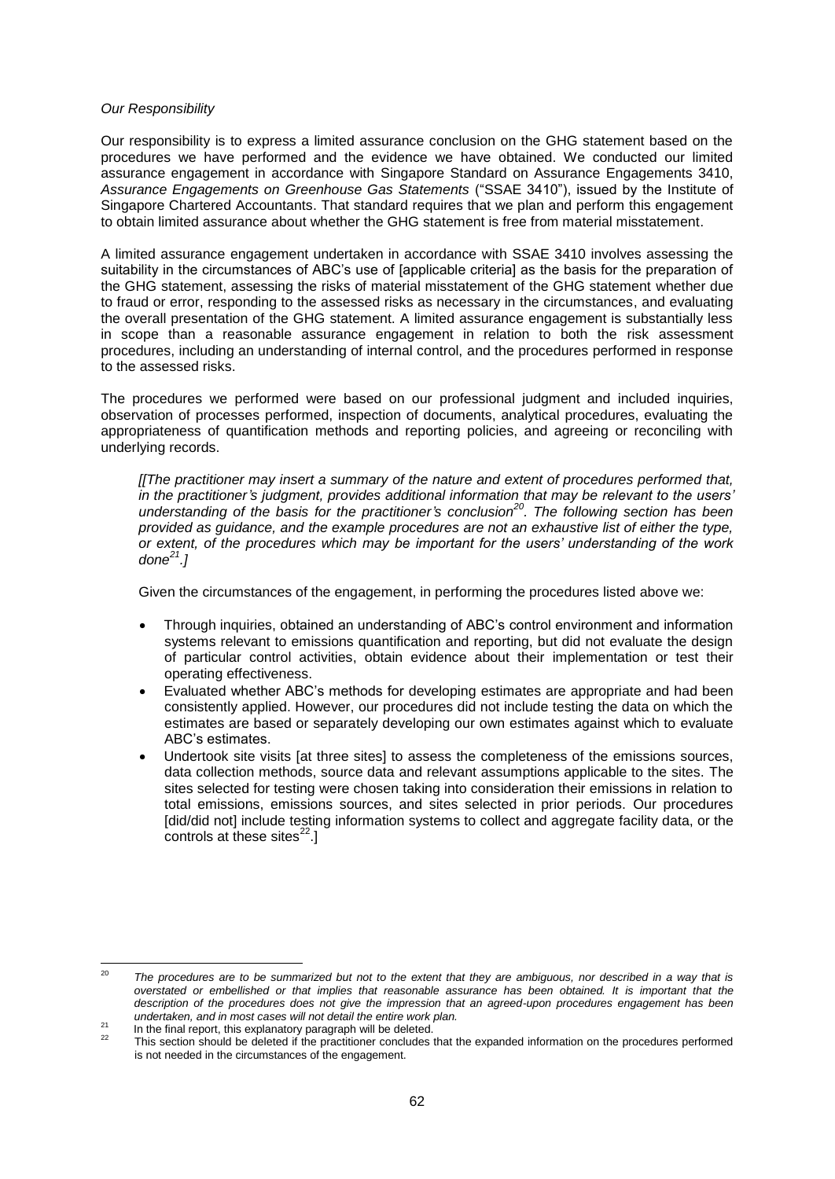*Our Responsibility*

Our responsibility is to express a limited assurance conclusion on the GHG statement based on the procedures we have performed and the evidence we have obtained. We conducted our limited assurance engagement in accordance with Singapore Standard on Assurance Engagements 3410, *Assurance Engagements on Greenhouse Gas Statements* ("SSAE 3410"), issued by the Institute of Singapore Chartered Accountants. That standard requires that we plan and perform this engagement to obtain limited assurance about whether the GHG statement is free from material misstatement.

A limited assurance engagement undertaken in accordance with SSAE 3410 involves assessing the suitability in the circumstances of ABC's use of [applicable criteria] as the basis for the preparation of the GHG statement, assessing the risks of material misstatement of the GHG statement whether due to fraud or error, responding to the assessed risks as necessary in the circumstances, and evaluating the overall presentation of the GHG statement. A limited assurance engagement is substantially less in scope than a reasonable assurance engagement in relation to both the risk assessment procedures, including an understanding of internal control, and the procedures performed in response to the assessed risks.

The procedures we performed were based on our professional judgment and included inquiries, observation of processes performed, inspection of documents, analytical procedures, evaluating the appropriateness of quantification methods and reporting policies, and agreeing or reconciling with underlying records.

> *[[The practitioner may insert a summary of the nature and extent of procedures performed that, in the practitioner's judgment, provides additional information that may be relevant to the users' understanding of the basis for the practitioner's conclusion[20]. The following section has been provided as guidance, and the example procedures are not an exhaustive list of either the type, or extent, of the procedures which may be important for the users' understanding of the work done[21].]*
>
> Given the circumstances of the engagement, in performing the procedures listed above we:
>
> - Through inquiries, obtained an understanding of ABC's control environment and information systems relevant to emissions quantification and reporting, but did not evaluate the design of particular control activities, obtain evidence about their implementation or test their operating effectiveness.
> - Evaluated whether ABC's methods for developing estimates are appropriate and had been consistently applied. However, our procedures did not include testing the data on which the estimates are based or separately developing our own estimates against which to evaluate ABC's estimates.
> - Undertook site visits [at three sites] to assess the completeness of the emissions sources, data collection methods, source data and relevant assumptions applicable to the sites. The sites selected for testing were chosen taking into consideration their emissions in relation to total emissions, emissions sources, and sites selected in prior periods. Our procedures [did/did not] include testing information systems to collect and aggregate facility data, or the controls at these sites[22].]

---

[20] *The procedures are to be summarized but not to the extent that they are ambiguous, nor described in a way that is overstated or embellished or that implies that reasonable assurance has been obtained. It is important that the description of the procedures does not give the impression that an agreed-upon procedures engagement has been undertaken, and in most cases will not detail the entire work plan.*

[21] In the final report, this explanatory paragraph will be deleted.

[22] This section should be deleted if the practitioner concludes that the expanded information on the procedures performed is not needed in the circumstances of the engagement.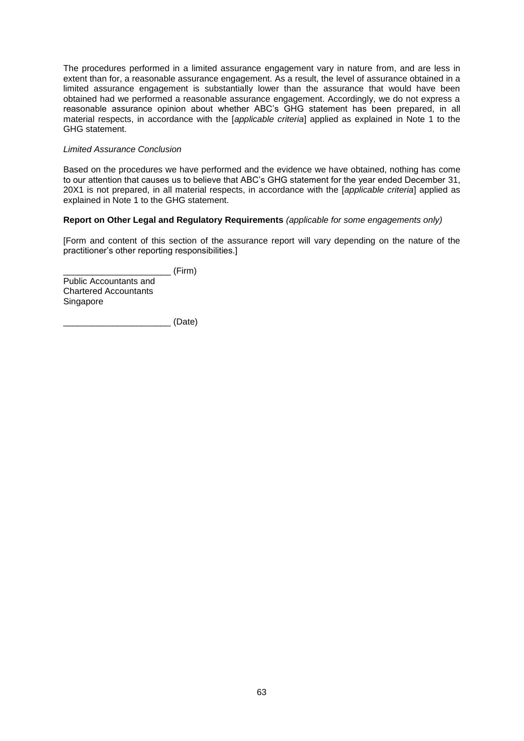The procedures performed in a limited assurance engagement vary in nature from, and are less in extent than for, a reasonable assurance engagement. As a result, the level of assurance obtained in a limited assurance engagement is substantially lower than the assurance that would have been obtained had we performed a reasonable assurance engagement. Accordingly, we do not express a reasonable assurance opinion about whether ABC's GHG statement has been prepared, in all material respects, in accordance with the [*applicable criteria*] applied as explained in Note 1 to the GHG statement.

*Limited Assurance Conclusion*

Based on the procedures we have performed and the evidence we have obtained, nothing has come to our attention that causes us to believe that ABC's GHG statement for the year ended December 31, 20X1 is not prepared, in all material respects, in accordance with the [*applicable criteria*] applied as explained in Note 1 to the GHG statement.

**Report on Other Legal and Regulatory Requirements** *(applicable for some engagements only)*

[Form and content of this section of the assurance report will vary depending on the nature of the practitioner's other reporting responsibilities.]

______________________ (Firm)
Public Accountants and
Chartered Accountants
Singapore

______________________ (Date)